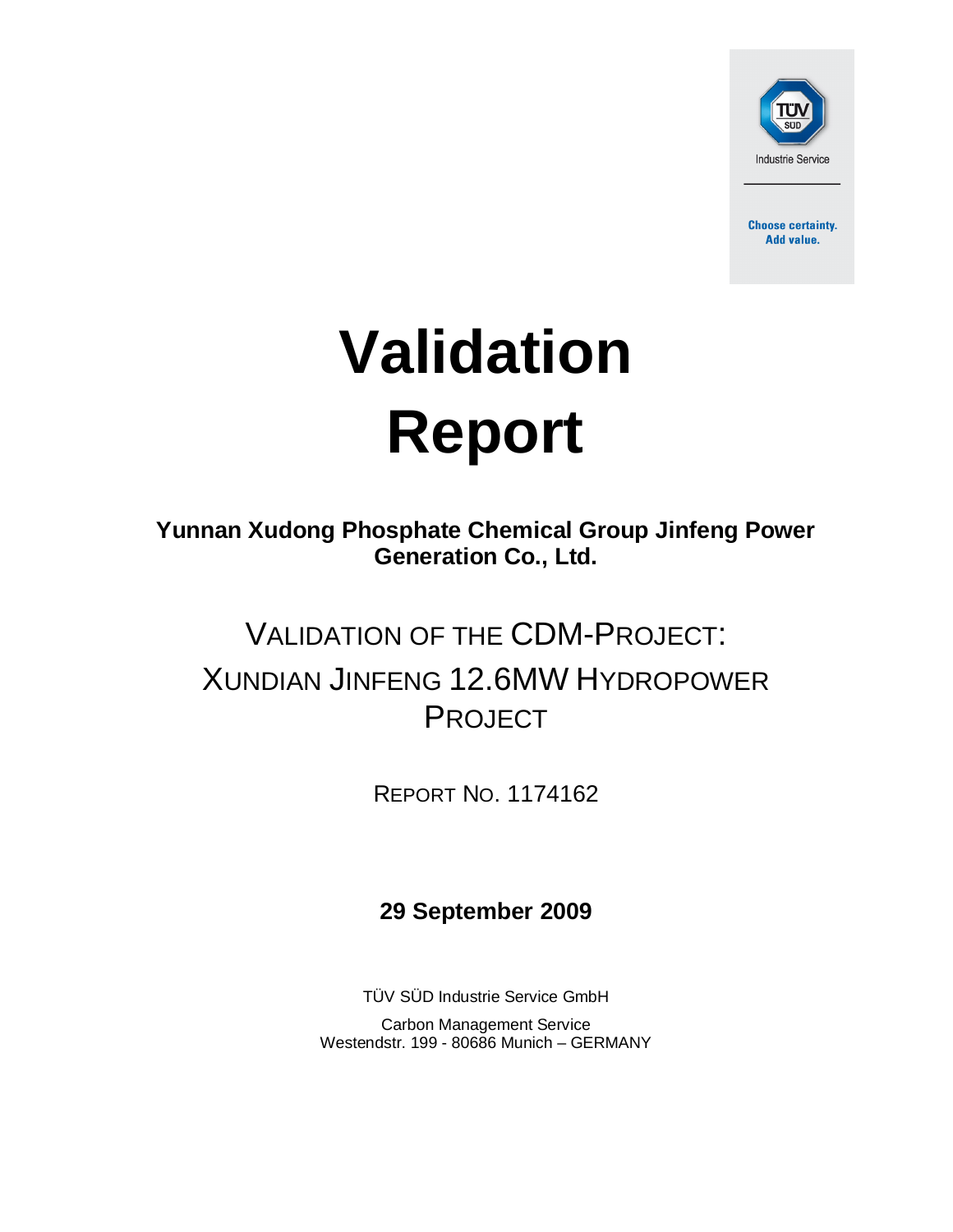TÜV SÜD

Industrie Service

**Choose certainty.**
**Add value.**

# Validation Report

**Yunnan Xudong Phosphate Chemical Group Jinfeng Power Generation Co., Ltd.**

## VALIDATION OF THE CDM-PROJECT: XUNDIAN JINFENG 12.6MW HYDROPOWER PROJECT

REPORT NO. 1174162

**29 September 2009**

TÜV SÜD Industrie Service GmbH

Carbon Management Service
Westendstr. 199 - 80686 Munich – GERMANY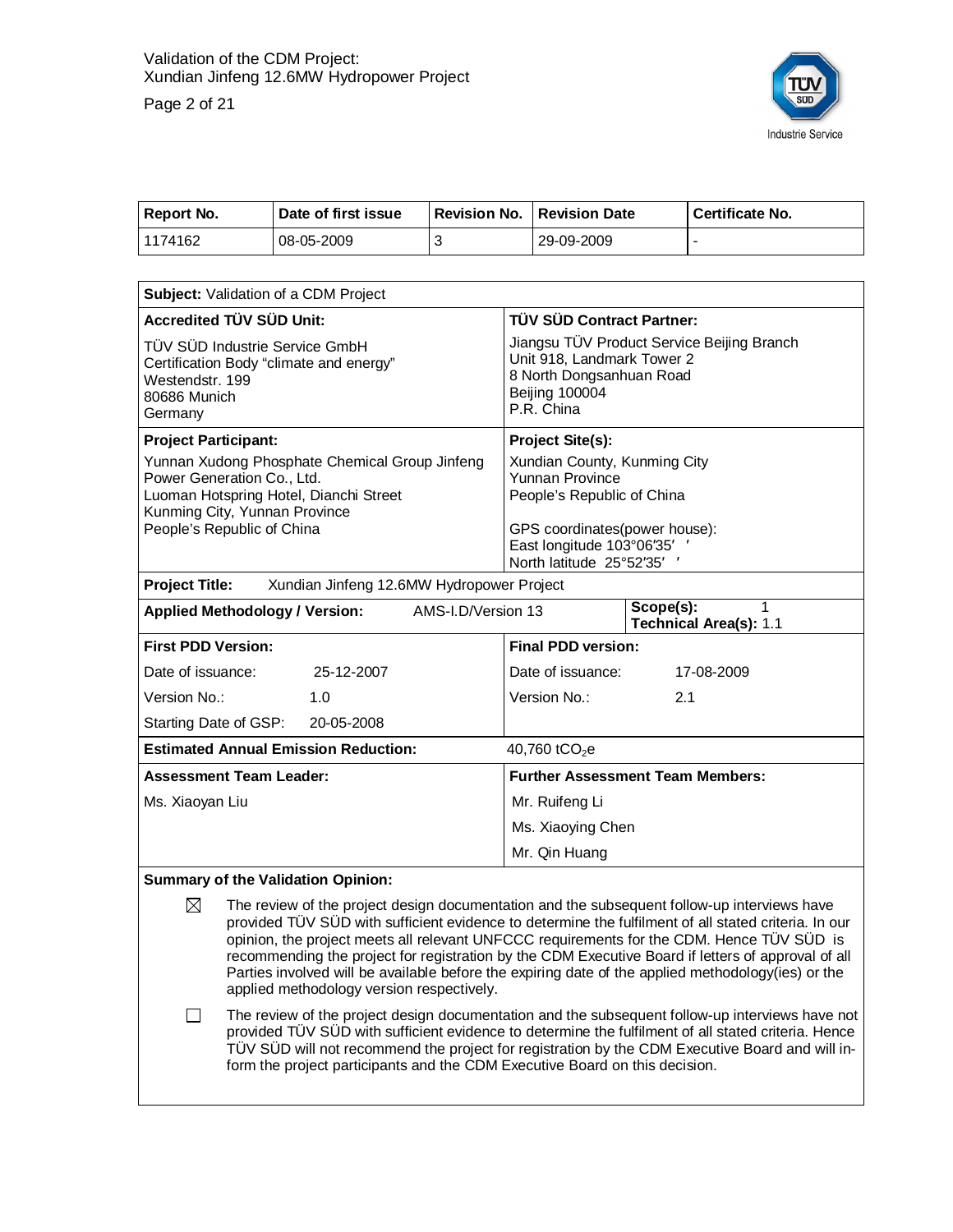| Report No. | Date of first issue | Revision No. | Revision Date | Certificate No. |
|---|---|---|---|---|
| 1174162 | 08-05-2009 | 3 | 29-09-2009 | - |

| **Subject:** Validation of a CDM Project | |
|---|---|
| **Accredited TÜV SÜD Unit:**<br>TÜV SÜD Industrie Service GmbH<br>Certification Body "climate and energy"<br>Westendstr. 199<br>80686 Munich<br>Germany | **TÜV SÜD Contract Partner:**<br>Jiangsu TÜV Product Service Beijing Branch<br>Unit 918, Landmark Tower 2<br>8 North Dongsanhuan Road<br>Beijing 100004<br>P.R. China |
| **Project Participant:**<br>Yunnan Xudong Phosphate Chemical Group Jinfeng Power Generation Co., Ltd.<br>Luoman Hotspring Hotel, Dianchi Street<br>Kunming City, Yunnan Province<br>People's Republic of China | **Project Site(s):**<br>Xundian County, Kunming City<br>Yunnan Province<br>People's Republic of China<br><br>GPS coordinates(power house):<br>East longitude 103°06′35′ ′<br>North latitude 25°52′35′ ′ |
| **Project Title:** Xundian Jinfeng 12.6MW Hydropower Project | |
| **Applied Methodology / Version:** AMS-I.D/Version 13 | **Scope(s):** 1<br>**Technical Area(s):** 1.1 |
| **First PDD Version:**<br>Date of issuance: 25-12-2007<br>Version No.: 1.0<br>Starting Date of GSP: 20-05-2008 | **Final PDD version:**<br>Date of issuance: 17-08-2009<br>Version No.: 2.1 |
| **Estimated Annual Emission Reduction:** | 40,760 $tCO_2e$ |
| **Assessment Team Leader:**<br>Ms. Xiaoyan Liu | **Further Assessment Team Members:**<br>Mr. Ruifeng Li<br>Ms. Xiaoying Chen<br>Mr. Qin Huang |

**Summary of the Validation Opinion:**

☒ The review of the project design documentation and the subsequent follow-up interviews have provided TÜV SÜD with sufficient evidence to determine the fulfilment of all stated criteria. In our opinion, the project meets all relevant UNFCCC requirements for the CDM. Hence TÜV SÜD is recommending the project for registration by the CDM Executive Board if letters of approval of all Parties involved will be available before the expiring date of the applied methodology(ies) or the applied methodology version respectively.

☐ The review of the project design documentation and the subsequent follow-up interviews have not provided TÜV SÜD with sufficient evidence to determine the fulfilment of all stated criteria. Hence TÜV SÜD will not recommend the project for registration by the CDM Executive Board and will inform the project participants and the CDM Executive Board on this decision.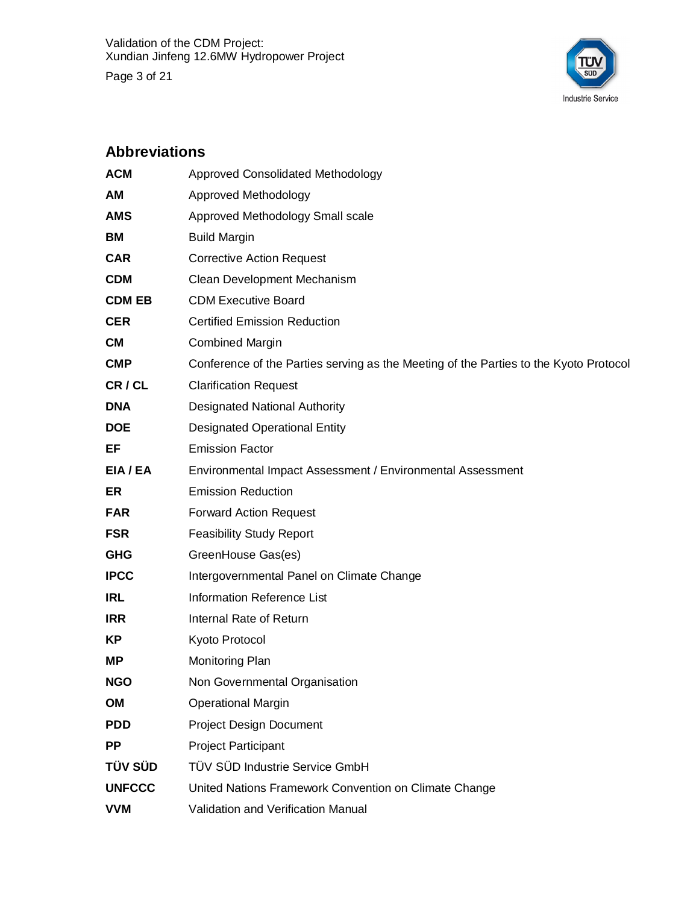## Abbreviations

| | |
|---|---|
| **ACM** | Approved Consolidated Methodology |
| **AM** | Approved Methodology |
| **AMS** | Approved Methodology Small scale |
| **BM** | Build Margin |
| **CAR** | Corrective Action Request |
| **CDM** | Clean Development Mechanism |
| **CDM EB** | CDM Executive Board |
| **CER** | Certified Emission Reduction |
| **CM** | Combined Margin |
| **CMP** | Conference of the Parties serving as the Meeting of the Parties to the Kyoto Protocol |
| **CR / CL** | Clarification Request |
| **DNA** | Designated National Authority |
| **DOE** | Designated Operational Entity |
| **EF** | Emission Factor |
| **EIA / EA** | Environmental Impact Assessment / Environmental Assessment |
| **ER** | Emission Reduction |
| **FAR** | Forward Action Request |
| **FSR** | Feasibility Study Report |
| **GHG** | GreenHouse Gas(es) |
| **IPCC** | Intergovernmental Panel on Climate Change |
| **IRL** | Information Reference List |
| **IRR** | Internal Rate of Return |
| **KP** | Kyoto Protocol |
| **MP** | Monitoring Plan |
| **NGO** | Non Governmental Organisation |
| **OM** | Operational Margin |
| **PDD** | Project Design Document |
| **PP** | Project Participant |
| **TÜV SÜD** | TÜV SÜD Industrie Service GmbH |
| **UNFCCC** | United Nations Framework Convention on Climate Change |
| **VVM** | Validation and Verification Manual |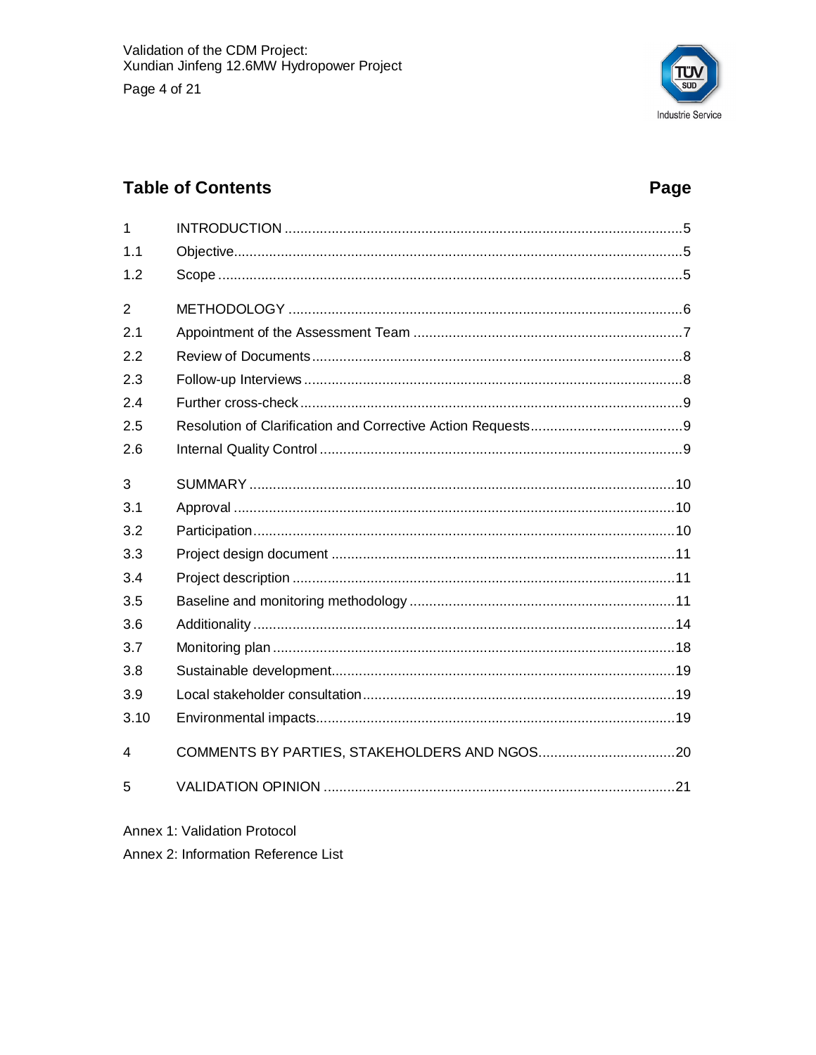## Table of Contents

| | | Page |
|---|---|---|
| 1 | INTRODUCTION | 5 |
| 1.1 | Objective | 5 |
| 1.2 | Scope | 5 |
| 2 | METHODOLOGY | 6 |
| 2.1 | Appointment of the Assessment Team | 7 |
| 2.2 | Review of Documents | 8 |
| 2.3 | Follow-up Interviews | 8 |
| 2.4 | Further cross-check | 9 |
| 2.5 | Resolution of Clarification and Corrective Action Requests | 9 |
| 2.6 | Internal Quality Control | 9 |
| 3 | SUMMARY | 10 |
| 3.1 | Approval | 10 |
| 3.2 | Participation | 10 |
| 3.3 | Project design document | 11 |
| 3.4 | Project description | 11 |
| 3.5 | Baseline and monitoring methodology | 11 |
| 3.6 | Additionality | 14 |
| 3.7 | Monitoring plan | 18 |
| 3.8 | Sustainable development | 19 |
| 3.9 | Local stakeholder consultation | 19 |
| 3.10 | Environmental impacts | 19 |
| 4 | COMMENTS BY PARTIES, STAKEHOLDERS AND NGOS | 20 |
| 5 | VALIDATION OPINION | 21 |

Annex 1: Validation Protocol

Annex 2: Information Reference List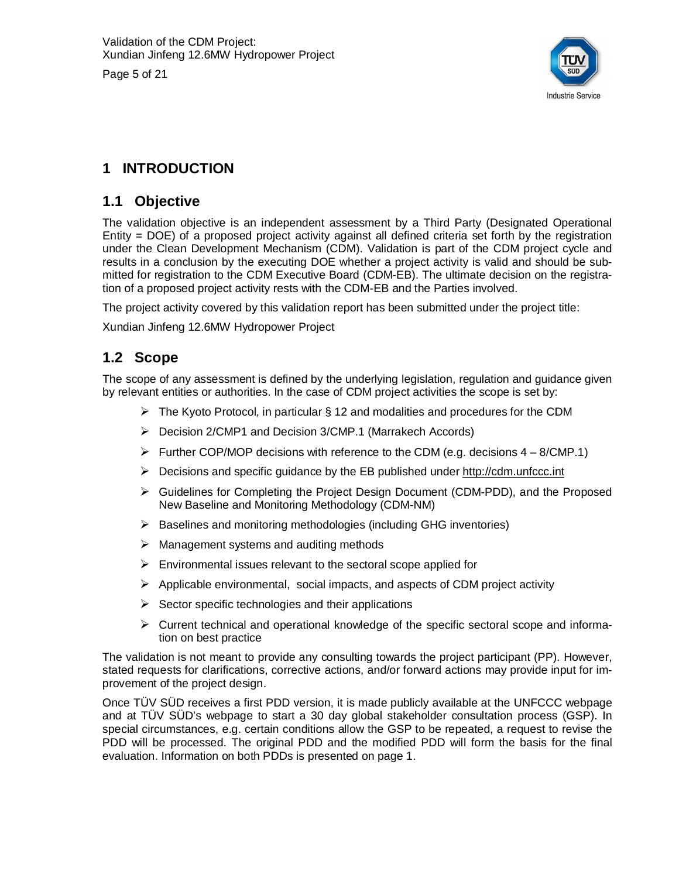# 1 INTRODUCTION

## 1.1 Objective

The validation objective is an independent assessment by a Third Party (Designated Operational Entity = DOE) of a proposed project activity against all defined criteria set forth by the registration under the Clean Development Mechanism (CDM). Validation is part of the CDM project cycle and results in a conclusion by the executing DOE whether a project activity is valid and should be submitted for registration to the CDM Executive Board (CDM-EB). The ultimate decision on the registration of a proposed project activity rests with the CDM-EB and the Parties involved.

The project activity covered by this validation report has been submitted under the project title:

Xundian Jinfeng 12.6MW Hydropower Project

## 1.2 Scope

The scope of any assessment is defined by the underlying legislation, regulation and guidance given by relevant entities or authorities. In the case of CDM project activities the scope is set by:

- The Kyoto Protocol, in particular § 12 and modalities and procedures for the CDM
- Decision 2/CMP1 and Decision 3/CMP.1 (Marrakech Accords)
- Further COP/MOP decisions with reference to the CDM (e.g. decisions 4 – 8/CMP.1)
- Decisions and specific guidance by the EB published under http://cdm.unfccc.int
- Guidelines for Completing the Project Design Document (CDM-PDD), and the Proposed New Baseline and Monitoring Methodology (CDM-NM)
- Baselines and monitoring methodologies (including GHG inventories)
- Management systems and auditing methods
- Environmental issues relevant to the sectoral scope applied for
- Applicable environmental, social impacts, and aspects of CDM project activity
- Sector specific technologies and their applications
- Current technical and operational knowledge of the specific sectoral scope and information on best practice

The validation is not meant to provide any consulting towards the project participant (PP). However, stated requests for clarifications, corrective actions, and/or forward actions may provide input for improvement of the project design.

Once TÜV SÜD receives a first PDD version, it is made publicly available at the UNFCCC webpage and at TÜV SÜD's webpage to start a 30 day global stakeholder consultation process (GSP). In special circumstances, e.g. certain conditions allow the GSP to be repeated, a request to revise the PDD will be processed. The original PDD and the modified PDD will form the basis for the final evaluation. Information on both PDDs is presented on page 1.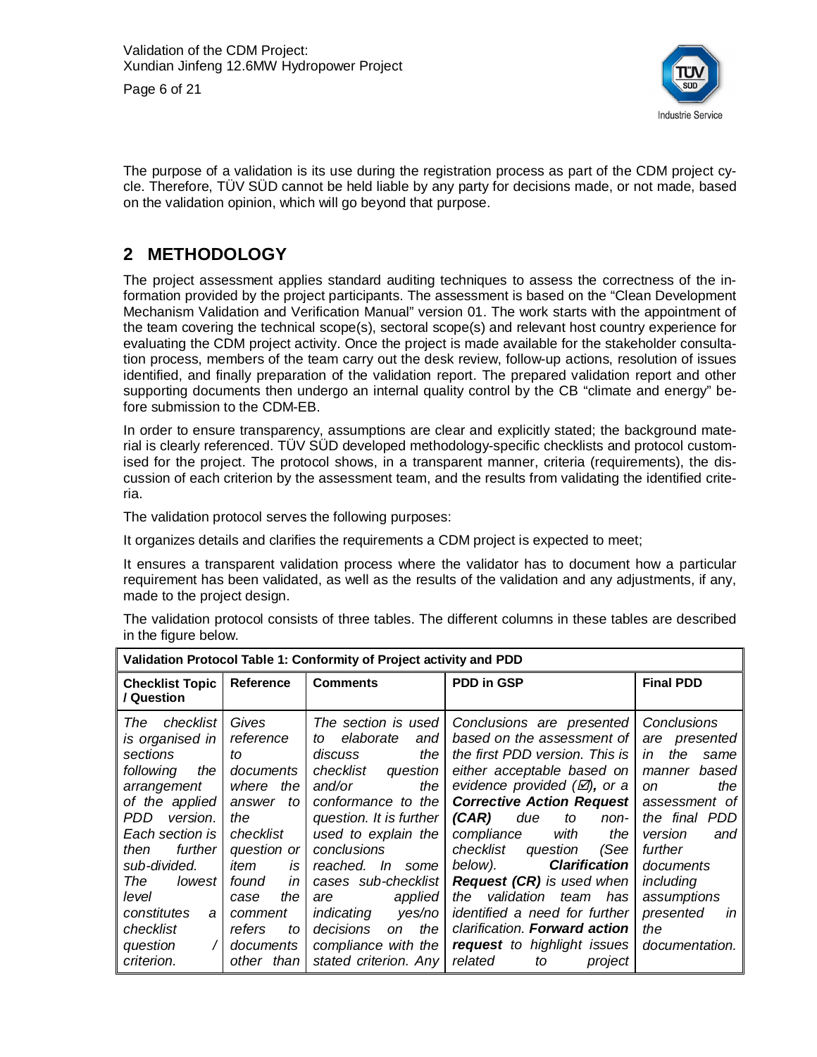The purpose of a validation is its use during the registration process as part of the CDM project cycle. Therefore, TÜV SÜD cannot be held liable by any party for decisions made, or not made, based on the validation opinion, which will go beyond that purpose.

## 2 METHODOLOGY

The project assessment applies standard auditing techniques to assess the correctness of the information provided by the project participants. The assessment is based on the "Clean Development Mechanism Validation and Verification Manual" version 01. The work starts with the appointment of the team covering the technical scope(s), sectoral scope(s) and relevant host country experience for evaluating the CDM project activity. Once the project is made available for the stakeholder consultation process, members of the team carry out the desk review, follow-up actions, resolution of issues identified, and finally preparation of the validation report. The prepared validation report and other supporting documents then undergo an internal quality control by the CB "climate and energy" before submission to the CDM-EB.

In order to ensure transparency, assumptions are clear and explicitly stated; the background material is clearly referenced. TÜV SÜD developed methodology-specific checklists and protocol customised for the project. The protocol shows, in a transparent manner, criteria (requirements), the discussion of each criterion by the assessment team, and the results from validating the identified criteria.

The validation protocol serves the following purposes:

It organizes details and clarifies the requirements a CDM project is expected to meet;

It ensures a transparent validation process where the validator has to document how a particular requirement has been validated, as well as the results of the validation and any adjustments, if any, made to the project design.

The validation protocol consists of three tables. The different columns in these tables are described in the figure below.

| **Validation Protocol Table 1: Conformity of Project activity and PDD** | | | | |
|---|---|---|---|---|
| **Checklist Topic / Question** | **Reference** | **Comments** | **PDD in GSP** | **Final PDD** |
| *The checklist is organised in sections following the arrangement of the applied PDD version. Each section is then further sub-divided. The lowest level constitutes a checklist question / criterion.* | *Gives reference to documents where the answer to the checklist question or item is found in case the comment refers to documents other than* | *The section is used to elaborate and discuss the checklist question and/or the conformance to the question. It is further used to explain the conclusions reached. In some cases sub-checklist are applied indicating yes/no decisions on the compliance with the stated criterion. Any* | *Conclusions are presented based on the assessment of the first PDD version. This is either acceptable based on evidence provided (☑), or a* ***Corrective Action Request (CAR)*** *due to non-compliance with the checklist question (See below).* ***Clarification Request (CR)*** *is used when the validation team has identified a need for further clarification.* ***Forward action request*** *to highlight issues related to project* | *Conclusions are presented in the same manner based on the assessment of the final PDD version and further documents including assumptions presented in the documentation.* |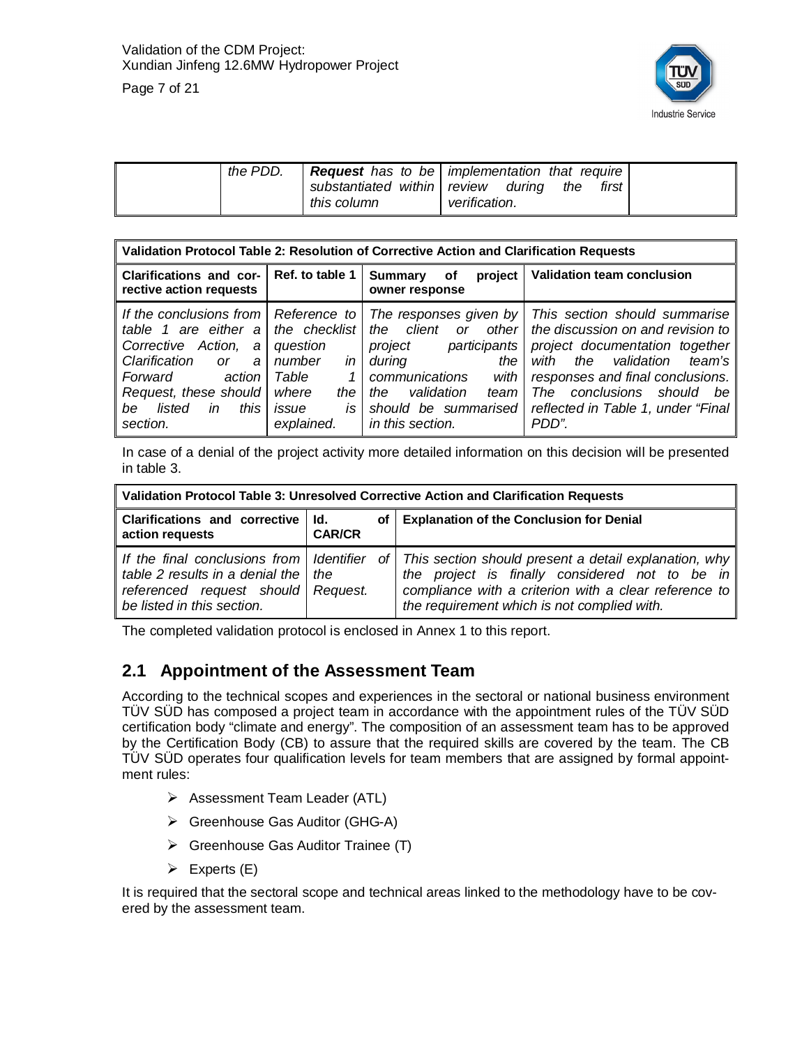|  | *the PDD.* | ***Request** has to be substantiated within this column* | *implementation that require review during the first verification.* |  |
|---|---|---|---|---|

| **Validation Protocol Table 2: Resolution of Corrective Action and Clarification Requests** | | | |
|---|---|---|---|
| **Clarifications and corrective action requests** | **Ref. to table 1** | **Summary of project owner response** | **Validation team conclusion** |
| *If the conclusions from table 1 are either a Corrective Action, a Clarification or a Forward action Request, these should be listed in this section.* | *Reference to the checklist question number in Table 1 where the issue is explained.* | *The responses given by the client or other project participants during the communications with the validation team should be summarised in this section.* | *This section should summarise the discussion on and revision to project documentation together with the validation team's responses and final conclusions. The conclusions should be reflected in Table 1, under "Final PDD".* |

In case of a denial of the project activity more detailed information on this decision will be presented in table 3.

| **Validation Protocol Table 3: Unresolved Corrective Action and Clarification Requests** | | |
|---|---|---|
| **Clarifications and corrective action requests** | **Id. of CAR/CR** | **Explanation of the Conclusion for Denial** |
| *If the final conclusions from table 2 results in a denial the referenced request should be listed in this section.* | *Identifier of the Request.* | *This section should present a detail explanation, why the project is finally considered not to be in compliance with a criterion with a clear reference to the requirement which is not complied with.* |

The completed validation protocol is enclosed in Annex 1 to this report.

## 2.1 Appointment of the Assessment Team

According to the technical scopes and experiences in the sectoral or national business environment TÜV SÜD has composed a project team in accordance with the appointment rules of the TÜV SÜD certification body "climate and energy". The composition of an assessment team has to be approved by the Certification Body (CB) to assure that the required skills are covered by the team. The CB TÜV SÜD operates four qualification levels for team members that are assigned by formal appointment rules:

- Assessment Team Leader (ATL)
- Greenhouse Gas Auditor (GHG-A)
- Greenhouse Gas Auditor Trainee (T)
- Experts (E)

It is required that the sectoral scope and technical areas linked to the methodology have to be covered by the assessment team.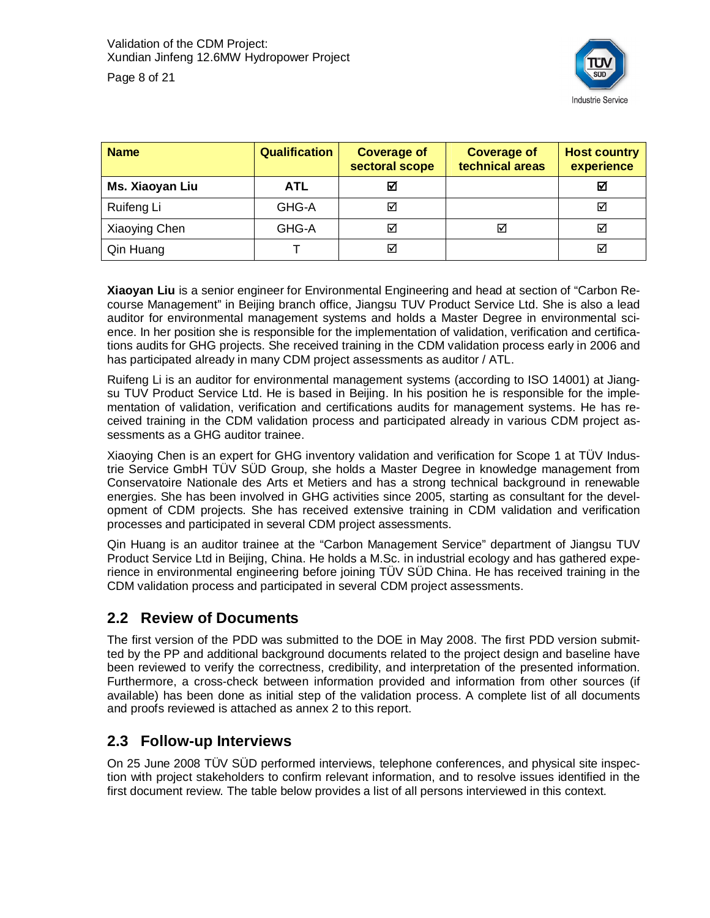| Name | Qualification | Coverage of sectoral scope | Coverage of technical areas | Host country experience |
|---|---|---|---|---|
| **Ms. Xiaoyan Liu** | **ATL** | ☑ | | ☑ |
| Ruifeng Li | GHG-A | ☑ | | ☑ |
| Xiaoying Chen | GHG-A | ☑ | ☑ | ☑ |
| Qin Huang | T | ☑ | | ☑ |

**Xiaoyan Liu** is a senior engineer for Environmental Engineering and head at section of "Carbon Recourse Management" in Beijing branch office, Jiangsu TUV Product Service Ltd. She is also a lead auditor for environmental management systems and holds a Master Degree in environmental science. In her position she is responsible for the implementation of validation, verification and certifications audits for GHG projects. She received training in the CDM validation process early in 2006 and has participated already in many CDM project assessments as auditor / ATL.

Ruifeng Li is an auditor for environmental management systems (according to ISO 14001) at Jiangsu TUV Product Service Ltd. He is based in Beijing. In his position he is responsible for the implementation of validation, verification and certifications audits for management systems. He has received training in the CDM validation process and participated already in various CDM project assessments as a GHG auditor trainee.

Xiaoying Chen is an expert for GHG inventory validation and verification for Scope 1 at TÜV Industrie Service GmbH TÜV SÜD Group, she holds a Master Degree in knowledge management from Conservatoire Nationale des Arts et Metiers and has a strong technical background in renewable energies. She has been involved in GHG activities since 2005, starting as consultant for the development of CDM projects. She has received extensive training in CDM validation and verification processes and participated in several CDM project assessments.

Qin Huang is an auditor trainee at the "Carbon Management Service" department of Jiangsu TUV Product Service Ltd in Beijing, China. He holds a M.Sc. in industrial ecology and has gathered experience in environmental engineering before joining TÜV SÜD China. He has received training in the CDM validation process and participated in several CDM project assessments.

## 2.2 Review of Documents

The first version of the PDD was submitted to the DOE in May 2008. The first PDD version submitted by the PP and additional background documents related to the project design and baseline have been reviewed to verify the correctness, credibility, and interpretation of the presented information. Furthermore, a cross-check between information provided and information from other sources (if available) has been done as initial step of the validation process. A complete list of all documents and proofs reviewed is attached as annex 2 to this report.

## 2.3 Follow-up Interviews

On 25 June 2008 TÜV SÜD performed interviews, telephone conferences, and physical site inspection with project stakeholders to confirm relevant information, and to resolve issues identified in the first document review. The table below provides a list of all persons interviewed in this context.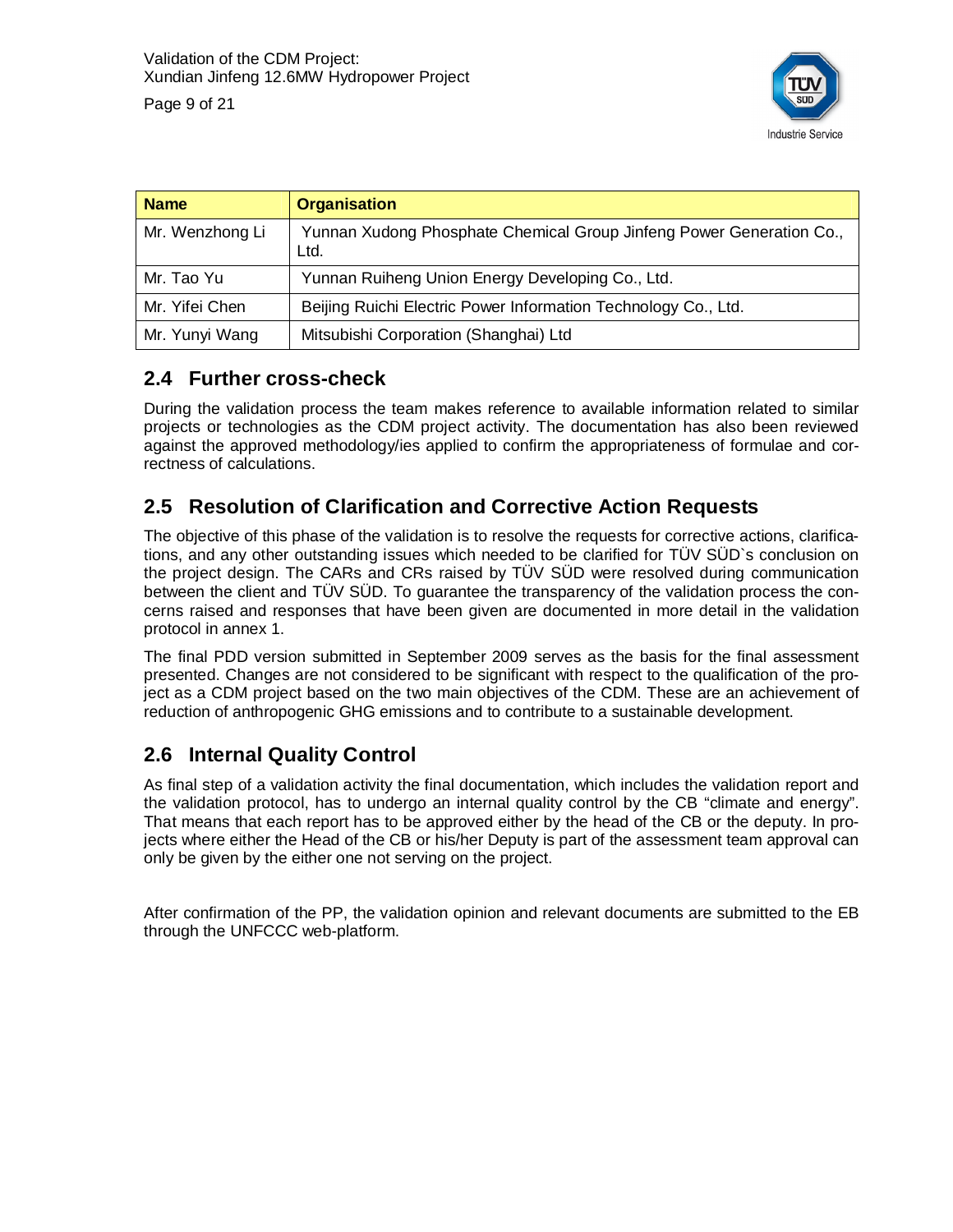| Name | Organisation |
| --- | --- |
| Mr. Wenzhong Li | Yunnan Xudong Phosphate Chemical Group Jinfeng Power Generation Co., Ltd. |
| Mr. Tao Yu | Yunnan Ruiheng Union Energy Developing Co., Ltd. |
| Mr. Yifei Chen | Beijing Ruichi Electric Power Information Technology Co., Ltd. |
| Mr. Yunyi Wang | Mitsubishi Corporation (Shanghai) Ltd |

## 2.4 Further cross-check

During the validation process the team makes reference to available information related to similar projects or technologies as the CDM project activity. The documentation has also been reviewed against the approved methodology/ies applied to confirm the appropriateness of formulae and correctness of calculations.

## 2.5 Resolution of Clarification and Corrective Action Requests

The objective of this phase of the validation is to resolve the requests for corrective actions, clarifications, and any other outstanding issues which needed to be clarified for TÜV SÜD`s conclusion on the project design. The CARs and CRs raised by TÜV SÜD were resolved during communication between the client and TÜV SÜD. To guarantee the transparency of the validation process the concerns raised and responses that have been given are documented in more detail in the validation protocol in annex 1.

The final PDD version submitted in September 2009 serves as the basis for the final assessment presented. Changes are not considered to be significant with respect to the qualification of the project as a CDM project based on the two main objectives of the CDM. These are an achievement of reduction of anthropogenic GHG emissions and to contribute to a sustainable development.

## 2.6 Internal Quality Control

As final step of a validation activity the final documentation, which includes the validation report and the validation protocol, has to undergo an internal quality control by the CB "climate and energy". That means that each report has to be approved either by the head of the CB or the deputy. In projects where either the Head of the CB or his/her Deputy is part of the assessment team approval can only be given by the either one not serving on the project.

After confirmation of the PP, the validation opinion and relevant documents are submitted to the EB through the UNFCCC web-platform.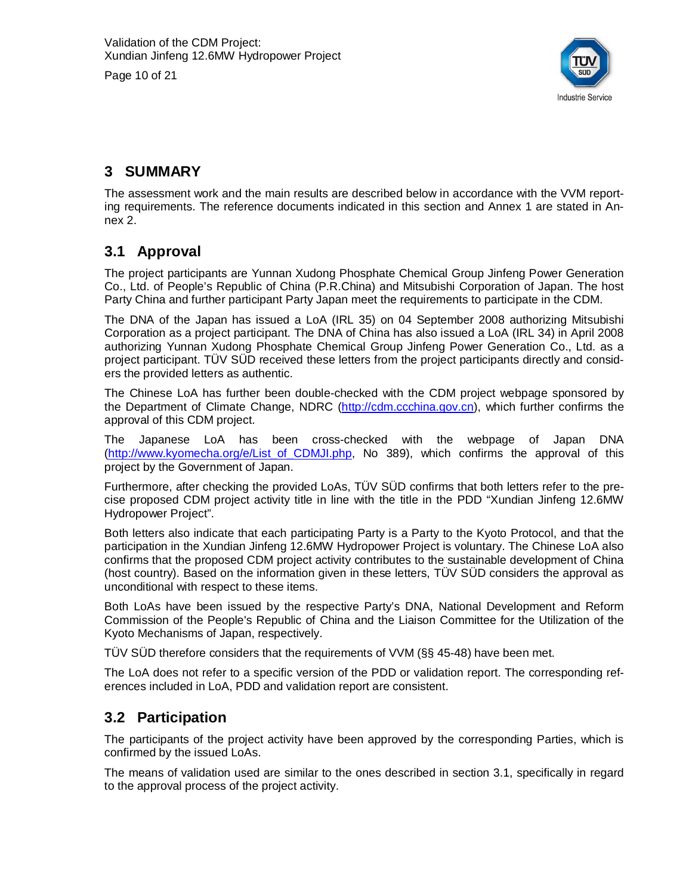# 3 SUMMARY

The assessment work and the main results are described below in accordance with the VVM reporting requirements. The reference documents indicated in this section and Annex 1 are stated in Annex 2.

## 3.1 Approval

The project participants are Yunnan Xudong Phosphate Chemical Group Jinfeng Power Generation Co., Ltd. of People's Republic of China (P.R.China) and Mitsubishi Corporation of Japan. The host Party China and further participant Party Japan meet the requirements to participate in the CDM.

The DNA of the Japan has issued a LoA (IRL 35) on 04 September 2008 authorizing Mitsubishi Corporation as a project participant. The DNA of China has also issued a LoA (IRL 34) in April 2008 authorizing Yunnan Xudong Phosphate Chemical Group Jinfeng Power Generation Co., Ltd. as a project participant. TÜV SÜD received these letters from the project participants directly and considers the provided letters as authentic.

The Chinese LoA has further been double-checked with the CDM project webpage sponsored by the Department of Climate Change, NDRC (http://cdm.ccchina.gov.cn), which further confirms the approval of this CDM project.

The Japanese LoA has been cross-checked with the webpage of Japan DNA (http://www.kyomecha.org/e/List_of_CDMJI.php, No 389), which confirms the approval of this project by the Government of Japan.

Furthermore, after checking the provided LoAs, TÜV SÜD confirms that both letters refer to the precise proposed CDM project activity title in line with the title in the PDD "Xundian Jinfeng 12.6MW Hydropower Project".

Both letters also indicate that each participating Party is a Party to the Kyoto Protocol, and that the participation in the Xundian Jinfeng 12.6MW Hydropower Project is voluntary. The Chinese LoA also confirms that the proposed CDM project activity contributes to the sustainable development of China (host country). Based on the information given in these letters, TÜV SÜD considers the approval as unconditional with respect to these items.

Both LoAs have been issued by the respective Party's DNA, National Development and Reform Commission of the People's Republic of China and the Liaison Committee for the Utilization of the Kyoto Mechanisms of Japan, respectively.

TÜV SÜD therefore considers that the requirements of VVM (§§ 45-48) have been met.

The LoA does not refer to a specific version of the PDD or validation report. The corresponding references included in LoA, PDD and validation report are consistent.

## 3.2 Participation

The participants of the project activity have been approved by the corresponding Parties, which is confirmed by the issued LoAs.

The means of validation used are similar to the ones described in section 3.1, specifically in regard to the approval process of the project activity.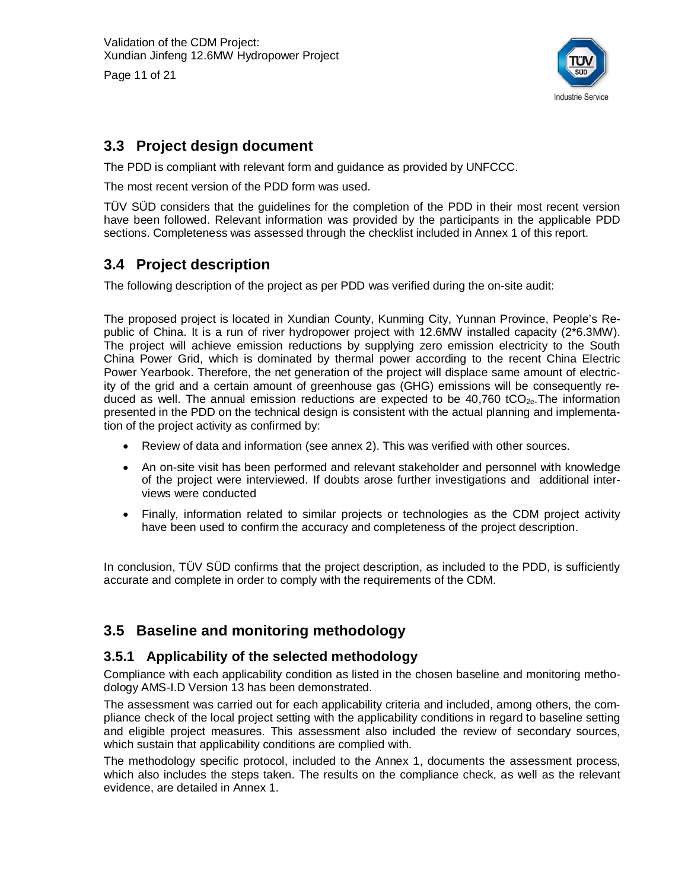## 3.3 Project design document

The PDD is compliant with relevant form and guidance as provided by UNFCCC.

The most recent version of the PDD form was used.

TÜV SÜD considers that the guidelines for the completion of the PDD in their most recent version have been followed. Relevant information was provided by the participants in the applicable PDD sections. Completeness was assessed through the checklist included in Annex 1 of this report.

## 3.4 Project description

The following description of the project as per PDD was verified during the on-site audit:

The proposed project is located in Xundian County, Kunming City, Yunnan Province, People's Republic of China. It is a run of river hydropower project with 12.6MW installed capacity (2*6.3MW). The project will achieve emission reductions by supplying zero emission electricity to the South China Power Grid, which is dominated by thermal power according to the recent China Electric Power Yearbook. Therefore, the net generation of the project will displace same amount of electricity of the grid and a certain amount of greenhouse gas (GHG) emissions will be consequently reduced as well. The annual emission reductions are expected to be 40,760 $tCO_{2e}$.The information presented in the PDD on the technical design is consistent with the actual planning and implementation of the project activity as confirmed by:

- Review of data and information (see annex 2). This was verified with other sources.
- An on-site visit has been performed and relevant stakeholder and personnel with knowledge of the project were interviewed. If doubts arose further investigations and additional interviews were conducted
- Finally, information related to similar projects or technologies as the CDM project activity have been used to confirm the accuracy and completeness of the project description.

In conclusion, TÜV SÜD confirms that the project description, as included to the PDD, is sufficiently accurate and complete in order to comply with the requirements of the CDM.

## 3.5 Baseline and monitoring methodology

### 3.5.1 Applicability of the selected methodology

Compliance with each applicability condition as listed in the chosen baseline and monitoring methodology AMS-I.D Version 13 has been demonstrated.

The assessment was carried out for each applicability criteria and included, among others, the compliance check of the local project setting with the applicability conditions in regard to baseline setting and eligible project measures. This assessment also included the review of secondary sources, which sustain that applicability conditions are complied with.

The methodology specific protocol, included to the Annex 1, documents the assessment process, which also includes the steps taken. The results on the compliance check, as well as the relevant evidence, are detailed in Annex 1.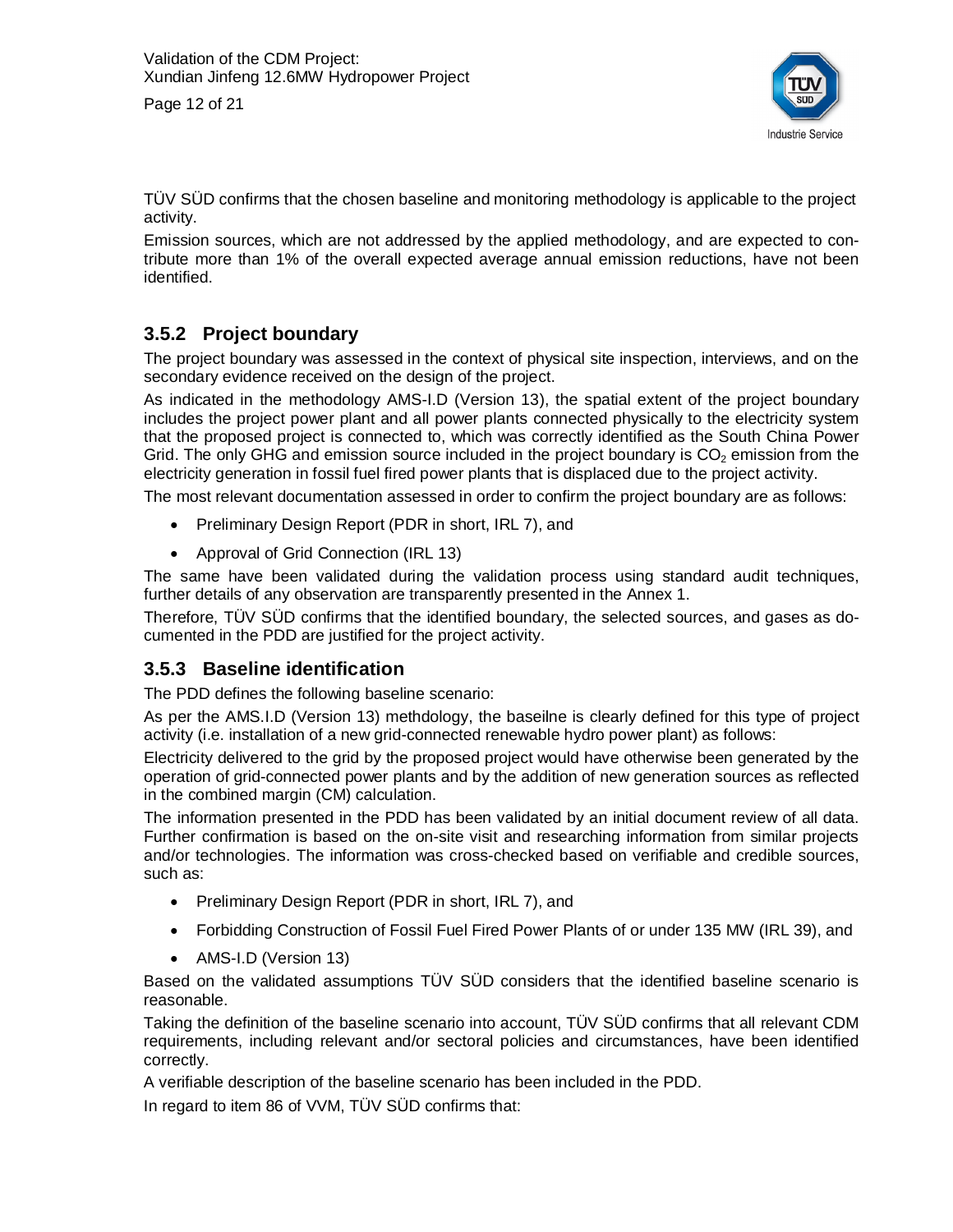TÜV SÜD confirms that the chosen baseline and monitoring methodology is applicable to the project activity.

Emission sources, which are not addressed by the applied methodology, and are expected to contribute more than 1% of the overall expected average annual emission reductions, have not been identified.

### 3.5.2 Project boundary

The project boundary was assessed in the context of physical site inspection, interviews, and on the secondary evidence received on the design of the project.

As indicated in the methodology AMS-I.D (Version 13), the spatial extent of the project boundary includes the project power plant and all power plants connected physically to the electricity system that the proposed project is connected to, which was correctly identified as the South China Power Grid. The only GHG and emission source included in the project boundary is $CO_2$ emission from the electricity generation in fossil fuel fired power plants that is displaced due to the project activity.

The most relevant documentation assessed in order to confirm the project boundary are as follows:

- Preliminary Design Report (PDR in short, IRL 7), and
- Approval of Grid Connection (IRL 13)

The same have been validated during the validation process using standard audit techniques, further details of any observation are transparently presented in the Annex 1.

Therefore, TÜV SÜD confirms that the identified boundary, the selected sources, and gases as documented in the PDD are justified for the project activity.

### 3.5.3 Baseline identification

The PDD defines the following baseline scenario:

As per the AMS.I.D (Version 13) methdology, the baseilne is clearly defined for this type of project activity (i.e. installation of a new grid-connected renewable hydro power plant) as follows:

Electricity delivered to the grid by the proposed project would have otherwise been generated by the operation of grid-connected power plants and by the addition of new generation sources as reflected in the combined margin (CM) calculation.

The information presented in the PDD has been validated by an initial document review of all data. Further confirmation is based on the on-site visit and researching information from similar projects and/or technologies. The information was cross-checked based on verifiable and credible sources, such as:

- Preliminary Design Report (PDR in short, IRL 7), and
- Forbidding Construction of Fossil Fuel Fired Power Plants of or under 135 MW (IRL 39), and
- AMS-I.D (Version 13)

Based on the validated assumptions TÜV SÜD considers that the identified baseline scenario is reasonable.

Taking the definition of the baseline scenario into account, TÜV SÜD confirms that all relevant CDM requirements, including relevant and/or sectoral policies and circumstances, have been identified correctly.

A verifiable description of the baseline scenario has been included in the PDD.

In regard to item 86 of VVM, TÜV SÜD confirms that: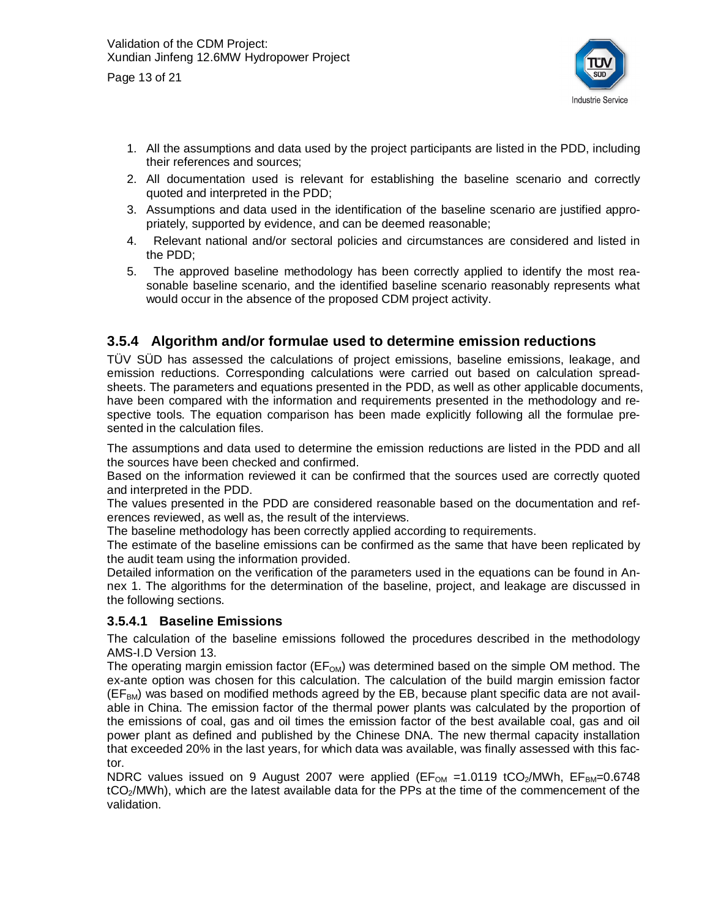1. All the assumptions and data used by the project participants are listed in the PDD, including their references and sources;
2. All documentation used is relevant for establishing the baseline scenario and correctly quoted and interpreted in the PDD;
3. Assumptions and data used in the identification of the baseline scenario are justified appropriately, supported by evidence, and can be deemed reasonable;
4. Relevant national and/or sectoral policies and circumstances are considered and listed in the PDD;
5. The approved baseline methodology has been correctly applied to identify the most reasonable baseline scenario, and the identified baseline scenario reasonably represents what would occur in the absence of the proposed CDM project activity.

### 3.5.4 Algorithm and/or formulae used to determine emission reductions

TÜV SÜD has assessed the calculations of project emissions, baseline emissions, leakage, and emission reductions. Corresponding calculations were carried out based on calculation spreadsheets. The parameters and equations presented in the PDD, as well as other applicable documents, have been compared with the information and requirements presented in the methodology and respective tools. The equation comparison has been made explicitly following all the formulae presented in the calculation files.

The assumptions and data used to determine the emission reductions are listed in the PDD and all the sources have been checked and confirmed.

Based on the information reviewed it can be confirmed that the sources used are correctly quoted and interpreted in the PDD.

The values presented in the PDD are considered reasonable based on the documentation and references reviewed, as well as, the result of the interviews.

The baseline methodology has been correctly applied according to requirements.

The estimate of the baseline emissions can be confirmed as the same that have been replicated by the audit team using the information provided.

Detailed information on the verification of the parameters used in the equations can be found in Annex 1. The algorithms for the determination of the baseline, project, and leakage are discussed in the following sections.

#### 3.5.4.1 Baseline Emissions

The calculation of the baseline emissions followed the procedures described in the methodology AMS-I.D Version 13.

The operating margin emission factor ($EF_{OM}$) was determined based on the simple OM method. The ex-ante option was chosen for this calculation. The calculation of the build margin emission factor ($EF_{BM}$) was based on modified methods agreed by the EB, because plant specific data are not available in China. The emission factor of the thermal power plants was calculated by the proportion of the emissions of coal, gas and oil times the emission factor of the best available coal, gas and oil power plant as defined and published by the Chinese DNA. The new thermal capacity installation that exceeded 20% in the last years, for which data was available, was finally assessed with this factor.

NDRC values issued on 9 August 2007 were applied ($EF_{OM}$ =1.0119 $tCO_2$/MWh, $EF_{BM}$=0.6748 $tCO_2$/MWh), which are the latest available data for the PPs at the time of the commencement of the validation.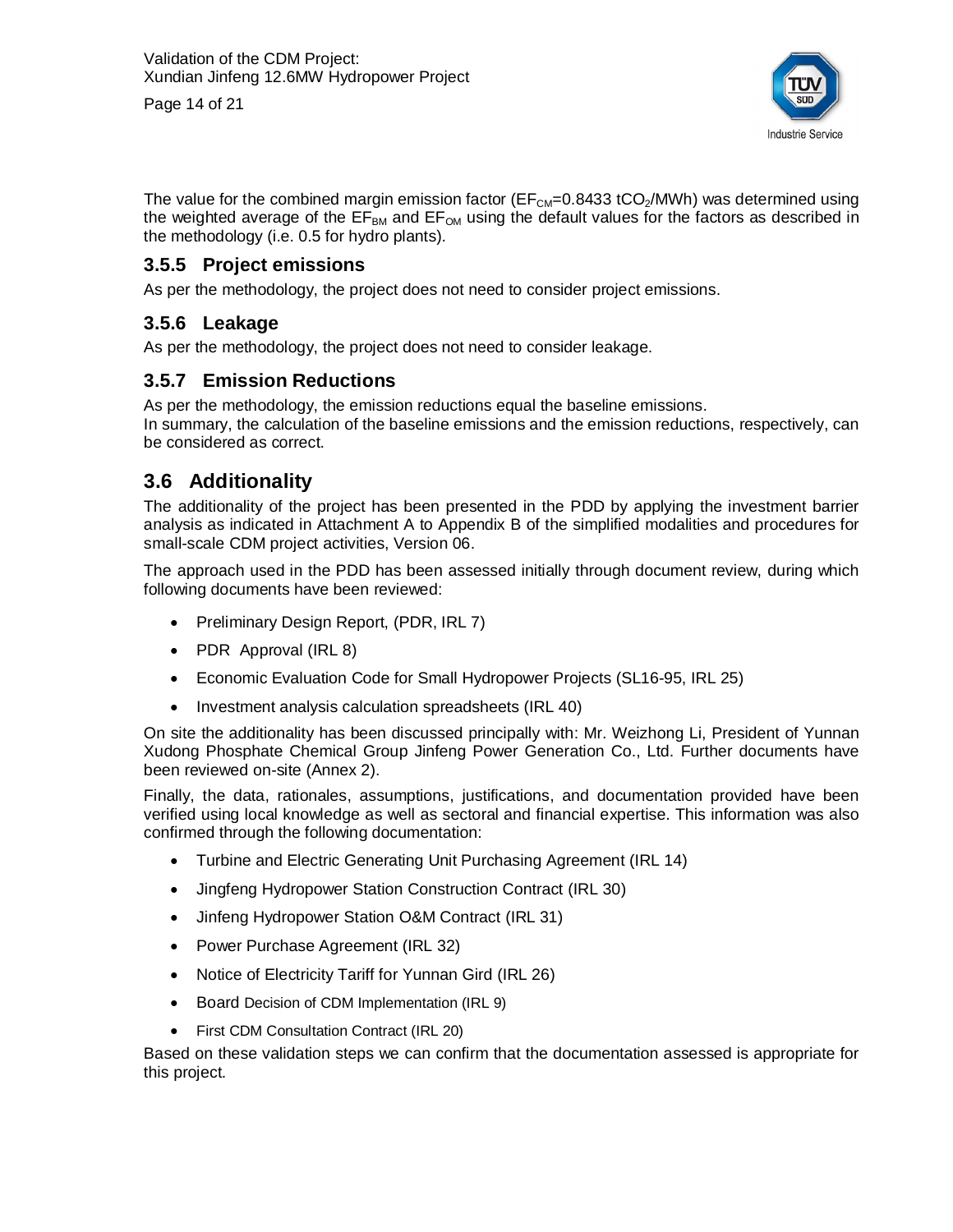The value for the combined margin emission factor ($EF_{CM}$=0.8433 $tCO_2$/MWh) was determined using the weighted average of the $EF_{BM}$ and $EF_{OM}$ using the default values for the factors as described in the methodology (i.e. 0.5 for hydro plants).

### 3.5.5 Project emissions

As per the methodology, the project does not need to consider project emissions.

### 3.5.6 Leakage

As per the methodology, the project does not need to consider leakage.

### 3.5.7 Emission Reductions

As per the methodology, the emission reductions equal the baseline emissions.
In summary, the calculation of the baseline emissions and the emission reductions, respectively, can be considered as correct.

## 3.6 Additionality

The additionality of the project has been presented in the PDD by applying the investment barrier analysis as indicated in Attachment A to Appendix B of the simplified modalities and procedures for small-scale CDM project activities, Version 06.

The approach used in the PDD has been assessed initially through document review, during which following documents have been reviewed:

- Preliminary Design Report, (PDR, IRL 7)
- PDR Approval (IRL 8)
- Economic Evaluation Code for Small Hydropower Projects (SL16-95, IRL 25)
- Investment analysis calculation spreadsheets (IRL 40)

On site the additionality has been discussed principally with: Mr. Weizhong Li, President of Yunnan Xudong Phosphate Chemical Group Jinfeng Power Generation Co., Ltd. Further documents have been reviewed on-site (Annex 2).

Finally, the data, rationales, assumptions, justifications, and documentation provided have been verified using local knowledge as well as sectoral and financial expertise. This information was also confirmed through the following documentation:

- Turbine and Electric Generating Unit Purchasing Agreement (IRL 14)
- Jingfeng Hydropower Station Construction Contract (IRL 30)
- Jinfeng Hydropower Station O&M Contract (IRL 31)
- Power Purchase Agreement (IRL 32)
- Notice of Electricity Tariff for Yunnan Gird (IRL 26)
- Board Decision of CDM Implementation (IRL 9)
- First CDM Consultation Contract (IRL 20)

Based on these validation steps we can confirm that the documentation assessed is appropriate for this project.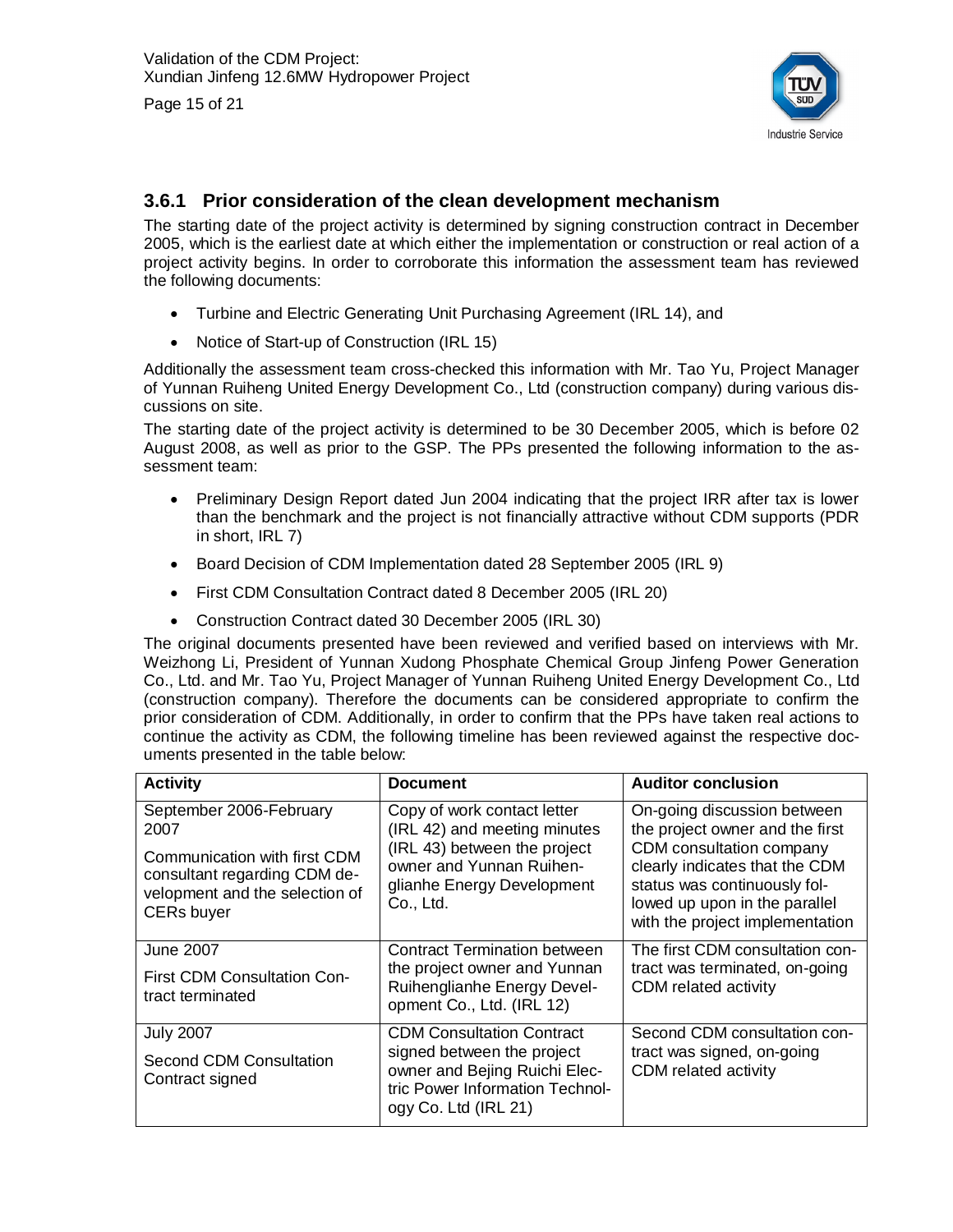### 3.6.1 Prior consideration of the clean development mechanism

The starting date of the project activity is determined by signing construction contract in December 2005, which is the earliest date at which either the implementation or construction or real action of a project activity begins. In order to corroborate this information the assessment team has reviewed the following documents:

- Turbine and Electric Generating Unit Purchasing Agreement (IRL 14), and
- Notice of Start-up of Construction (IRL 15)

Additionally the assessment team cross-checked this information with Mr. Tao Yu, Project Manager of Yunnan Ruiheng United Energy Development Co., Ltd (construction company) during various discussions on site.

The starting date of the project activity is determined to be 30 December 2005, which is before 02 August 2008, as well as prior to the GSP. The PPs presented the following information to the assessment team:

- Preliminary Design Report dated Jun 2004 indicating that the project IRR after tax is lower than the benchmark and the project is not financially attractive without CDM supports (PDR in short, IRL 7)
- Board Decision of CDM Implementation dated 28 September 2005 (IRL 9)
- First CDM Consultation Contract dated 8 December 2005 (IRL 20)
- Construction Contract dated 30 December 2005 (IRL 30)

The original documents presented have been reviewed and verified based on interviews with Mr. Weizhong Li, President of Yunnan Xudong Phosphate Chemical Group Jinfeng Power Generation Co., Ltd. and Mr. Tao Yu, Project Manager of Yunnan Ruiheng United Energy Development Co., Ltd (construction company). Therefore the documents can be considered appropriate to confirm the prior consideration of CDM. Additionally, in order to confirm that the PPs have taken real actions to continue the activity as CDM, the following timeline has been reviewed against the respective documents presented in the table below:

| Activity | Document | Auditor conclusion |
|---|---|---|
| September 2006-February 2007<br><br>Communication with first CDM consultant regarding CDM development and the selection of CERs buyer | Copy of work contact letter (IRL 42) and meeting minutes (IRL 43) between the project owner and Yunnan Ruihenglianhe Energy Development Co., Ltd. | On-going discussion between the project owner and the first CDM consultation company clearly indicates that the CDM status was continuously followed up upon in the parallel with the project implementation |
| June 2007<br><br>First CDM Consultation Contract terminated | Contract Termination between the project owner and Yunnan Ruihenglianhe Energy Development Co., Ltd. (IRL 12) | The first CDM consultation contract was terminated, on-going CDM related activity |
| July 2007<br><br>Second CDM Consultation Contract signed | CDM Consultation Contract signed between the project owner and Bejing Ruichi Electric Power Information Technology Co. Ltd (IRL 21) | Second CDM consultation contract was signed, on-going CDM related activity |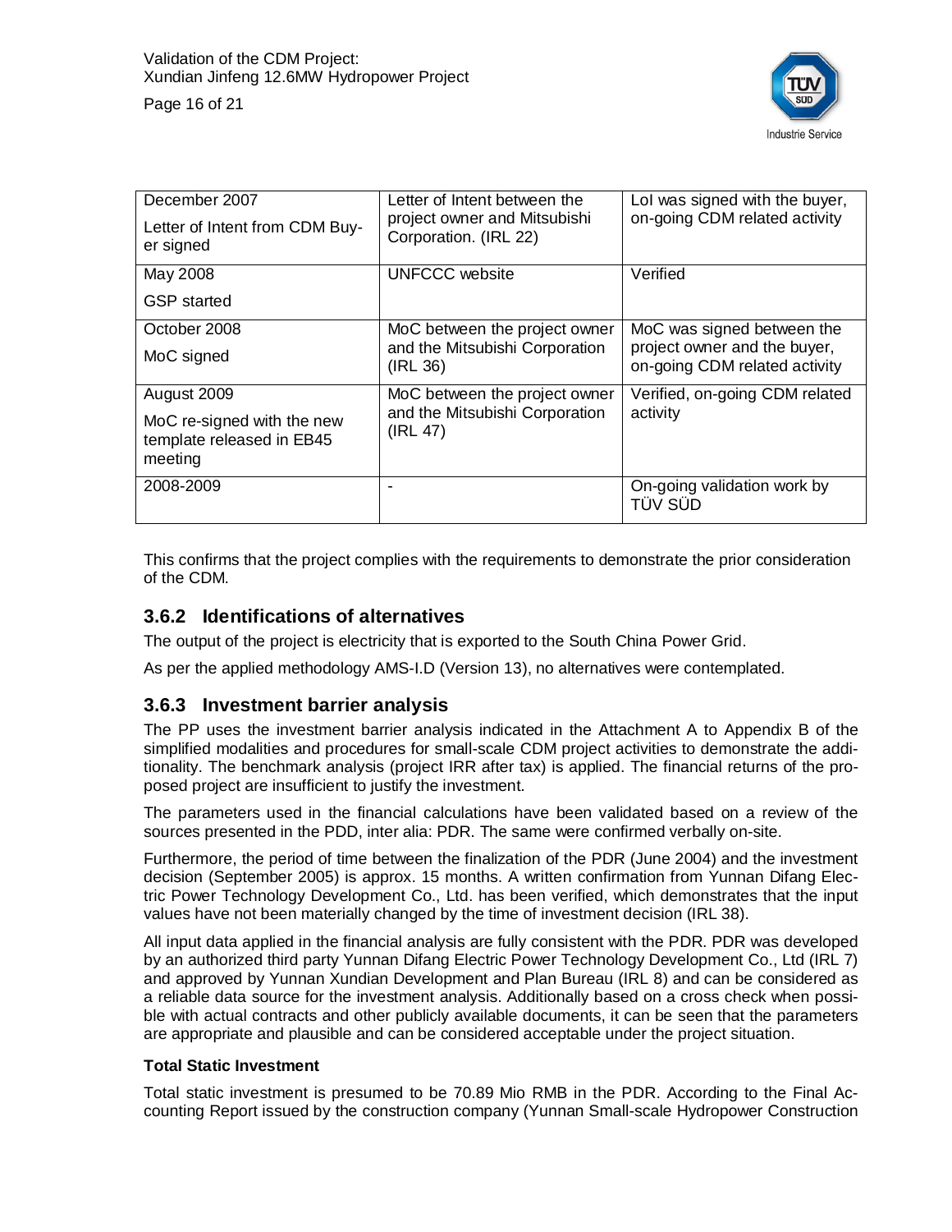| | | |
|---|---|---|
| December 2007<br><br>Letter of Intent from CDM Buyer signed | Letter of Intent between the project owner and Mitsubishi Corporation. (IRL 22) | LoI was signed with the buyer, on-going CDM related activity |
| May 2008<br><br>GSP started | UNFCCC website | Verified |
| October 2008<br><br>MoC signed | MoC between the project owner and the Mitsubishi Corporation (IRL 36) | MoC was signed between the project owner and the buyer, on-going CDM related activity |
| August 2009<br><br>MoC re-signed with the new template released in EB45 meeting | MoC between the project owner and the Mitsubishi Corporation (IRL 47) | Verified, on-going CDM related activity |
| 2008-2009 | - | On-going validation work by TÜV SÜD |

This confirms that the project complies with the requirements to demonstrate the prior consideration of the CDM.

### 3.6.2 Identifications of alternatives

The output of the project is electricity that is exported to the South China Power Grid.

As per the applied methodology AMS-I.D (Version 13), no alternatives were contemplated.

### 3.6.3 Investment barrier analysis

The PP uses the investment barrier analysis indicated in the Attachment A to Appendix B of the simplified modalities and procedures for small-scale CDM project activities to demonstrate the additionality. The benchmark analysis (project IRR after tax) is applied. The financial returns of the proposed project are insufficient to justify the investment.

The parameters used in the financial calculations have been validated based on a review of the sources presented in the PDD, inter alia: PDR. The same were confirmed verbally on-site.

Furthermore, the period of time between the finalization of the PDR (June 2004) and the investment decision (September 2005) is approx. 15 months. A written confirmation from Yunnan Difang Electric Power Technology Development Co., Ltd. has been verified, which demonstrates that the input values have not been materially changed by the time of investment decision (IRL 38).

All input data applied in the financial analysis are fully consistent with the PDR. PDR was developed by an authorized third party Yunnan Difang Electric Power Technology Development Co., Ltd (IRL 7) and approved by Yunnan Xundian Development and Plan Bureau (IRL 8) and can be considered as a reliable data source for the investment analysis. Additionally based on a cross check when possible with actual contracts and other publicly available documents, it can be seen that the parameters are appropriate and plausible and can be considered acceptable under the project situation.

**Total Static Investment**

Total static investment is presumed to be 70.89 Mio RMB in the PDR. According to the Final Accounting Report issued by the construction company (Yunnan Small-scale Hydropower Construction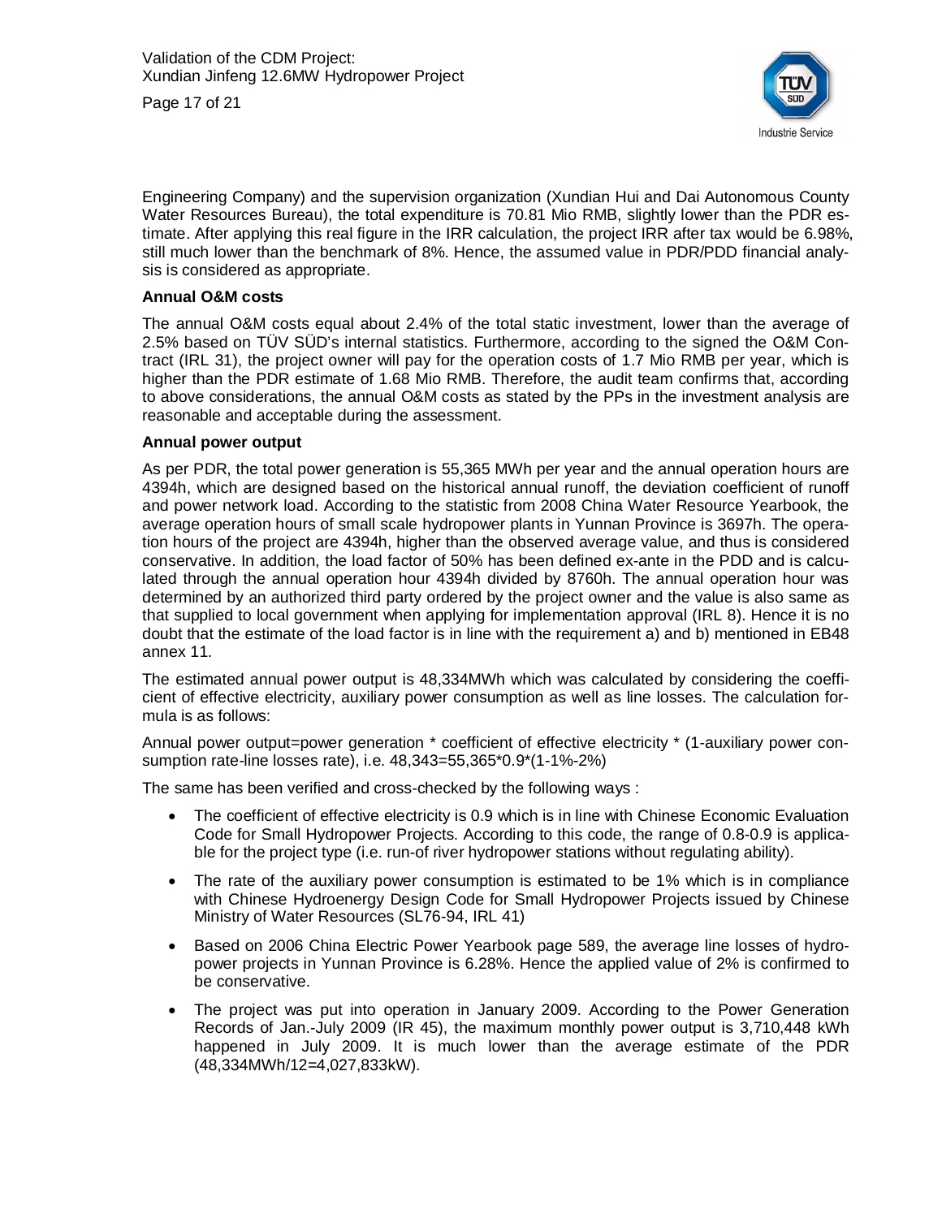Engineering Company) and the supervision organization (Xundian Hui and Dai Autonomous County Water Resources Bureau), the total expenditure is 70.81 Mio RMB, slightly lower than the PDR estimate. After applying this real figure in the IRR calculation, the project IRR after tax would be 6.98%, still much lower than the benchmark of 8%. Hence, the assumed value in PDR/PDD financial analysis is considered as appropriate.

**Annual O&M costs**

The annual O&M costs equal about 2.4% of the total static investment, lower than the average of 2.5% based on TÜV SÜD's internal statistics. Furthermore, according to the signed the O&M Contract (IRL 31), the project owner will pay for the operation costs of 1.7 Mio RMB per year, which is higher than the PDR estimate of 1.68 Mio RMB. Therefore, the audit team confirms that, according to above considerations, the annual O&M costs as stated by the PPs in the investment analysis are reasonable and acceptable during the assessment.

**Annual power output**

As per PDR, the total power generation is 55,365 MWh per year and the annual operation hours are 4394h, which are designed based on the historical annual runoff, the deviation coefficient of runoff and power network load. According to the statistic from 2008 China Water Resource Yearbook, the average operation hours of small scale hydropower plants in Yunnan Province is 3697h. The operation hours of the project are 4394h, higher than the observed average value, and thus is considered conservative. In addition, the load factor of 50% has been defined ex-ante in the PDD and is calculated through the annual operation hour 4394h divided by 8760h. The annual operation hour was determined by an authorized third party ordered by the project owner and the value is also same as that supplied to local government when applying for implementation approval (IRL 8). Hence it is no doubt that the estimate of the load factor is in line with the requirement a) and b) mentioned in EB48 annex 11.

The estimated annual power output is 48,334MWh which was calculated by considering the coefficient of effective electricity, auxiliary power consumption as well as line losses. The calculation formula is as follows:

Annual power output=power generation * coefficient of effective electricity * (1-auxiliary power consumption rate-line losses rate), i.e. 48,343=55,365*0.9*(1-1%-2%)

The same has been verified and cross-checked by the following ways :

- The coefficient of effective electricity is 0.9 which is in line with Chinese Economic Evaluation Code for Small Hydropower Projects. According to this code, the range of 0.8-0.9 is applicable for the project type (i.e. run-of river hydropower stations without regulating ability).
- The rate of the auxiliary power consumption is estimated to be 1% which is in compliance with Chinese Hydroenergy Design Code for Small Hydropower Projects issued by Chinese Ministry of Water Resources (SL76-94, IRL 41)
- Based on 2006 China Electric Power Yearbook page 589, the average line losses of hydropower projects in Yunnan Province is 6.28%. Hence the applied value of 2% is confirmed to be conservative.
- The project was put into operation in January 2009. According to the Power Generation Records of Jan.-July 2009 (IR 45), the maximum monthly power output is 3,710,448 kWh happened in July 2009. It is much lower than the average estimate of the PDR (48,334MWh/12=4,027,833kW).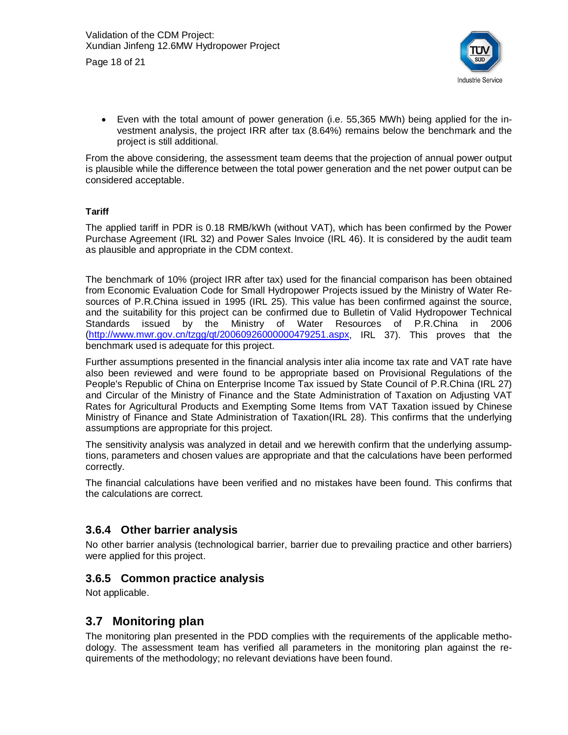- Even with the total amount of power generation (i.e. 55,365 MWh) being applied for the investment analysis, the project IRR after tax (8.64%) remains below the benchmark and the project is still additional.

From the above considering, the assessment team deems that the projection of annual power output is plausible while the difference between the total power generation and the net power output can be considered acceptable.

**Tariff**

The applied tariff in PDR is 0.18 RMB/kWh (without VAT), which has been confirmed by the Power Purchase Agreement (IRL 32) and Power Sales Invoice (IRL 46). It is considered by the audit team as plausible and appropriate in the CDM context.

The benchmark of 10% (project IRR after tax) used for the financial comparison has been obtained from Economic Evaluation Code for Small Hydropower Projects issued by the Ministry of Water Resources of P.R.China issued in 1995 (IRL 25). This value has been confirmed against the source, and the suitability for this project can be confirmed due to Bulletin of Valid Hydropower Technical Standards issued by the Ministry of Water Resources of P.R.China in 2006 (http://www.mwr.gov.cn/tzgg/qt/20060926000000479251.aspx, IRL 37). This proves that the benchmark used is adequate for this project.

Further assumptions presented in the financial analysis inter alia income tax rate and VAT rate have also been reviewed and were found to be appropriate based on Provisional Regulations of the People's Republic of China on Enterprise Income Tax issued by State Council of P.R.China (IRL 27) and Circular of the Ministry of Finance and the State Administration of Taxation on Adjusting VAT Rates for Agricultural Products and Exempting Some Items from VAT Taxation issued by Chinese Ministry of Finance and State Administration of Taxation(IRL 28). This confirms that the underlying assumptions are appropriate for this project.

The sensitivity analysis was analyzed in detail and we herewith confirm that the underlying assumptions, parameters and chosen values are appropriate and that the calculations have been performed correctly.

The financial calculations have been verified and no mistakes have been found. This confirms that the calculations are correct.

### 3.6.4 Other barrier analysis

No other barrier analysis (technological barrier, barrier due to prevailing practice and other barriers) were applied for this project.

### 3.6.5 Common practice analysis

Not applicable.

## 3.7 Monitoring plan

The monitoring plan presented in the PDD complies with the requirements of the applicable methodology. The assessment team has verified all parameters in the monitoring plan against the requirements of the methodology; no relevant deviations have been found.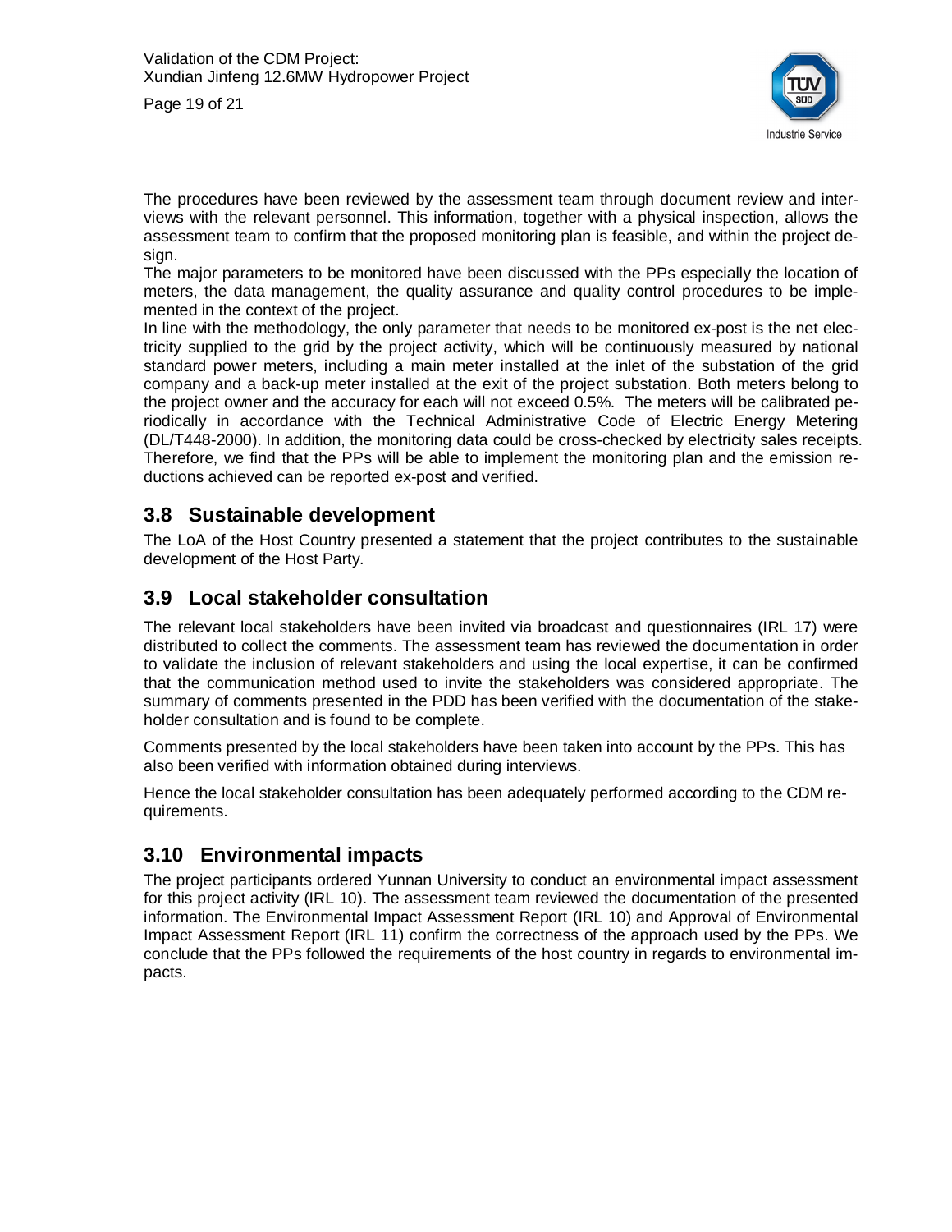The procedures have been reviewed by the assessment team through document review and interviews with the relevant personnel. This information, together with a physical inspection, allows the assessment team to confirm that the proposed monitoring plan is feasible, and within the project design.

The major parameters to be monitored have been discussed with the PPs especially the location of meters, the data management, the quality assurance and quality control procedures to be implemented in the context of the project.

In line with the methodology, the only parameter that needs to be monitored ex-post is the net electricity supplied to the grid by the project activity, which will be continuously measured by national standard power meters, including a main meter installed at the inlet of the substation of the grid company and a back-up meter installed at the exit of the project substation. Both meters belong to the project owner and the accuracy for each will not exceed 0.5%. The meters will be calibrated periodically in accordance with the Technical Administrative Code of Electric Energy Metering (DL/T448-2000). In addition, the monitoring data could be cross-checked by electricity sales receipts. Therefore, we find that the PPs will be able to implement the monitoring plan and the emission reductions achieved can be reported ex-post and verified.

## 3.8 Sustainable development

The LoA of the Host Country presented a statement that the project contributes to the sustainable development of the Host Party.

## 3.9 Local stakeholder consultation

The relevant local stakeholders have been invited via broadcast and questionnaires (IRL 17) were distributed to collect the comments. The assessment team has reviewed the documentation in order to validate the inclusion of relevant stakeholders and using the local expertise, it can be confirmed that the communication method used to invite the stakeholders was considered appropriate. The summary of comments presented in the PDD has been verified with the documentation of the stakeholder consultation and is found to be complete.

Comments presented by the local stakeholders have been taken into account by the PPs. This has also been verified with information obtained during interviews.

Hence the local stakeholder consultation has been adequately performed according to the CDM requirements.

## 3.10 Environmental impacts

The project participants ordered Yunnan University to conduct an environmental impact assessment for this project activity (IRL 10). The assessment team reviewed the documentation of the presented information. The Environmental Impact Assessment Report (IRL 10) and Approval of Environmental Impact Assessment Report (IRL 11) confirm the correctness of the approach used by the PPs. We conclude that the PPs followed the requirements of the host country in regards to environmental impacts.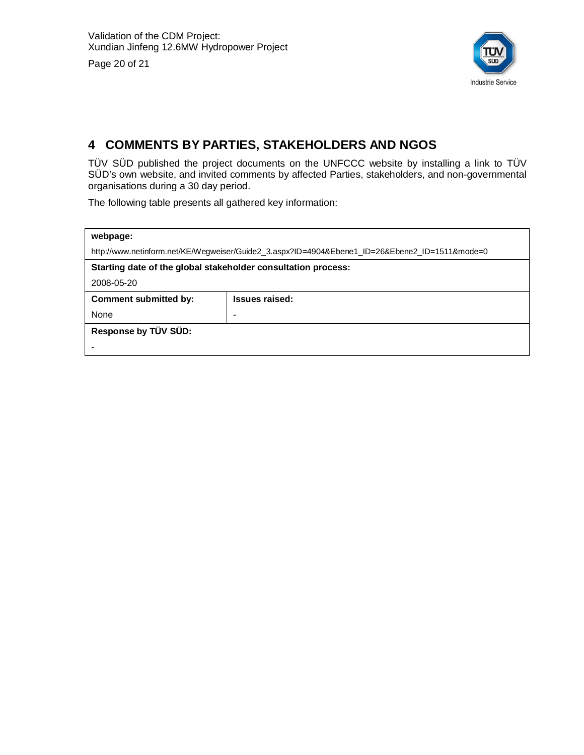## 4 COMMENTS BY PARTIES, STAKEHOLDERS AND NGOS

TÜV SÜD published the project documents on the UNFCCC website by installing a link to TÜV SÜD's own website, and invited comments by affected Parties, stakeholders, and non-governmental organisations during a 30 day period.

The following table presents all gathered key information:

| **webpage:** | |
|---|---|
| http://www.netinform.net/KE/Wegweiser/Guide2_3.aspx?ID=4904&Ebene1_ID=26&Ebene2_ID=1511&mode=0 | |
| **Starting date of the global stakeholder consultation process:** | |
| 2008-05-20 | |
| **Comment submitted by:** | **Issues raised:** |
| None | - |
| **Response by TÜV SÜD:** | |
| - | |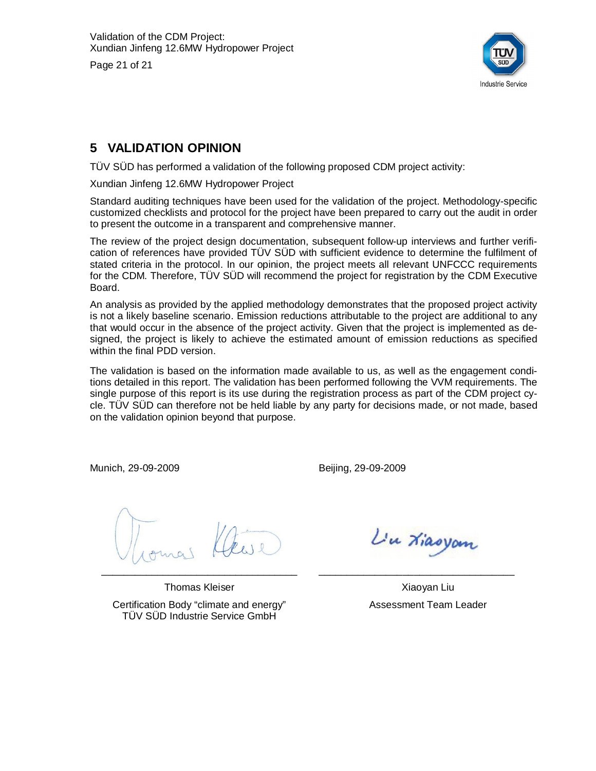## 5 VALIDATION OPINION

TÜV SÜD has performed a validation of the following proposed CDM project activity:

Xundian Jinfeng 12.6MW Hydropower Project

Standard auditing techniques have been used for the validation of the project. Methodology-specific customized checklists and protocol for the project have been prepared to carry out the audit in order to present the outcome in a transparent and comprehensive manner.

The review of the project design documentation, subsequent follow-up interviews and further verification of references have provided TÜV SÜD with sufficient evidence to determine the fulfilment of stated criteria in the protocol. In our opinion, the project meets all relevant UNFCCC requirements for the CDM. Therefore, TÜV SÜD will recommend the project for registration by the CDM Executive Board.

An analysis as provided by the applied methodology demonstrates that the proposed project activity is not a likely baseline scenario. Emission reductions attributable to the project are additional to any that would occur in the absence of the project activity. Given that the project is implemented as designed, the project is likely to achieve the estimated amount of emission reductions as specified within the final PDD version.

The validation is based on the information made available to us, as well as the engagement conditions detailed in this report. The validation has been performed following the VVM requirements. The single purpose of this report is its use during the registration process as part of the CDM project cycle. TÜV SÜD can therefore not be held liable by any party for decisions made, or not made, based on the validation opinion beyond that purpose.

Munich, 29-09-2009

Thomas Kleiser

Certification Body "climate and energy"
TÜV SÜD Industrie Service GmbH

Beijing, 29-09-2009

Xiaoyan Liu

Assessment Team Leader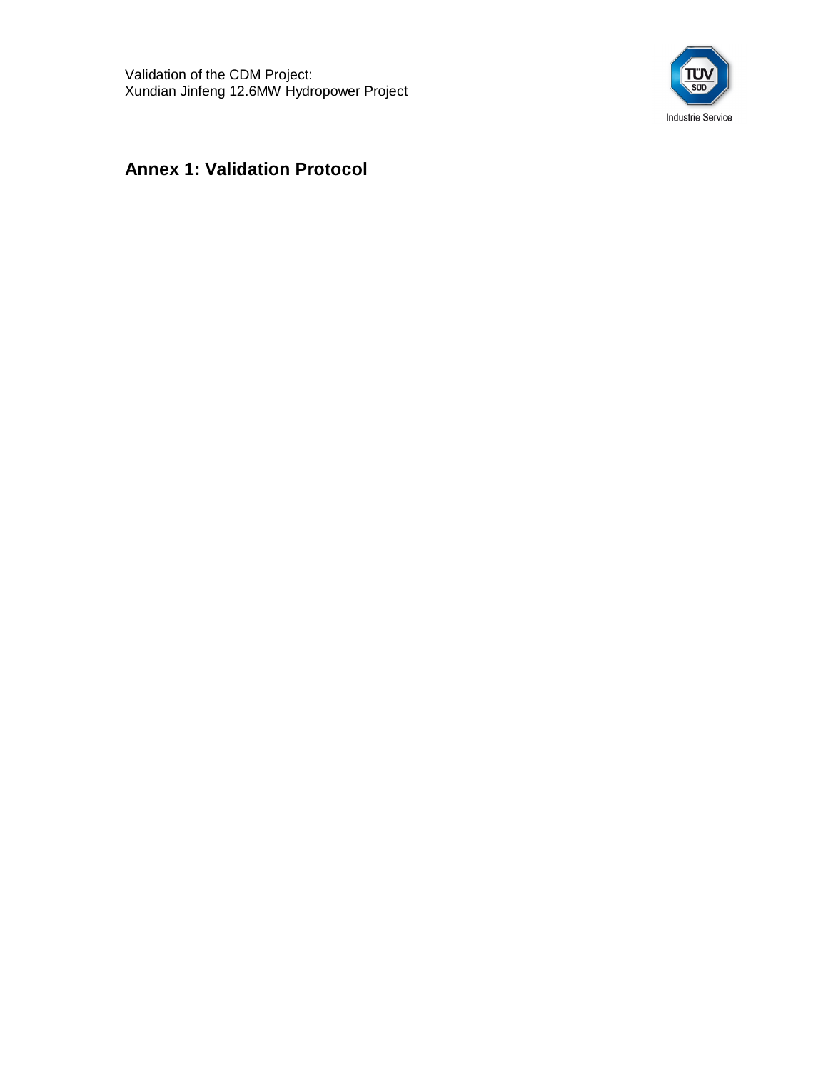## Annex 1: Validation Protocol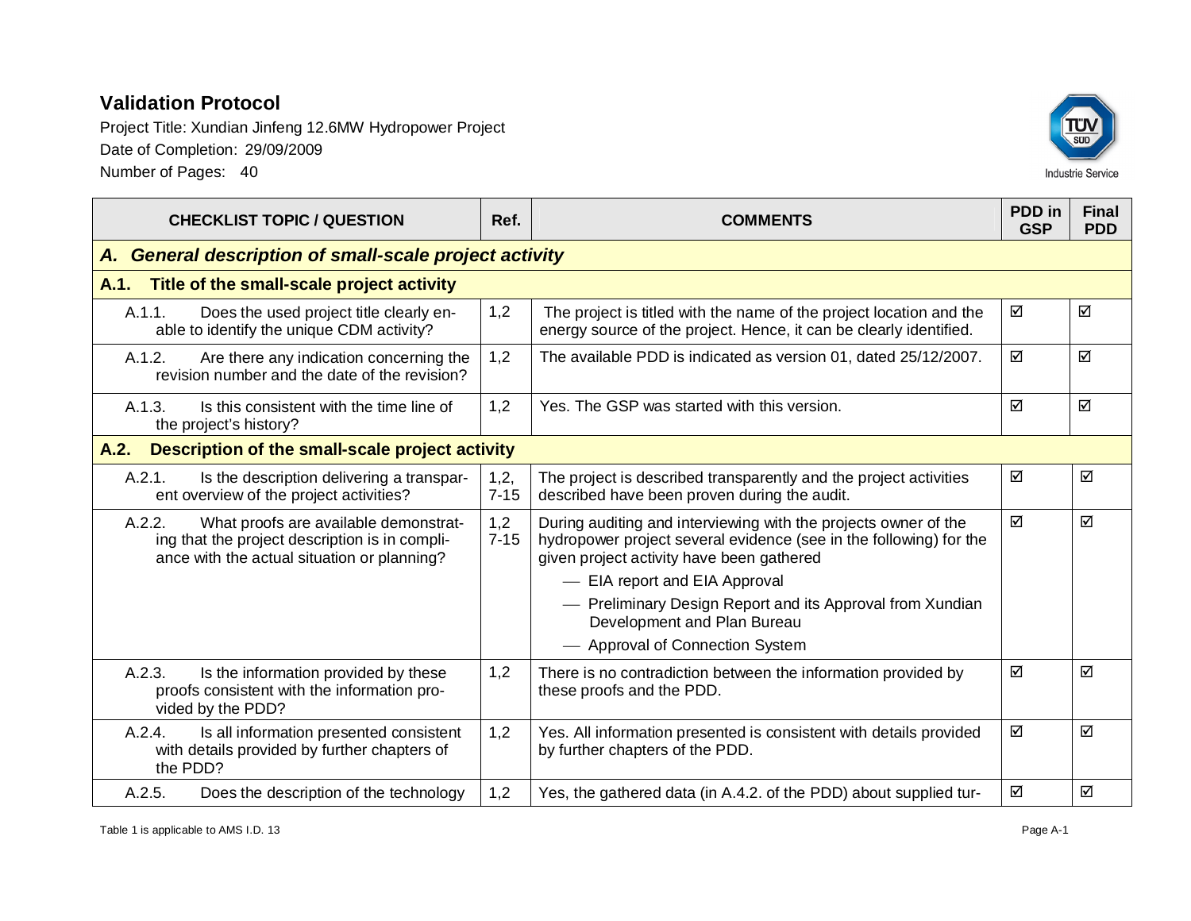# Validation Protocol

Project Title: Xundian Jinfeng 12.6MW Hydropower Project

Date of Completion: 29/09/2009

Number of Pages: 40

| CHECKLIST TOPIC / QUESTION | Ref. | COMMENTS | PDD in GSP | Final PDD |
|---|---|---|---|---|
| ***A. General description of small-scale project activity*** | | | | |
| **A.1. Title of the small-scale project activity** | | | | |
| A.1.1. Does the used project title clearly enable to identify the unique CDM activity? | 1,2 | The project is titled with the name of the project location and the energy source of the project. Hence, it can be clearly identified. | ☑ | ☑ |
| A.1.2. Are there any indication concerning the revision number and the date of the revision? | 1,2 | The available PDD is indicated as version 01, dated 25/12/2007. | ☑ | ☑ |
| A.1.3. Is this consistent with the time line of the project's history? | 1,2 | Yes. The GSP was started with this version. | ☑ | ☑ |
| **A.2. Description of the small-scale project activity** | | | | |
| A.2.1. Is the description delivering a transparent overview of the project activities? | 1,2, 7-15 | The project is described transparently and the project activities described have been proven during the audit. | ☑ | ☑ |
| A.2.2. What proofs are available demonstrating that the project description is in compliance with the actual situation or planning? | 1,2 7-15 | During auditing and interviewing with the projects owner of the hydropower project several evidence (see in the following) for the given project activity have been gathered<br>— EIA report and EIA Approval<br>— Preliminary Design Report and its Approval from Xundian Development and Plan Bureau<br>— Approval of Connection System | ☑ | ☑ |
| A.2.3. Is the information provided by these proofs consistent with the information provided by the PDD? | 1,2 | There is no contradiction between the information provided by these proofs and the PDD. | ☑ | ☑ |
| A.2.4. Is all information presented consistent with details provided by further chapters of the PDD? | 1,2 | Yes. All information presented is consistent with details provided by further chapters of the PDD. | ☑ | ☑ |
| A.2.5. Does the description of the technology | 1,2 | Yes, the gathered data (in A.4.2. of the PDD) about supplied tur- | ☑ | ☑ |

Table 1 is applicable to AMS I.D. 13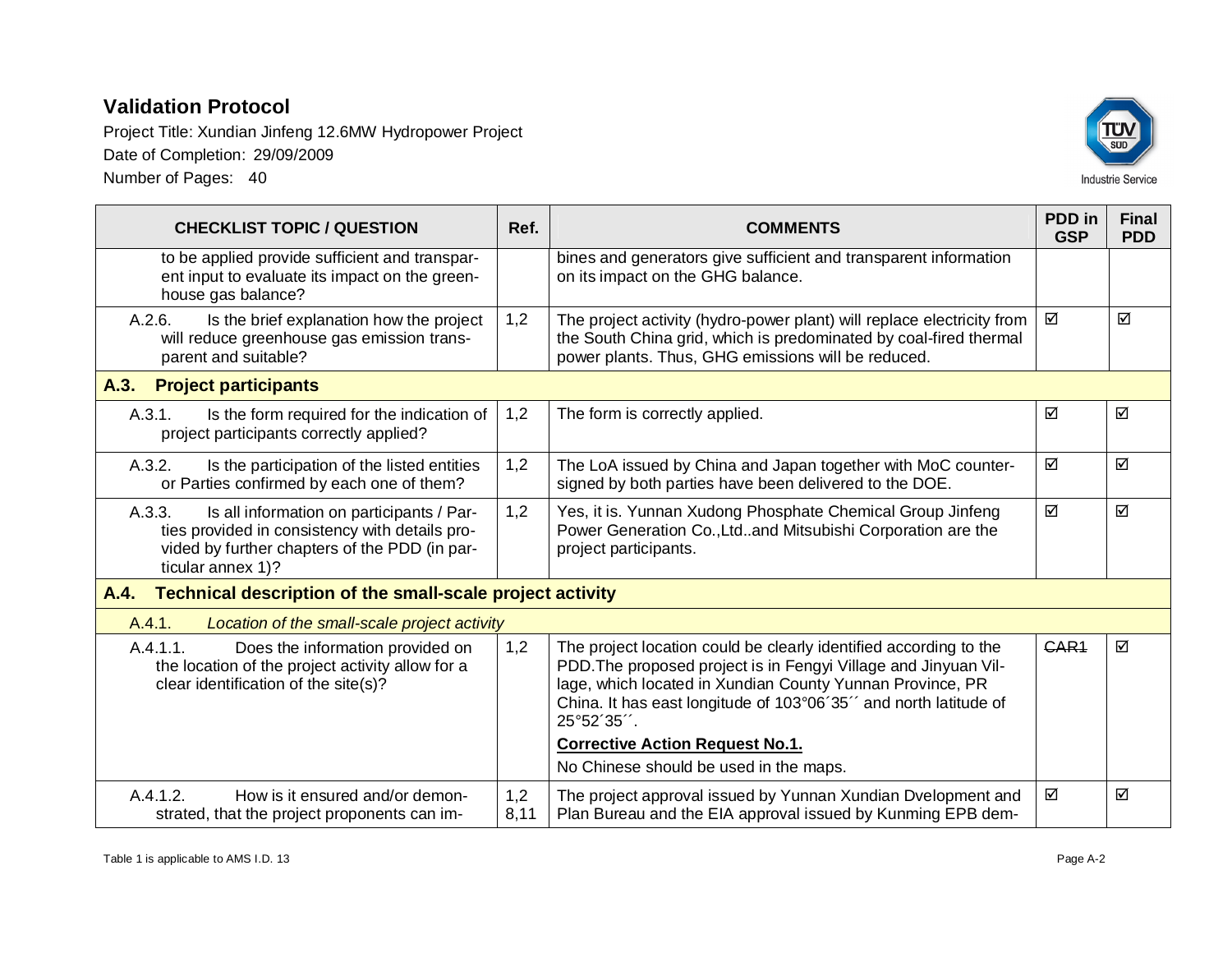| CHECKLIST TOPIC / QUESTION | Ref. | COMMENTS | PDD in GSP | Final PDD |
|---|---|---|---|---|
| to be applied provide sufficient and transparent input to evaluate its impact on the greenhouse gas balance? | | bines and generators give sufficient and transparent information on its impact on the GHG balance. | | |
| A.2.6. Is the brief explanation how the project will reduce greenhouse gas emission transparent and suitable? | 1,2 | The project activity (hydro-power plant) will replace electricity from the South China grid, which is predominated by coal-fired thermal power plants. Thus, GHG emissions will be reduced. | ☑ | ☑ |
| **A.3. Project participants** | | | | |
| A.3.1. Is the form required for the indication of project participants correctly applied? | 1,2 | The form is correctly applied. | ☑ | ☑ |
| A.3.2. Is the participation of the listed entities or Parties confirmed by each one of them? | 1,2 | The LoA issued by China and Japan together with MoC countersigned by both parties have been delivered to the DOE. | ☑ | ☑ |
| A.3.3. Is all information on participants / Parties provided in consistency with details provided by further chapters of the PDD (in particular annex 1)? | 1,2 | Yes, it is. Yunnan Xudong Phosphate Chemical Group Jinfeng Power Generation Co.,Ltd..and Mitsubishi Corporation are the project participants. | ☑ | ☑ |
| **A.4. Technical description of the small-scale project activity** | | | | |
| *A.4.1. Location of the small-scale project activity* | | | | |
| A.4.1.1. Does the information provided on the location of the project activity allow for a clear identification of the site(s)? | 1,2 | The project location could be clearly identified according to the PDD.The proposed project is in Fengyi Village and Jinyuan Village, which located in Xundian County Yunnan Province, PR China. It has east longitude of 103°06´35´´ and north latitude of 25°52´35´´.<br><br>**Corrective Action Request No.1.**<br><br>No Chinese should be used in the maps. | ~~CAR1~~ | ☑ |
| A.4.1.2. How is it ensured and/or demonstrated, that the project proponents can im- | 1,2<br>8,11 | The project approval issued by Yunnan Xundian Dvelopment and Plan Bureau and the EIA approval issued by Kunming EPB dem- | ☑ | ☑ |

Table 1 is applicable to AMS I.D. 13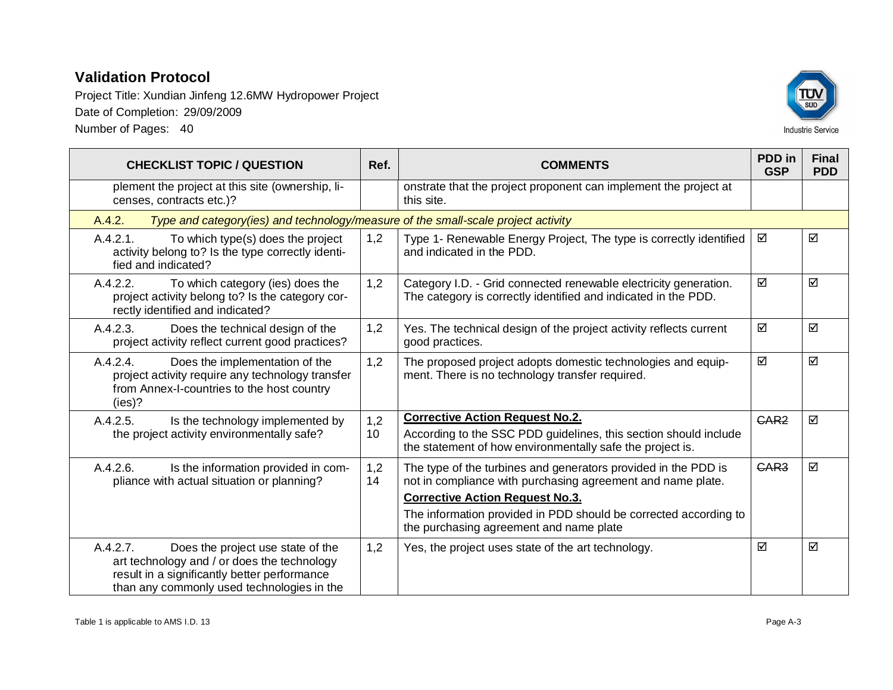| CHECKLIST TOPIC / QUESTION | Ref. | COMMENTS | PDD in GSP | Final PDD |
|---|---|---|---|---|
| plement the project at this site (ownership, licenses, contracts etc.)? | | onstrate that the project proponent can implement the project at this site. | | |
| A.4.2. *Type and category(ies) and technology/measure of the small-scale project activity* | | | | |
| A.4.2.1. To which type(s) does the project activity belong to? Is the type correctly identified and indicated? | 1,2 | Type 1- Renewable Energy Project, The type is correctly identified and indicated in the PDD. | ☑ | ☑ |
| A.4.2.2. To which category (ies) does the project activity belong to? Is the category correctly identified and indicated? | 1,2 | Category I.D. - Grid connected renewable electricity generation. The category is correctly identified and indicated in the PDD. | ☑ | ☑ |
| A.4.2.3. Does the technical design of the project activity reflect current good practices? | 1,2 | Yes. The technical design of the project activity reflects current good practices. | ☑ | ☑ |
| A.4.2.4. Does the implementation of the project activity require any technology transfer from Annex-I-countries to the host country (ies)? | 1,2 | The proposed project adopts domestic technologies and equipment. There is no technology transfer required. | ☑ | ☑ |
| A.4.2.5. Is the technology implemented by the project activity environmentally safe? | 1,2 10 | **Corrective Action Request No.2.** According to the SSC PDD guidelines, this section should include the statement of how environmentally safe the project is. | ~~CAR2~~ | ☑ |
| A.4.2.6. Is the information provided in compliance with actual situation or planning? | 1,2 14 | The type of the turbines and generators provided in the PDD is not in compliance with purchasing agreement and name plate. **Corrective Action Request No.3.** The information provided in PDD should be corrected according to the purchasing agreement and name plate | ~~CAR3~~ | ☑ |
| A.4.2.7. Does the project use state of the art technology and / or does the technology result in a significantly better performance than any commonly used technologies in the | 1,2 | Yes, the project uses state of the art technology. | ☑ | ☑ |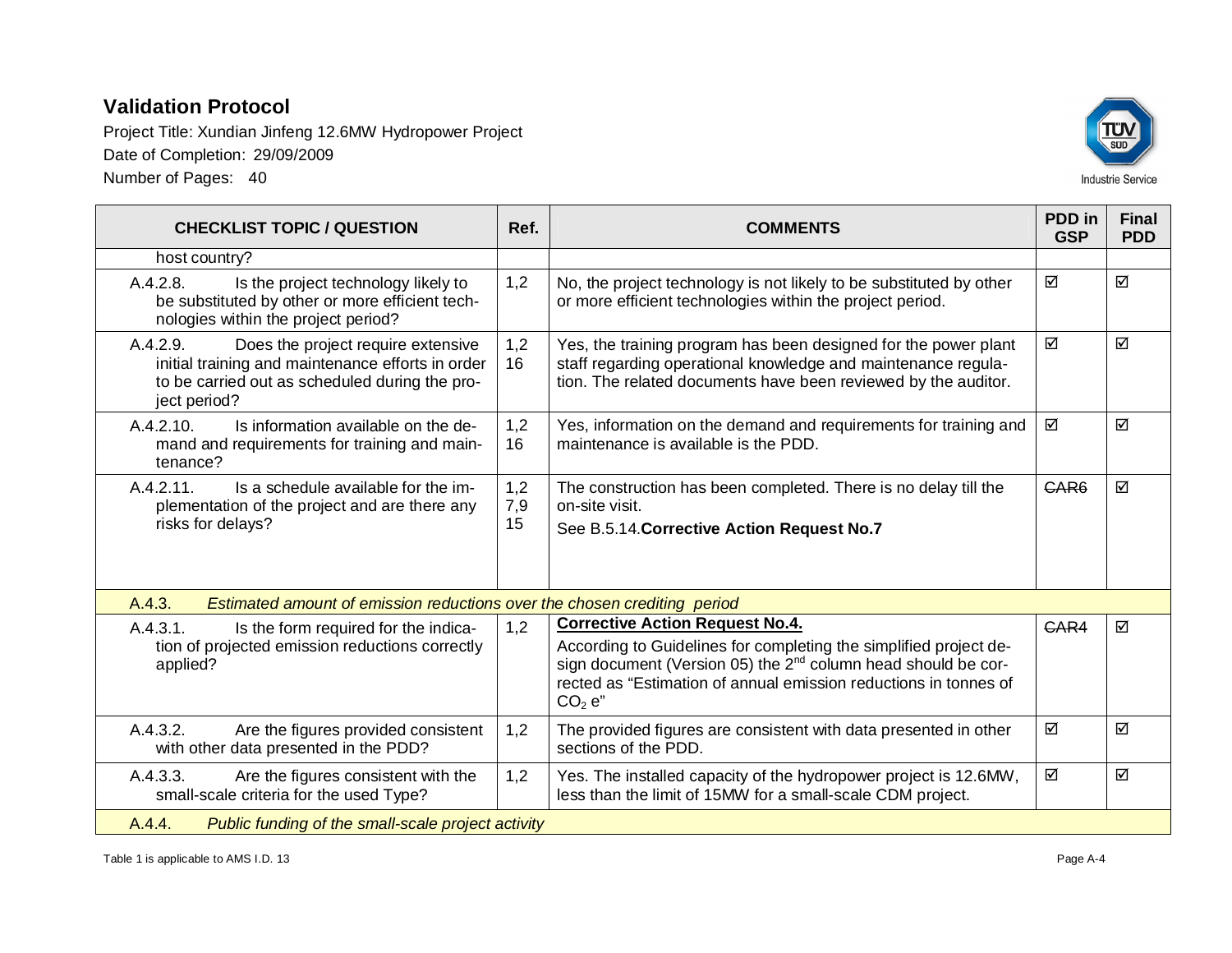## Validation Protocol

Project Title: Xundian Jinfeng 12.6MW Hydropower Project

Date of Completion: 29/09/2009

Number of Pages: 40

| CHECKLIST TOPIC / QUESTION | Ref. | COMMENTS | PDD in GSP | Final PDD |
|---|---|---|---|---|
| host country? | | | | |
| A.4.2.8. Is the project technology likely to be substituted by other or more efficient technologies within the project period? | 1,2 | No, the project technology is not likely to be substituted by other or more efficient technologies within the project period. | ☑ | ☑ |
| A.4.2.9. Does the project require extensive initial training and maintenance efforts in order to be carried out as scheduled during the project period? | 1,2 16 | Yes, the training program has been designed for the power plant staff regarding operational knowledge and maintenance regulation. The related documents have been reviewed by the auditor. | ☑ | ☑ |
| A.4.2.10. Is information available on the demand and requirements for training and maintenance? | 1,2 16 | Yes, information on the demand and requirements for training and maintenance is available is the PDD. | ☑ | ☑ |
| A.4.2.11. Is a schedule available for the implementation of the project and are there any risks for delays? | 1,2 7,9 15 | The construction has been completed. There is no delay till the on-site visit. See B.5.14.**Corrective Action Request No.7** | ~~CAR6~~ | ☑ |
| A.4.3. *Estimated amount of emission reductions over the chosen crediting period* | | | | |
| A.4.3.1. Is the form required for the indication of projected emission reductions correctly applied? | 1,2 | **Corrective Action Request No.4.** According to Guidelines for completing the simplified project design document (Version 05) the 2nd column head should be corrected as "Estimation of annual emission reductions in tonnes of $CO_2$ e" | ~~CAR4~~ | ☑ |
| A.4.3.2. Are the figures provided consistent with other data presented in the PDD? | 1,2 | The provided figures are consistent with data presented in other sections of the PDD. | ☑ | ☑ |
| A.4.3.3. Are the figures consistent with the small-scale criteria for the used Type? | 1,2 | Yes. The installed capacity of the hydropower project is 12.6MW, less than the limit of 15MW for a small-scale CDM project. | ☑ | ☑ |
| A.4.4. *Public funding of the small-scale project activity* | | | | |

Table 1 is applicable to AMS I.D. 13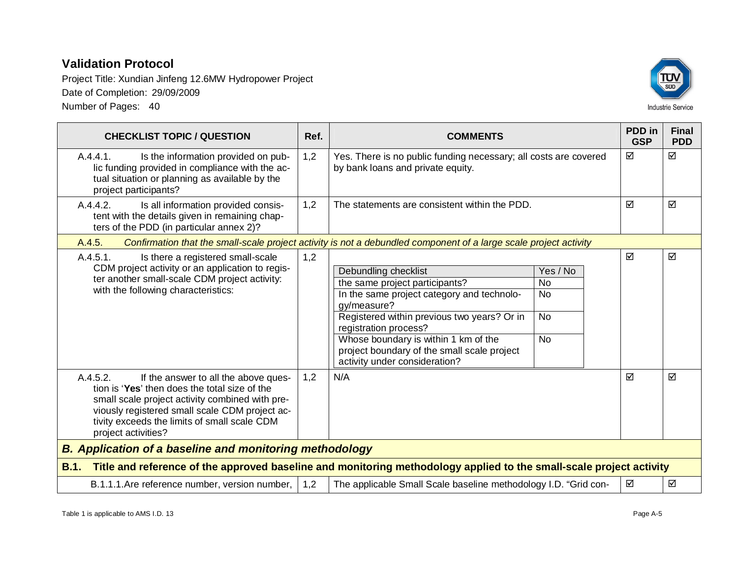| CHECKLIST TOPIC / QUESTION | Ref. | COMMENTS | PDD in GSP | Final PDD |
|---|---|---|---|---|
| A.4.4.1. Is the information provided on public funding provided in compliance with the actual situation or planning as available by the project participants? | 1,2 | Yes. There is no public funding necessary; all costs are covered by bank loans and private equity. | ☑ | ☑ |
| A.4.4.2. Is all information provided consistent with the details given in remaining chapters of the PDD (in particular annex 2)? | 1,2 | The statements are consistent within the PDD. | ☑ | ☑ |
| A.4.5. *Confirmation that the small-scale project activity is not a debundled component of a large scale project activity* | | | | |
| A.4.5.1. Is there a registered small-scale CDM project activity or an application to register another small-scale CDM project activity: with the following characteristics: | 1,2 | Debundling checklist — Yes / No<br>the same project participants? — No<br>In the same project category and technology/measure? — No<br>Registered within previous two years? Or in registration process? — No<br>Whose boundary is within 1 km of the project boundary of the small scale project activity under consideration? — No | ☑ | ☑ |
| A.4.5.2. If the answer to all the above question is '**Yes**' then does the total size of the small scale project activity combined with previously registered small scale CDM project activity exceeds the limits of small scale CDM project activities? | 1,2 | N/A | ☑ | ☑ |
| ***B. Application of a baseline and monitoring methodology*** | | | | |
| **B.1. Title and reference of the approved baseline and monitoring methodology applied to the small-scale project activity** | | | | |
| B.1.1.1. Are reference number, version number, | 1,2 | The applicable Small Scale baseline methodology I.D. "Grid con- | ☑ | ☑ |

Table 1 is applicable to AMS I.D. 13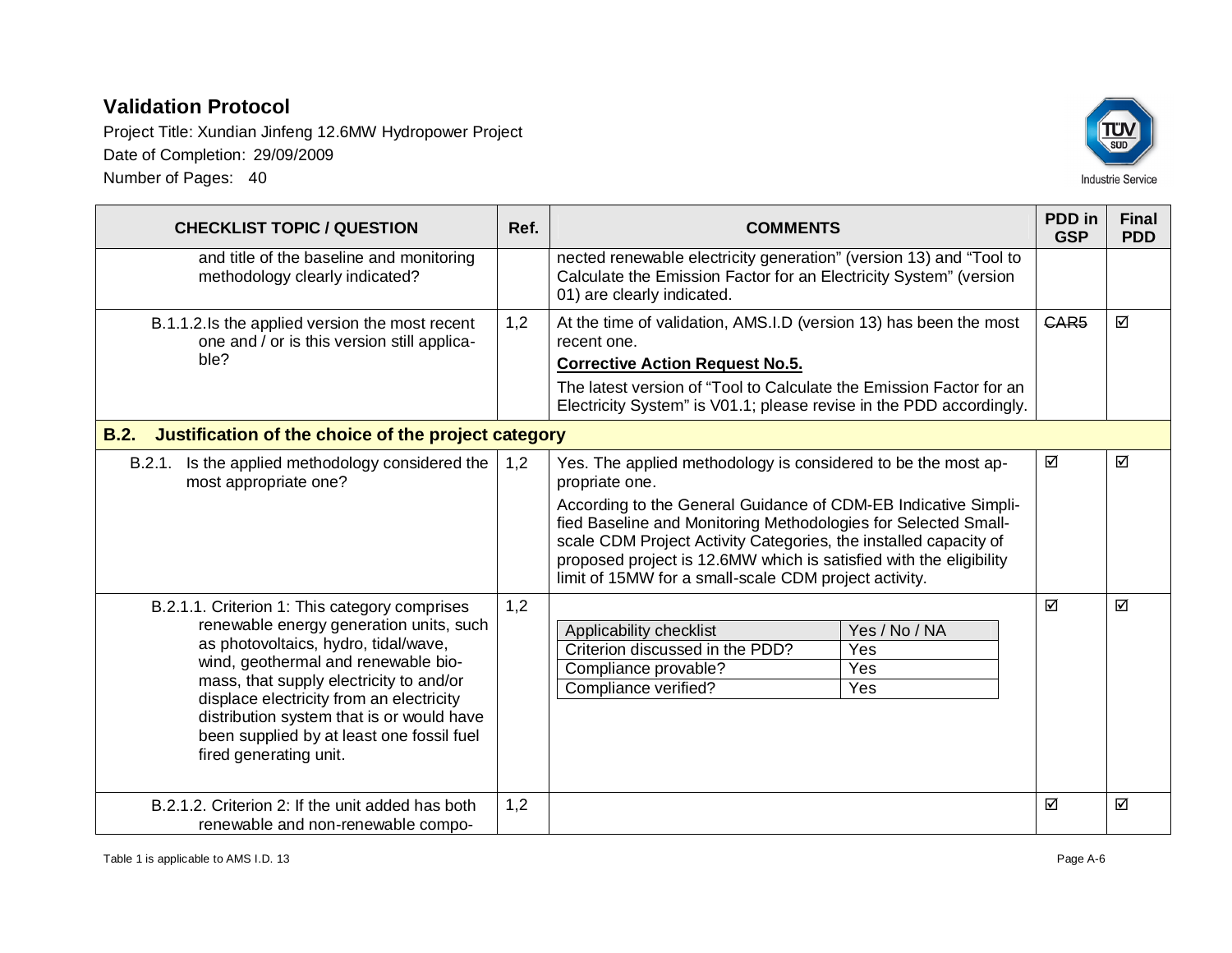| CHECKLIST TOPIC / QUESTION | Ref. | COMMENTS | PDD in GSP | Final PDD |
|---|---|---|---|---|
| and title of the baseline and monitoring methodology clearly indicated? | | nected renewable electricity generation" (version 13) and "Tool to Calculate the Emission Factor for an Electricity System" (version 01) are clearly indicated. | | |
| B.1.1.2.Is the applied version the most recent one and / or is this version still applicable? | 1,2 | At the time of validation, AMS.I.D (version 13) has been the most recent one.<br>**Corrective Action Request No.5.**<br>The latest version of "Tool to Calculate the Emission Factor for an Electricity System" is V01.1; please revise in the PDD accordingly. | ~~CAR5~~ | ☑ |
| **B.2. Justification of the choice of the project category** | | | | |
| B.2.1. Is the applied methodology considered the most appropriate one? | 1,2 | Yes. The applied methodology is considered to be the most appropriate one.<br>According to the General Guidance of CDM-EB Indicative Simplified Baseline and Monitoring Methodologies for Selected Small-scale CDM Project Activity Categories, the installed capacity of proposed project is 12.6MW which is satisfied with the eligibility limit of 15MW for a small-scale CDM project activity. | ☑ | ☑ |
| B.2.1.1. Criterion 1: This category comprises renewable energy generation units, such as photovoltaics, hydro, tidal/wave, wind, geothermal and renewable biomass, that supply electricity to and/or displace electricity from an electricity distribution system that is or would have been supplied by at least one fossil fuel fired generating unit. | 1,2 | Applicability checklist: Yes / No / NA<br>Criterion discussed in the PDD?: Yes<br>Compliance provable?: Yes<br>Compliance verified?: Yes | ☑ | ☑ |
| B.2.1.2. Criterion 2: If the unit added has both renewable and non-renewable compo- | 1,2 | | ☑ | ☑ |

Table 1 is applicable to AMS I.D. 13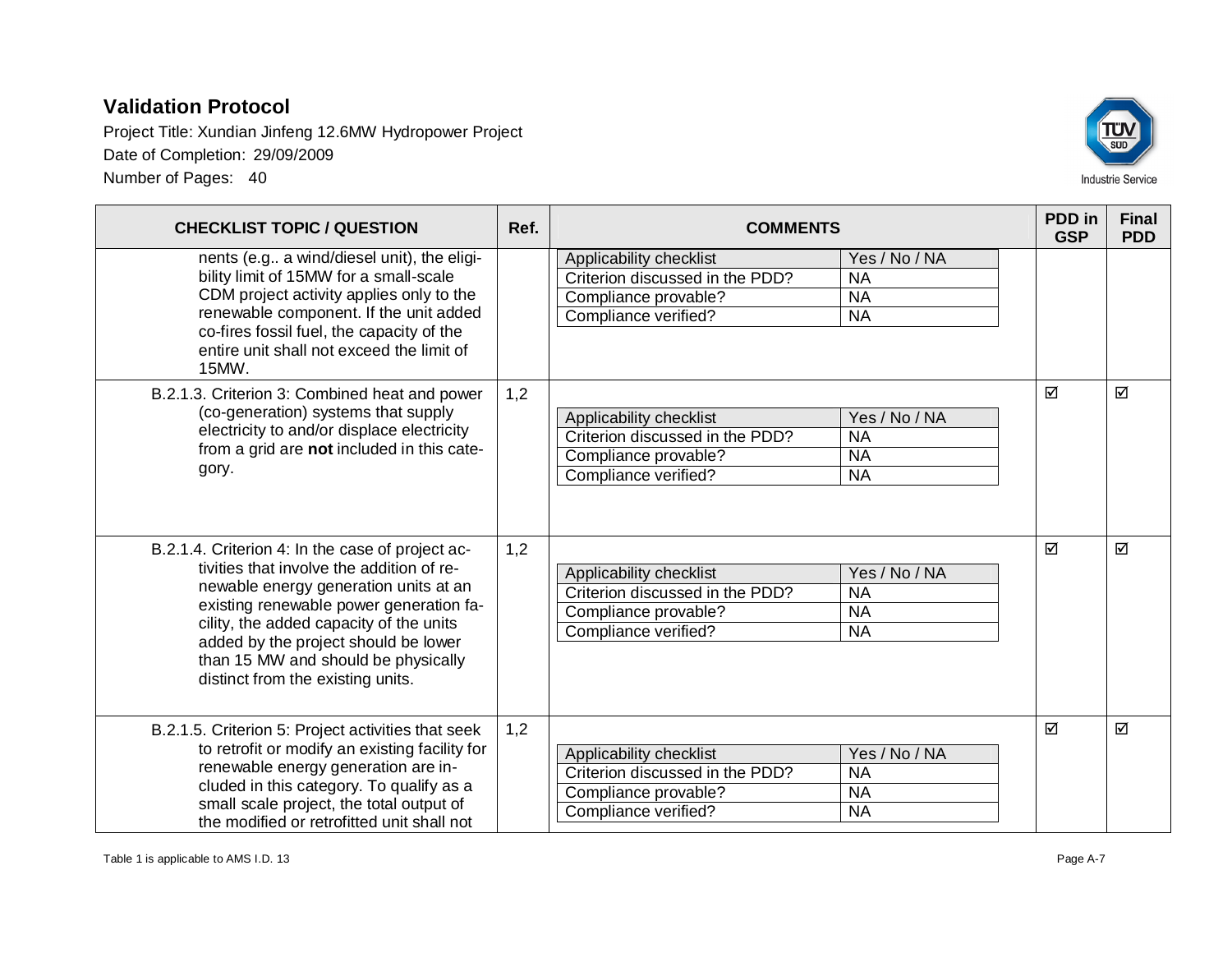| CHECKLIST TOPIC / QUESTION | Ref. | COMMENTS | PDD in GSP | Final PDD |
|---|---|---|---|---|
| nents (e.g.. a wind/diesel unit), the eligibility limit of 15MW for a small-scale CDM project activity applies only to the renewable component. If the unit added co-fires fossil fuel, the capacity of the entire unit shall not exceed the limit of 15MW. | | Applicability checklist: Yes / No / NA<br>Criterion discussed in the PDD? NA<br>Compliance provable? NA<br>Compliance verified? NA | | |
| B.2.1.3. Criterion 3: Combined heat and power (co-generation) systems that supply electricity to and/or displace electricity from a grid are **not** included in this category. | 1,2 | Applicability checklist: Yes / No / NA<br>Criterion discussed in the PDD? NA<br>Compliance provable? NA<br>Compliance verified? NA | ☑ | ☑ |
| B.2.1.4. Criterion 4: In the case of project activities that involve the addition of renewable energy generation units at an existing renewable power generation facility, the added capacity of the units added by the project should be lower than 15 MW and should be physically distinct from the existing units. | 1,2 | Applicability checklist: Yes / No / NA<br>Criterion discussed in the PDD? NA<br>Compliance provable? NA<br>Compliance verified? NA | ☑ | ☑ |
| B.2.1.5. Criterion 5: Project activities that seek to retrofit or modify an existing facility for renewable energy generation are included in this category. To qualify as a small scale project, the total output of the modified or retrofitted unit shall not | 1,2 | Applicability checklist: Yes / No / NA<br>Criterion discussed in the PDD? NA<br>Compliance provable? NA<br>Compliance verified? NA | ☑ | ☑ |

Table 1 is applicable to AMS I.D. 13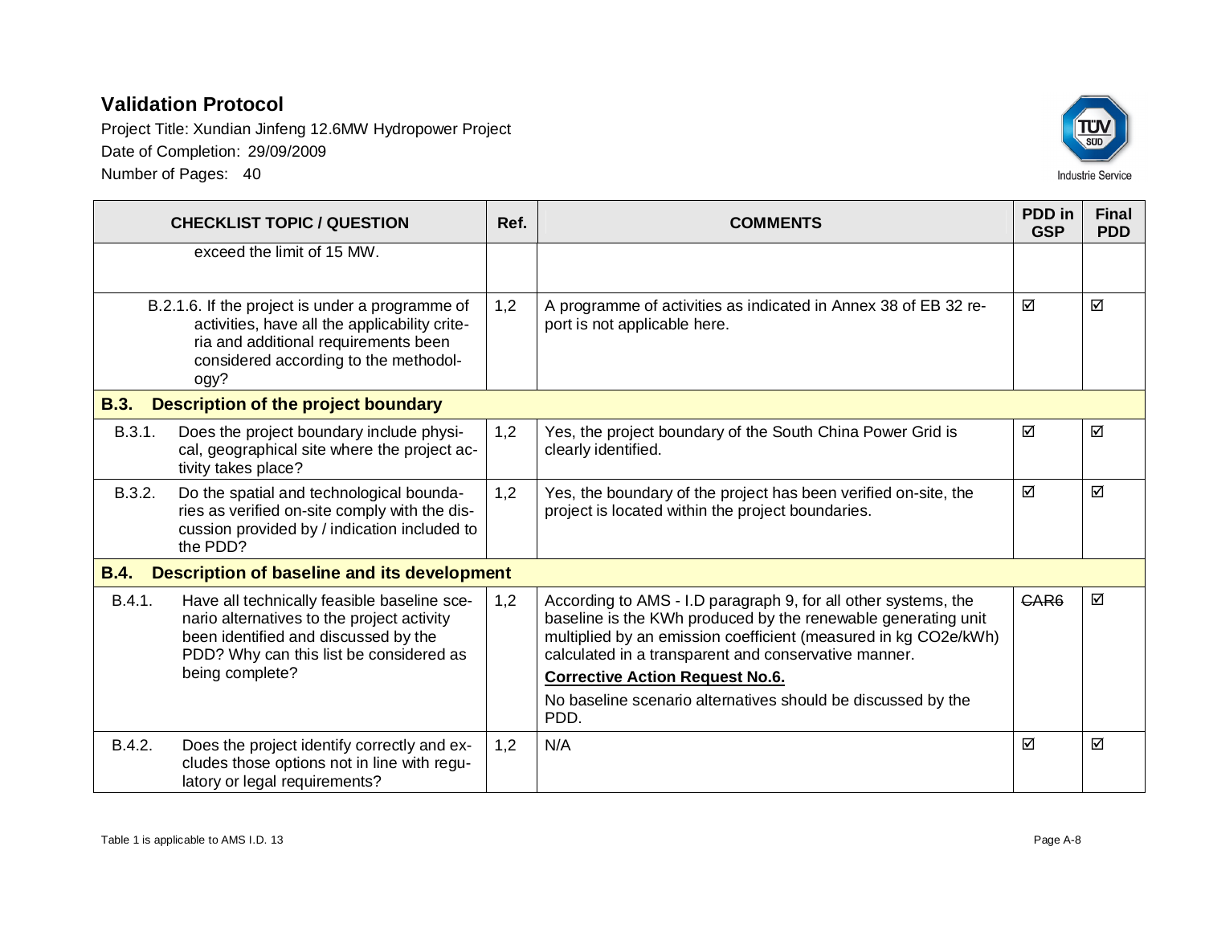| CHECKLIST TOPIC / QUESTION | Ref. | COMMENTS | PDD in GSP | Final PDD |
|---|---|---|---|---|
| exceed the limit of 15 MW. | | | | |
| B.2.1.6. If the project is under a programme of activities, have all the applicability criteria and additional requirements been considered according to the methodology? | 1,2 | A programme of activities as indicated in Annex 38 of EB 32 report is not applicable here. | ☑ | ☑ |
| **B.3. Description of the project boundary** | | | | |
| B.3.1. Does the project boundary include physical, geographical site where the project activity takes place? | 1,2 | Yes, the project boundary of the South China Power Grid is clearly identified. | ☑ | ☑ |
| B.3.2. Do the spatial and technological boundaries as verified on-site comply with the discussion provided by / indication included to the PDD? | 1,2 | Yes, the boundary of the project has been verified on-site, the project is located within the project boundaries. | ☑ | ☑ |
| **B.4. Description of baseline and its development** | | | | |
| B.4.1. Have all technically feasible baseline scenario alternatives to the project activity been identified and discussed by the PDD? Why can this list be considered as being complete? | 1,2 | According to AMS - I.D paragraph 9, for all other systems, the baseline is the KWh produced by the renewable generating unit multiplied by an emission coefficient (measured in kg CO2e/kWh) calculated in a transparent and conservative manner.<br>**Corrective Action Request No.6.**<br>No baseline scenario alternatives should be discussed by the PDD. | ~~CAR6~~ | ☑ |
| B.4.2. Does the project identify correctly and excludes those options not in line with regulatory or legal requirements? | 1,2 | N/A | ☑ | ☑ |

Table 1 is applicable to AMS I.D. 13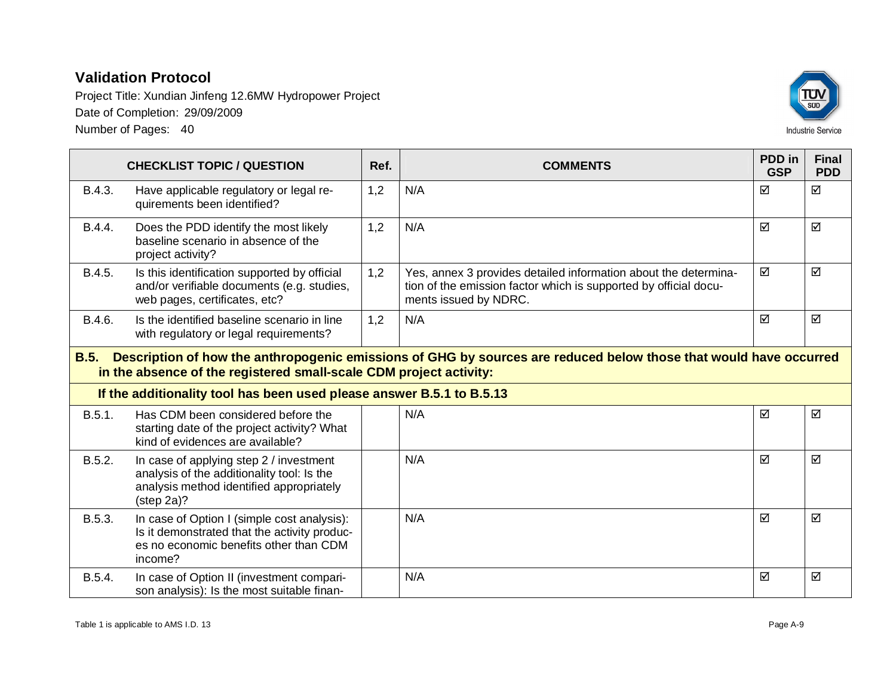| CHECKLIST TOPIC / QUESTION | | Ref. | COMMENTS | PDD in GSP | Final PDD |
|---|---|---|---|---|---|
| B.4.3. | Have applicable regulatory or legal requirements been identified? | 1,2 | N/A | ☑ | ☑ |
| B.4.4. | Does the PDD identify the most likely baseline scenario in absence of the project activity? | 1,2 | N/A | ☑ | ☑ |
| B.4.5. | Is this identification supported by official and/or verifiable documents (e.g. studies, web pages, certificates, etc? | 1,2 | Yes, annex 3 provides detailed information about the determination of the emission factor which is supported by official documents issued by NDRC. | ☑ | ☑ |
| B.4.6. | Is the identified baseline scenario in line with regulatory or legal requirements? | 1,2 | N/A | ☑ | ☑ |
| **B.5.** | **Description of how the anthropogenic emissions of GHG by sources are reduced below those that would have occurred in the absence of the registered small-scale CDM project activity:** | | | | |
| | **If the additionality tool has been used please answer B.5.1 to B.5.13** | | | | |
| B.5.1. | Has CDM been considered before the starting date of the project activity? What kind of evidences are available? | | N/A | ☑ | ☑ |
| B.5.2. | In case of applying step 2 / investment analysis of the additionality tool: Is the analysis method identified appropriately (step 2a)? | | N/A | ☑ | ☑ |
| B.5.3. | In case of Option I (simple cost analysis): Is it demonstrated that the activity produces no economic benefits other than CDM income? | | N/A | ☑ | ☑ |
| B.5.4. | In case of Option II (investment comparison analysis): Is the most suitable finan- | | N/A | ☑ | ☑ |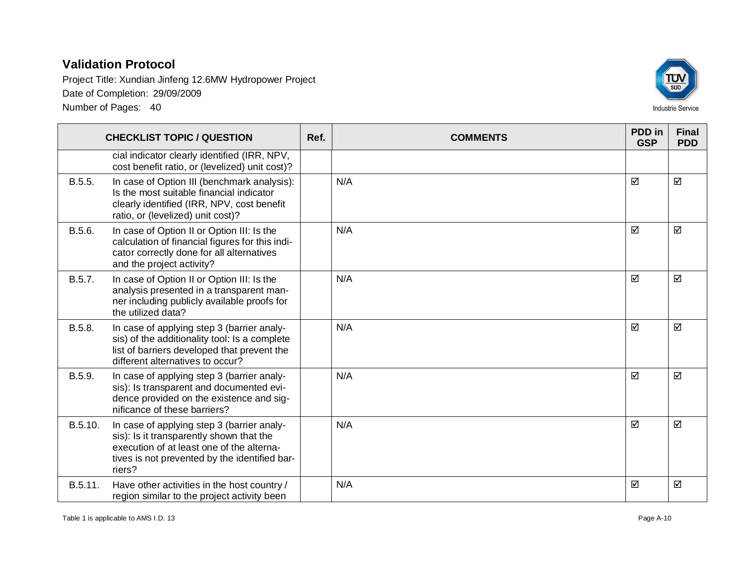| CHECKLIST TOPIC / QUESTION | | Ref. | COMMENTS | PDD in GSP | Final PDD |
|---|---|---|---|---|---|
| | cial indicator clearly identified (IRR, NPV, cost benefit ratio, or (levelized) unit cost)? | | | | |
| B.5.5. | In case of Option III (benchmark analysis): Is the most suitable financial indicator clearly identified (IRR, NPV, cost benefit ratio, or (levelized) unit cost)? | | N/A | ☑ | ☑ |
| B.5.6. | In case of Option II or Option III: Is the calculation of financial figures for this indicator correctly done for all alternatives and the project activity? | | N/A | ☑ | ☑ |
| B.5.7. | In case of Option II or Option III: Is the analysis presented in a transparent manner including publicly available proofs for the utilized data? | | N/A | ☑ | ☑ |
| B.5.8. | In case of applying step 3 (barrier analysis) of the additionality tool: Is a complete list of barriers developed that prevent the different alternatives to occur? | | N/A | ☑ | ☑ |
| B.5.9. | In case of applying step 3 (barrier analysis): Is transparent and documented evidence provided on the existence and significance of these barriers? | | N/A | ☑ | ☑ |
| B.5.10. | In case of applying step 3 (barrier analysis): Is it transparently shown that the execution of at least one of the alternatives is not prevented by the identified barriers? | | N/A | ☑ | ☑ |
| B.5.11. | Have other activities in the host country / region similar to the project activity been | | N/A | ☑ | ☑ |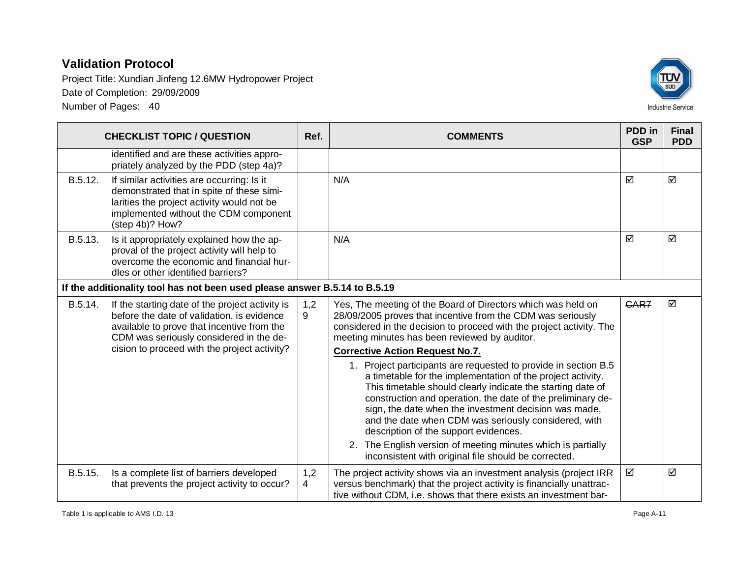| CHECKLIST TOPIC / QUESTION | | Ref. | COMMENTS | PDD in GSP | Final PDD |
|---|---|---|---|---|---|
| | identified and are these activities appropriately analyzed by the PDD (step 4a)? | | | | |
| B.5.12. | If similar activities are occurring: Is it demonstrated that in spite of these similarities the project activity would not be implemented without the CDM component (step 4b)? How? | | N/A | ☑ | ☑ |
| B.5.13. | Is it appropriately explained how the approval of the project activity will help to overcome the economic and financial hurdles or other identified barriers? | | N/A | ☑ | ☑ |
| **If the additionality tool has not been used please answer B.5.14 to B.5.19** | | | | | |
| B.5.14. | If the starting date of the project activity is before the date of validation, is evidence available to prove that incentive from the CDM was seriously considered in the decision to proceed with the project activity? | 1,29 | Yes, The meeting of the Board of Directors which was held on 28/09/2005 proves that incentive from the CDM was seriously considered in the decision to proceed with the project activity. The meeting minutes has been reviewed by auditor.<br>**Corrective Action Request No.7.**<br>1. Project participants are requested to provide in section B.5 a timetable for the implementation of the project activity. This timetable should clearly indicate the starting date of construction and operation, the date of the preliminary design, the date when the investment decision was made, and the date when CDM was seriously considered, with description of the support evidences.<br>2. The English version of meeting minutes which is partially inconsistent with original file should be corrected. | ~~CAR7~~ | ☑ |
| B.5.15. | Is a complete list of barriers developed that prevents the project activity to occur? | 1,24 | The project activity shows via an investment analysis (project IRR versus benchmark) that the project activity is financially unattractive without CDM, i.e. shows that there exists an investment bar- | ☑ | ☑ |

Table 1 is applicable to AMS I.D. 13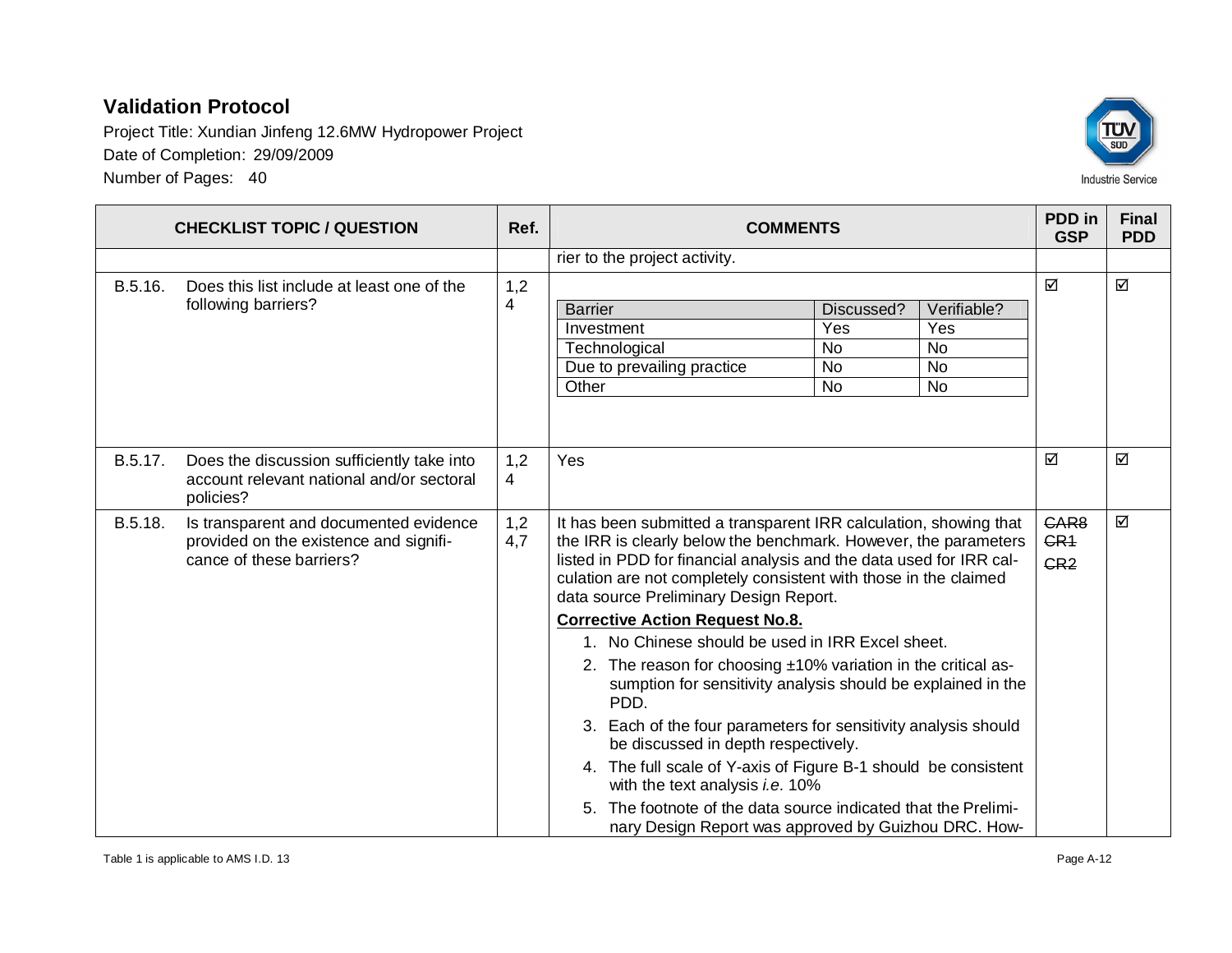## Validation Protocol

Project Title: Xundian Jinfeng 12.6MW Hydropower Project

Date of Completion: 29/09/2009

Number of Pages: 40

| CHECKLIST TOPIC / QUESTION | | Ref. | COMMENTS | PDD in GSP | Final PDD |
|---|---|---|---|---|---|
| | | | rier to the project activity. | | |
| B.5.16. | Does this list include at least one of the following barriers? | 1,2 4 | Barrier / Discussed? / Verifiable?<br>Investment / Yes / Yes<br>Technological / No / No<br>Due to prevailing practice / No / No<br>Other / No / No | ☑ | ☑ |
| B.5.17. | Does the discussion sufficiently take into account relevant national and/or sectoral policies? | 1,2 4 | Yes | ☑ | ☑ |
| B.5.18. | Is transparent and documented evidence provided on the existence and significance of these barriers? | 1,2 4,7 | It has been submitted a transparent IRR calculation, showing that the IRR is clearly below the benchmark. However, the parameters listed in PDD for financial analysis and the data used for IRR calculation are not completely consistent with those in the claimed data source Preliminary Design Report.<br>**Corrective Action Request No.8.**<br>1. No Chinese should be used in IRR Excel sheet.<br>2. The reason for choosing ±10% variation in the critical assumption for sensitivity analysis should be explained in the PDD.<br>3. Each of the four parameters for sensitivity analysis should be discussed in depth respectively.<br>4. The full scale of Y-axis of Figure B-1 should be consistent with the text analysis *i.e.* 10%<br>5. The footnote of the data source indicated that the Preliminary Design Report was approved by Guizhou DRC. How- | ~~CAR8~~ ~~CR1~~ ~~CR2~~ | ☑ |

Table 1 is applicable to AMS I.D. 13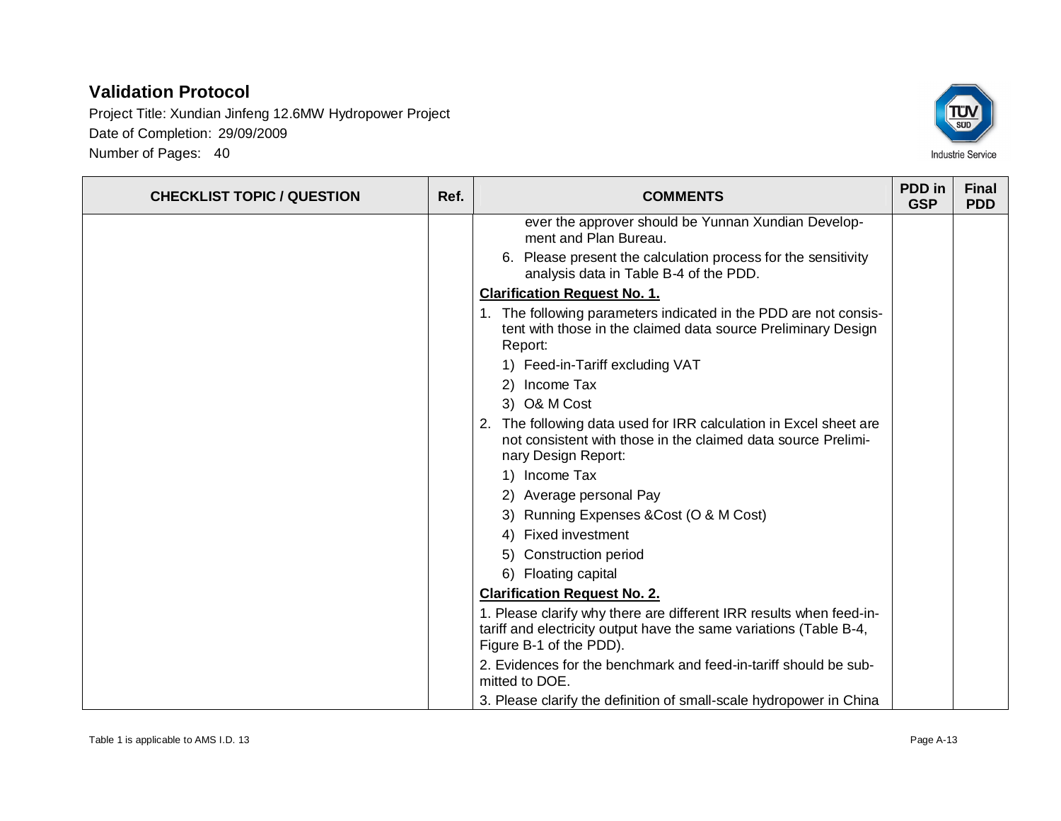| CHECKLIST TOPIC / QUESTION | Ref. | COMMENTS | PDD in GSP | Final PDD |
|---|---|---|---|---|
| | | ever the approver should be Yunnan Xundian Development and Plan Bureau.<br>6. Please present the calculation process for the sensitivity analysis data in Table B-4 of the PDD.<br>**Clarification Request No. 1.**<br>1. The following parameters indicated in the PDD are not consistent with those in the claimed data source Preliminary Design Report:<br>1) Feed-in-Tariff excluding VAT<br>2) Income Tax<br>3) O& M Cost<br>2. The following data used for IRR calculation in Excel sheet are not consistent with those in the claimed data source Preliminary Design Report:<br>1) Income Tax<br>2) Average personal Pay<br>3) Running Expenses &Cost (O & M Cost)<br>4) Fixed investment<br>5) Construction period<br>6) Floating capital<br>**Clarification Request No. 2.**<br>1. Please clarify why there are different IRR results when feed-in-tariff and electricity output have the same variations (Table B-4, Figure B-1 of the PDD).<br>2. Evidences for the benchmark and feed-in-tariff should be submitted to DOE.<br>3. Please clarify the definition of small-scale hydropower in China | | |

Table 1 is applicable to AMS I.D. 13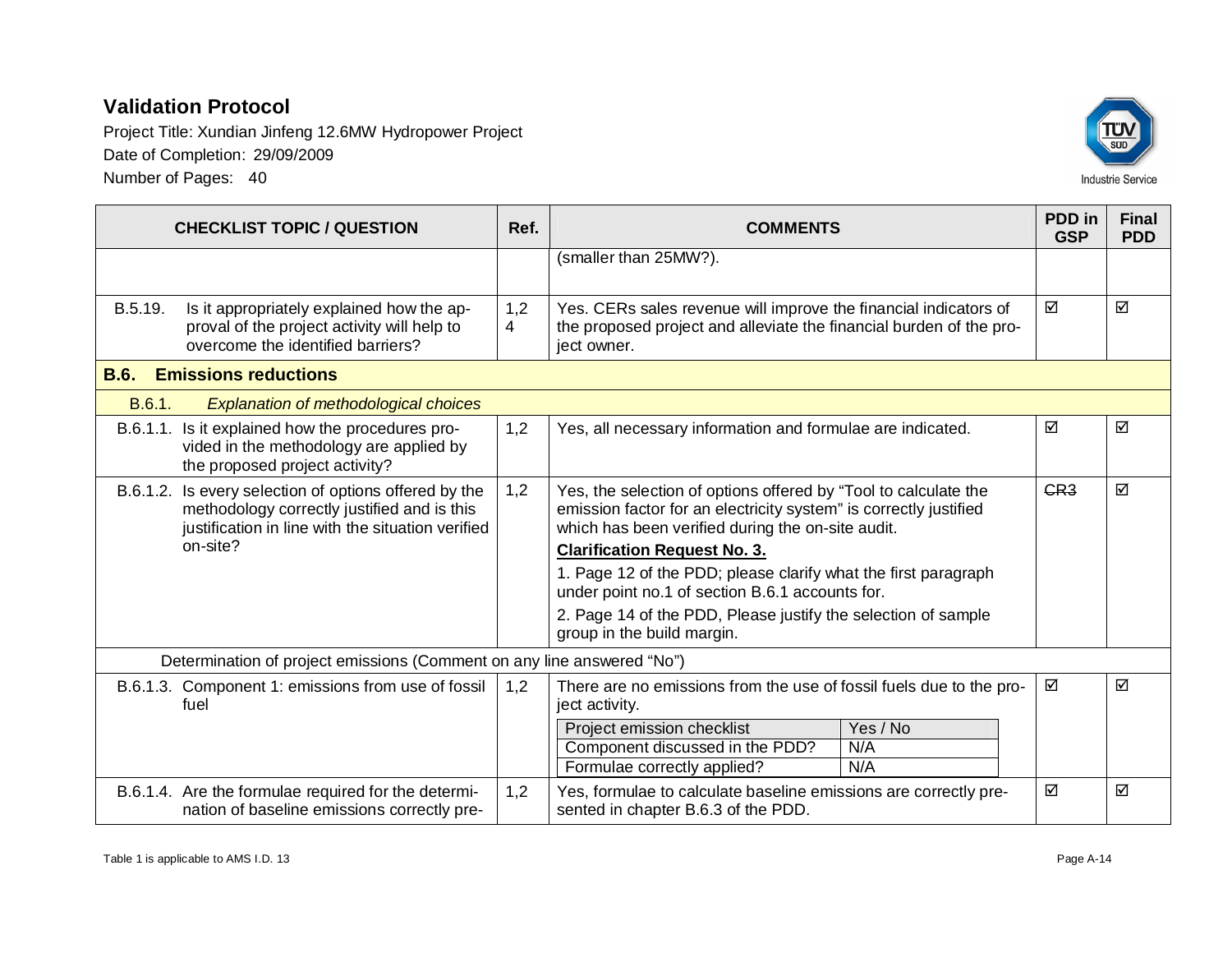| CHECKLIST TOPIC / QUESTION | Ref. | COMMENTS | PDD in GSP | Final PDD |
|---|---|---|---|---|
| | | (smaller than 25MW?). | | |
| B.5.19. Is it appropriately explained how the approval of the project activity will help to overcome the identified barriers? | 1,2 4 | Yes. CERs sales revenue will improve the financial indicators of the proposed project and alleviate the financial burden of the project owner. | ☑ | ☑ |
| **B.6. Emissions reductions** | | | | |
| B.6.1. *Explanation of methodological choices* | | | | |
| B.6.1.1. Is it explained how the procedures provided in the methodology are applied by the proposed project activity? | 1,2 | Yes, all necessary information and formulae are indicated. | ☑ | ☑ |
| B.6.1.2. Is every selection of options offered by the methodology correctly justified and is this justification in line with the situation verified on-site? | 1,2 | Yes, the selection of options offered by "Tool to calculate the emission factor for an electricity system" is correctly justified which has been verified during the on-site audit.<br>**Clarification Request No. 3.**<br>1. Page 12 of the PDD; please clarify what the first paragraph under point no.1 of section B.6.1 accounts for.<br>2. Page 14 of the PDD, Please justify the selection of sample group in the build margin. | ~~CR3~~ | ☑ |
| Determination of project emissions (Comment on any line answered "No") | | | | |
| B.6.1.3. Component 1: emissions from use of fossil fuel | 1,2 | There are no emissions from the use of fossil fuels due to the project activity.<br>Project emission checklist — Yes / No<br>Component discussed in the PDD? — N/A<br>Formulae correctly applied? — N/A | ☑ | ☑ |
| B.6.1.4. Are the formulae required for the determination of baseline emissions correctly pre- | 1,2 | Yes, formulae to calculate baseline emissions are correctly presented in chapter B.6.3 of the PDD. | ☑ | ☑ |

Table 1 is applicable to AMS I.D. 13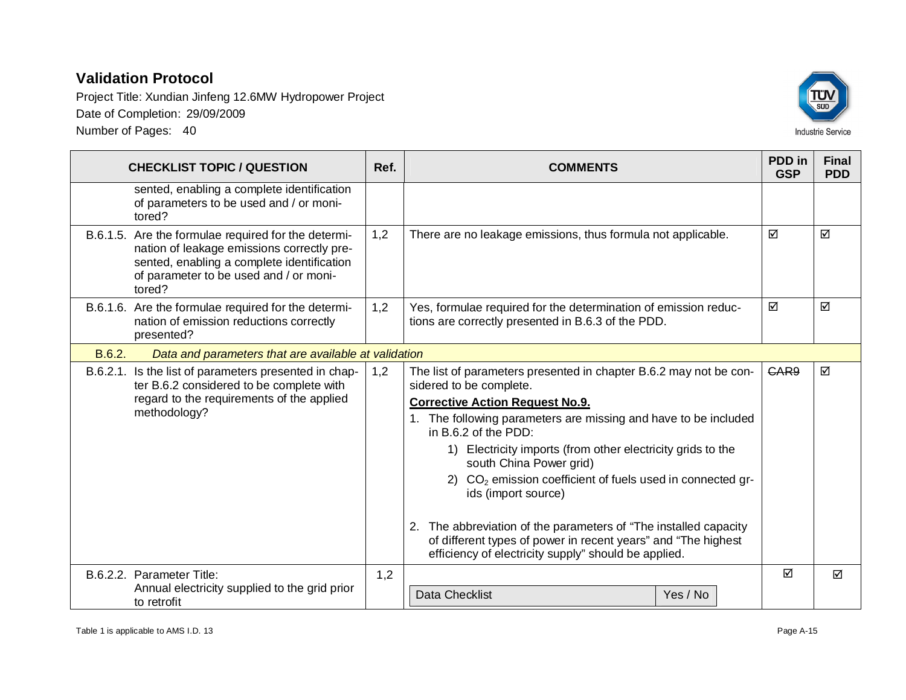| CHECKLIST TOPIC / QUESTION | Ref. | COMMENTS | PDD in GSP | Final PDD |
|---|---|---|---|---|
| sented, enabling a complete identification of parameters to be used and / or monitored? | | | | |
| B.6.1.5. Are the formulae required for the determination of leakage emissions correctly presented, enabling a complete identification of parameter to be used and / or monitored? | 1,2 | There are no leakage emissions, thus formula not applicable. | ☑ | ☑ |
| B.6.1.6. Are the formulae required for the determination of emission reductions correctly presented? | 1,2 | Yes, formulae required for the determination of emission reductions are correctly presented in B.6.3 of the PDD. | ☑ | ☑ |
| B.6.2. *Data and parameters that are available at validation* | | | | |
| B.6.2.1. Is the list of parameters presented in chapter B.6.2 considered to be complete with regard to the requirements of the applied methodology? | 1,2 | The list of parameters presented in chapter B.6.2 may not be considered to be complete.<br>**Corrective Action Request No.9.**<br>1. The following parameters are missing and have to be included in B.6.2 of the PDD:<br>1) Electricity imports (from other electricity grids to the south China Power grid)<br>2) $CO_2$ emission coefficient of fuels used in connected grids (import source)<br><br>2. The abbreviation of the parameters of "The installed capacity of different types of power in recent years" and "The highest efficiency of electricity supply" should be applied. | ~~CAR9~~ | ☑ |
| B.6.2.2. Parameter Title:<br>Annual electricity supplied to the grid prior to retrofit | 1,2 | Data Checklist — Yes / No | ☑ | ☑ |

Table 1 is applicable to AMS I.D. 13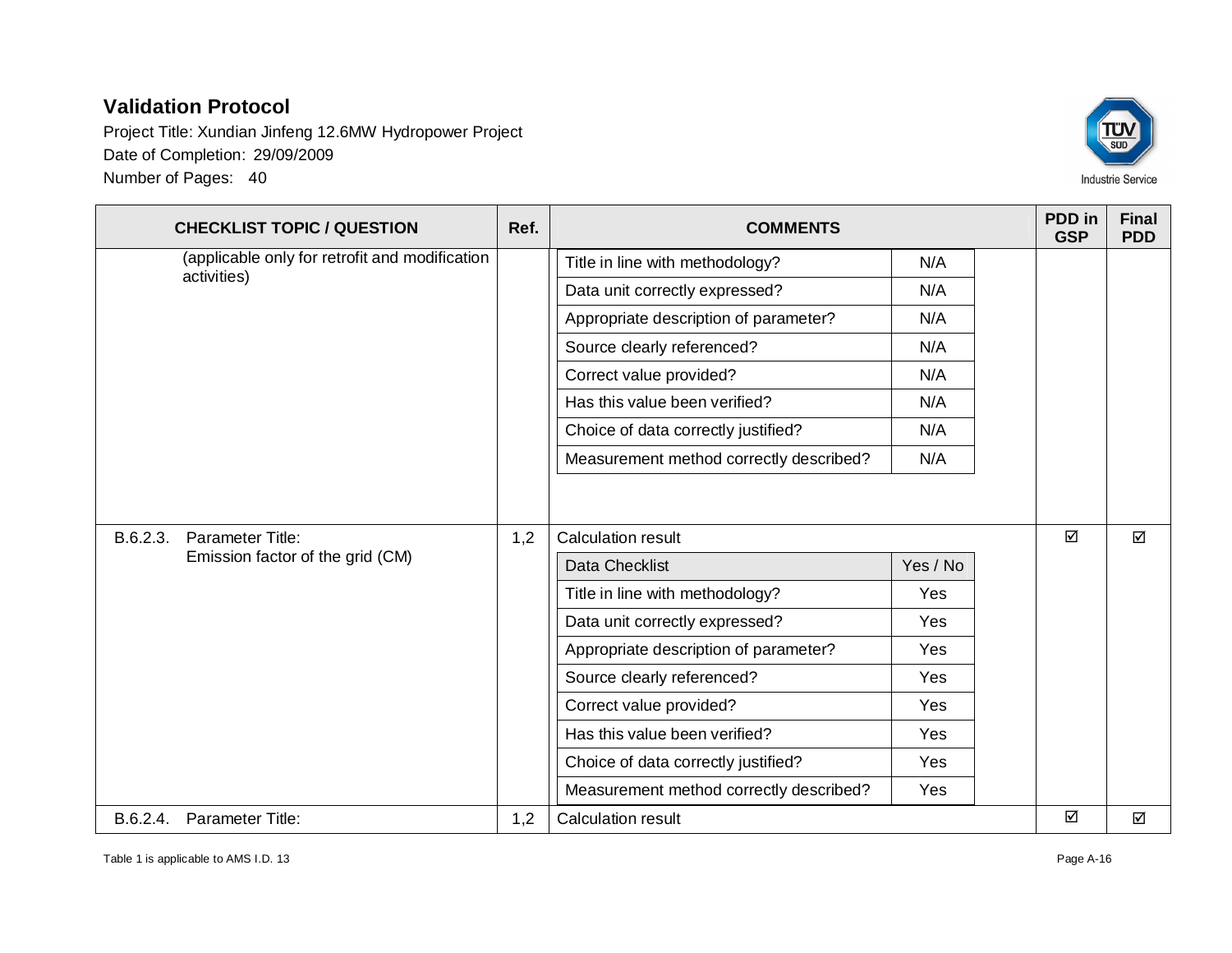| CHECKLIST TOPIC / QUESTION | Ref. | COMMENTS | PDD in GSP | Final PDD |
|---|---|---|---|---|
| (applicable only for retrofit and modification activities) | | Title in line with methodology? — N/A<br>Data unit correctly expressed? — N/A<br>Appropriate description of parameter? — N/A<br>Source clearly referenced? — N/A<br>Correct value provided? — N/A<br>Has this value been verified? — N/A<br>Choice of data correctly justified? — N/A<br>Measurement method correctly described? — N/A | | |
| B.6.2.3. Parameter Title: Emission factor of the grid (CM) | 1,2 | Calculation result<br>Data Checklist — Yes / No<br>Title in line with methodology? — Yes<br>Data unit correctly expressed? — Yes<br>Appropriate description of parameter? — Yes<br>Source clearly referenced? — Yes<br>Correct value provided? — Yes<br>Has this value been verified? — Yes<br>Choice of data correctly justified? — Yes<br>Measurement method correctly described? — Yes | ☑ | ☑ |
| B.6.2.4. Parameter Title: | 1,2 | Calculation result | ☑ | ☑ |

Table 1 is applicable to AMS I.D. 13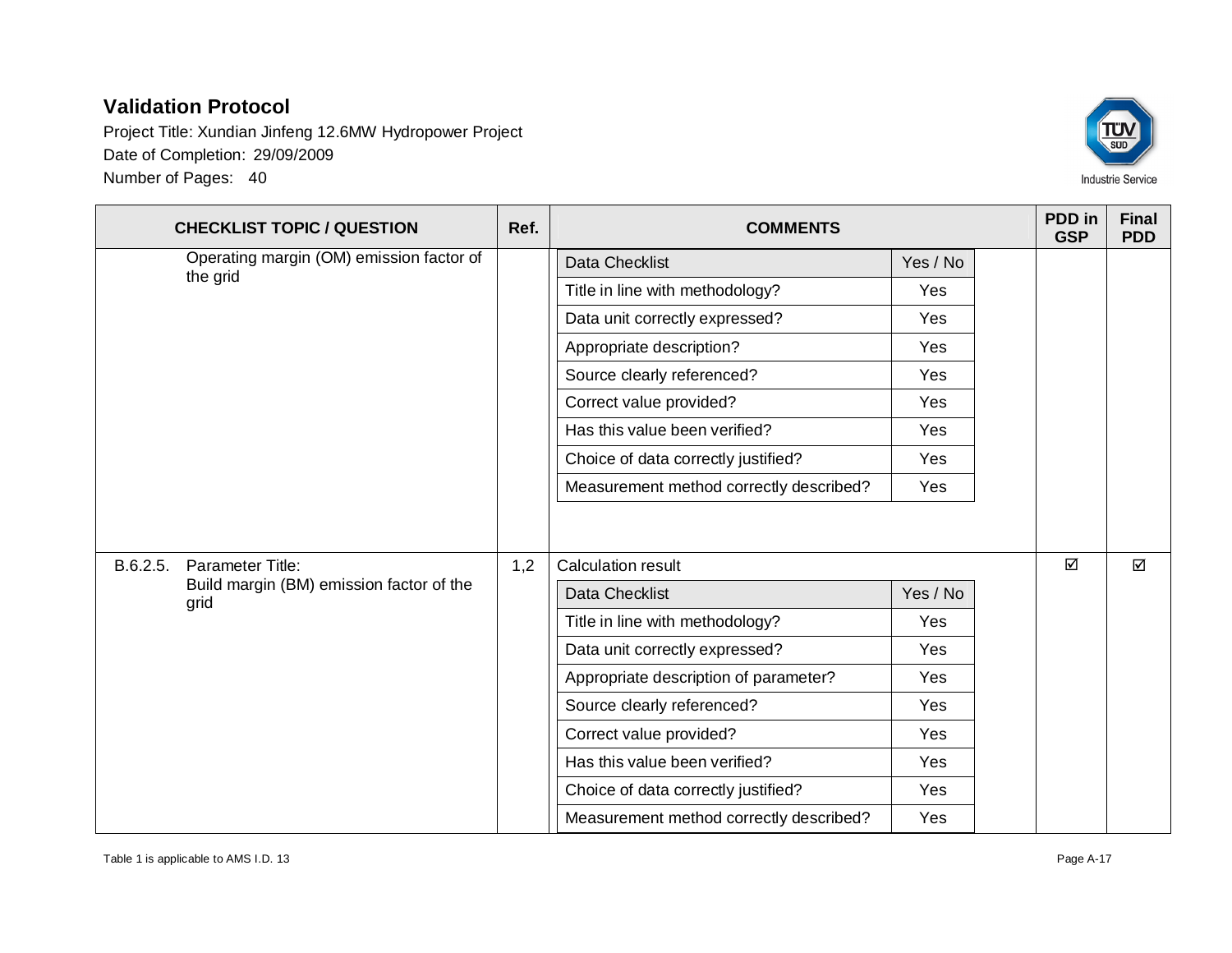# Validation Protocol

Project Title: Xundian Jinfeng 12.6MW Hydropower Project

Date of Completion: 29/09/2009

Number of Pages: 40

| CHECKLIST TOPIC / QUESTION | | Ref. | COMMENTS | | PDD in GSP | Final PDD |
|---|---|---|---|---|---|---|
| | Operating margin (OM) emission factor of the grid | | **Data Checklist** | **Yes / No** | | |
| | | | Title in line with methodology? | Yes | | |
| | | | Data unit correctly expressed? | Yes | | |
| | | | Appropriate description? | Yes | | |
| | | | Source clearly referenced? | Yes | | |
| | | | Correct value provided? | Yes | | |
| | | | Has this value been verified? | Yes | | |
| | | | Choice of data correctly justified? | Yes | | |
| | | | Measurement method correctly described? | Yes | | |
| B.6.2.5. | Parameter Title: Build margin (BM) emission factor of the grid | 1,2 | Calculation result | | ☑ | ☑ |
| | | | **Data Checklist** | **Yes / No** | | |
| | | | Title in line with methodology? | Yes | | |
| | | | Data unit correctly expressed? | Yes | | |
| | | | Appropriate description of parameter? | Yes | | |
| | | | Source clearly referenced? | Yes | | |
| | | | Correct value provided? | Yes | | |
| | | | Has this value been verified? | Yes | | |
| | | | Choice of data correctly justified? | Yes | | |
| | | | Measurement method correctly described? | Yes | | |

Table 1 is applicable to AMS I.D. 13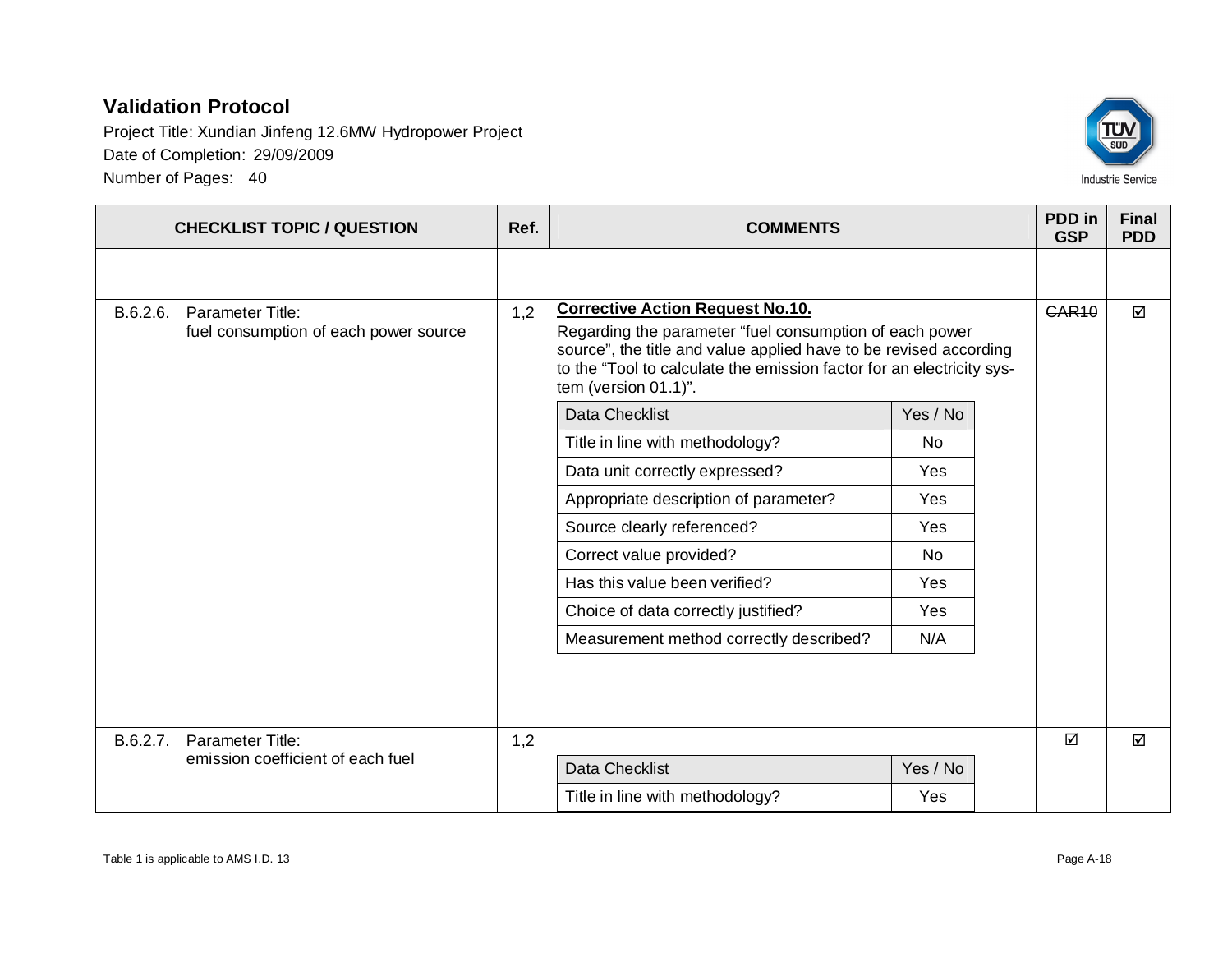| CHECKLIST TOPIC / QUESTION | Ref. | COMMENTS | PDD in GSP | Final PDD |
|---|---|---|---|---|
| | | | | |
| B.6.2.6. Parameter Title: fuel consumption of each power source | 1,2 | **Corrective Action Request No.10.** Regarding the parameter "fuel consumption of each power source", the title and value applied have to be revised according to the "Tool to calculate the emission factor for an electricity system (version 01.1)". | ~~CAR10~~ | ☑ |
| B.6.2.7. Parameter Title: emission coefficient of each fuel | 1,2 | | ☑ | ☑ |

**B.6.2.6. Data Checklist**

| Data Checklist | Yes / No |
|---|---|
| Title in line with methodology? | No |
| Data unit correctly expressed? | Yes |
| Appropriate description of parameter? | Yes |
| Source clearly referenced? | Yes |
| Correct value provided? | No |
| Has this value been verified? | Yes |
| Choice of data correctly justified? | Yes |
| Measurement method correctly described? | N/A |

**B.6.2.7. Data Checklist**

| Data Checklist | Yes / No |
|---|---|
| Title in line with methodology? | Yes |

Table 1 is applicable to AMS I.D. 13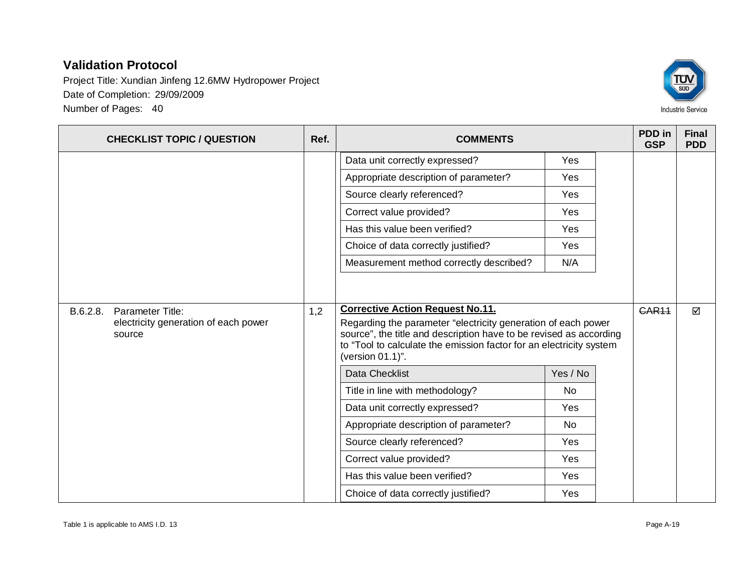| CHECKLIST TOPIC / QUESTION | Ref. | COMMENTS | PDD in GSP | Final PDD |
|---|---|---|---|---|
| | | Data unit correctly expressed? — Yes<br>Appropriate description of parameter? — Yes<br>Source clearly referenced? — Yes<br>Correct value provided? — Yes<br>Has this value been verified? — Yes<br>Choice of data correctly justified? — Yes<br>Measurement method correctly described? — N/A | | |
| B.6.2.8. Parameter Title: electricity generation of each power source | 1,2 | **Corrective Action Request No.11.**<br>Regarding the parameter "electricity generation of each power source", the title and description have to be revised as according to "Tool to calculate the emission factor for an electricity system (version 01.1)".<br>Data Checklist — Yes / No<br>Title in line with methodology? — No<br>Data unit correctly expressed? — Yes<br>Appropriate description of parameter? — No<br>Source clearly referenced? — Yes<br>Correct value provided? — Yes<br>Has this value been verified? — Yes<br>Choice of data correctly justified? — Yes | ~~CAR11~~ | ☑ |

Table 1 is applicable to AMS I.D. 13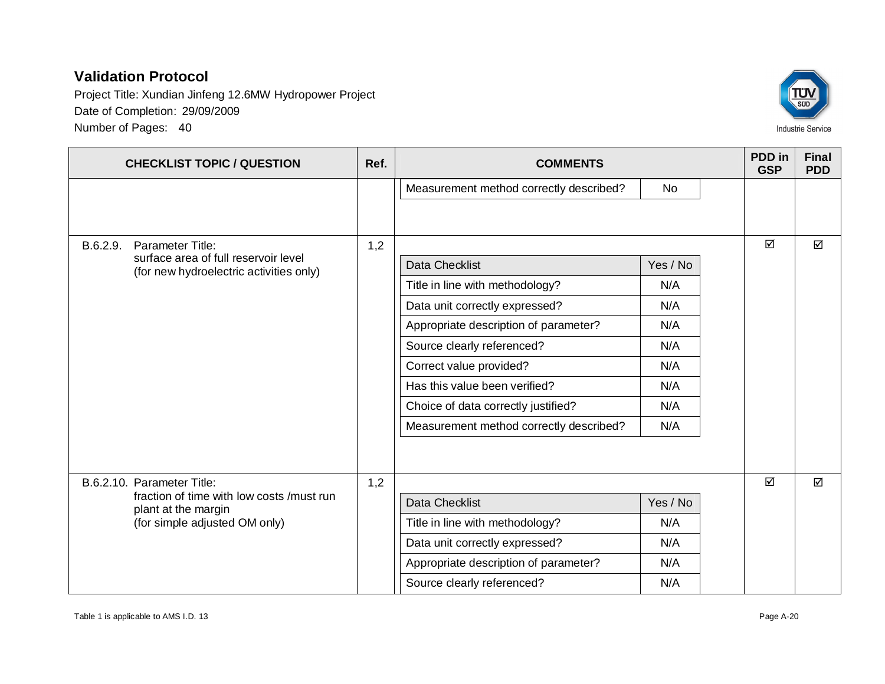| CHECKLIST TOPIC / QUESTION | Ref. | COMMENTS | PDD in GSP | Final PDD |
|---|---|---|---|---|
| | | Measurement method correctly described? — No | | |
| B.6.2.9. Parameter Title: surface area of full reservoir level (for new hydroelectric activities only) | 1,2 | Data Checklist — Yes / No<br>Title in line with methodology? — N/A<br>Data unit correctly expressed? — N/A<br>Appropriate description of parameter? — N/A<br>Source clearly referenced? — N/A<br>Correct value provided? — N/A<br>Has this value been verified? — N/A<br>Choice of data correctly justified? — N/A<br>Measurement method correctly described? — N/A | ☑ | ☑ |
| B.6.2.10. Parameter Title: fraction of time with low costs /must run plant at the margin (for simple adjusted OM only) | 1,2 | Data Checklist — Yes / No<br>Title in line with methodology? — N/A<br>Data unit correctly expressed? — N/A<br>Appropriate description of parameter? — N/A<br>Source clearly referenced? — N/A | ☑ | ☑ |

Table 1 is applicable to AMS I.D. 13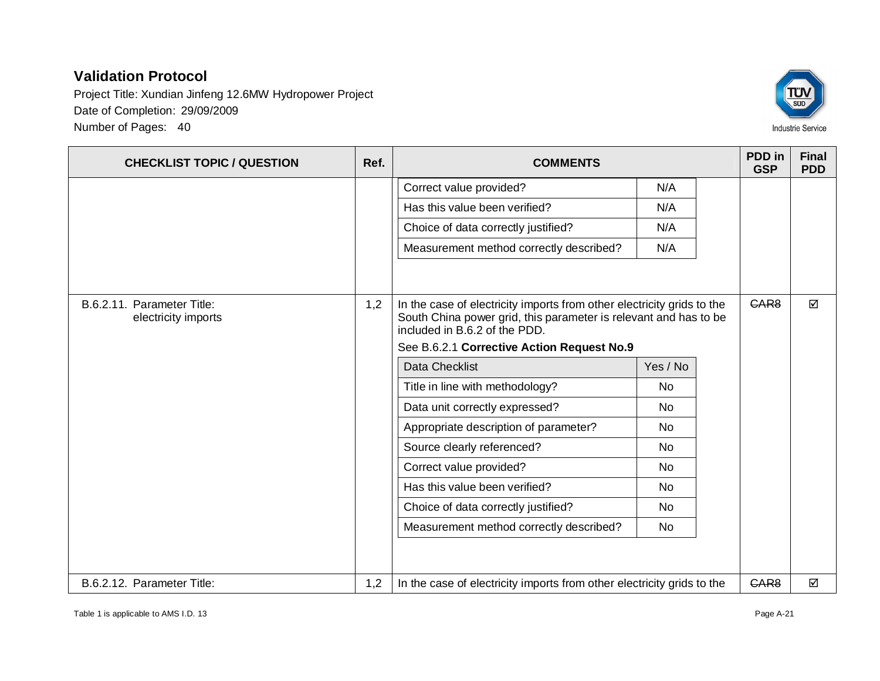| CHECKLIST TOPIC / QUESTION | Ref. | COMMENTS | PDD in GSP | Final PDD |
|---|---|---|---|---|
| | | Correct value provided? — N/A<br>Has this value been verified? — N/A<br>Choice of data correctly justified? — N/A<br>Measurement method correctly described? — N/A | | |
| B.6.2.11. Parameter Title: electricity imports | 1,2 | In the case of electricity imports from other electricity grids to the South China power grid, this parameter is relevant and has to be included in B.6.2 of the PDD.<br>See B.6.2.1 **Corrective Action Request No.9**<br><br>Data Checklist — Yes / No<br>Title in line with methodology? — No<br>Data unit correctly expressed? — No<br>Appropriate description of parameter? — No<br>Source clearly referenced? — No<br>Correct value provided? — No<br>Has this value been verified? — No<br>Choice of data correctly justified? — No<br>Measurement method correctly described? — No | ~~CAR8~~ | ☑ |
| B.6.2.12. Parameter Title: | 1,2 | In the case of electricity imports from other electricity grids to the | ~~CAR8~~ | ☑ |

Table 1 is applicable to AMS I.D. 13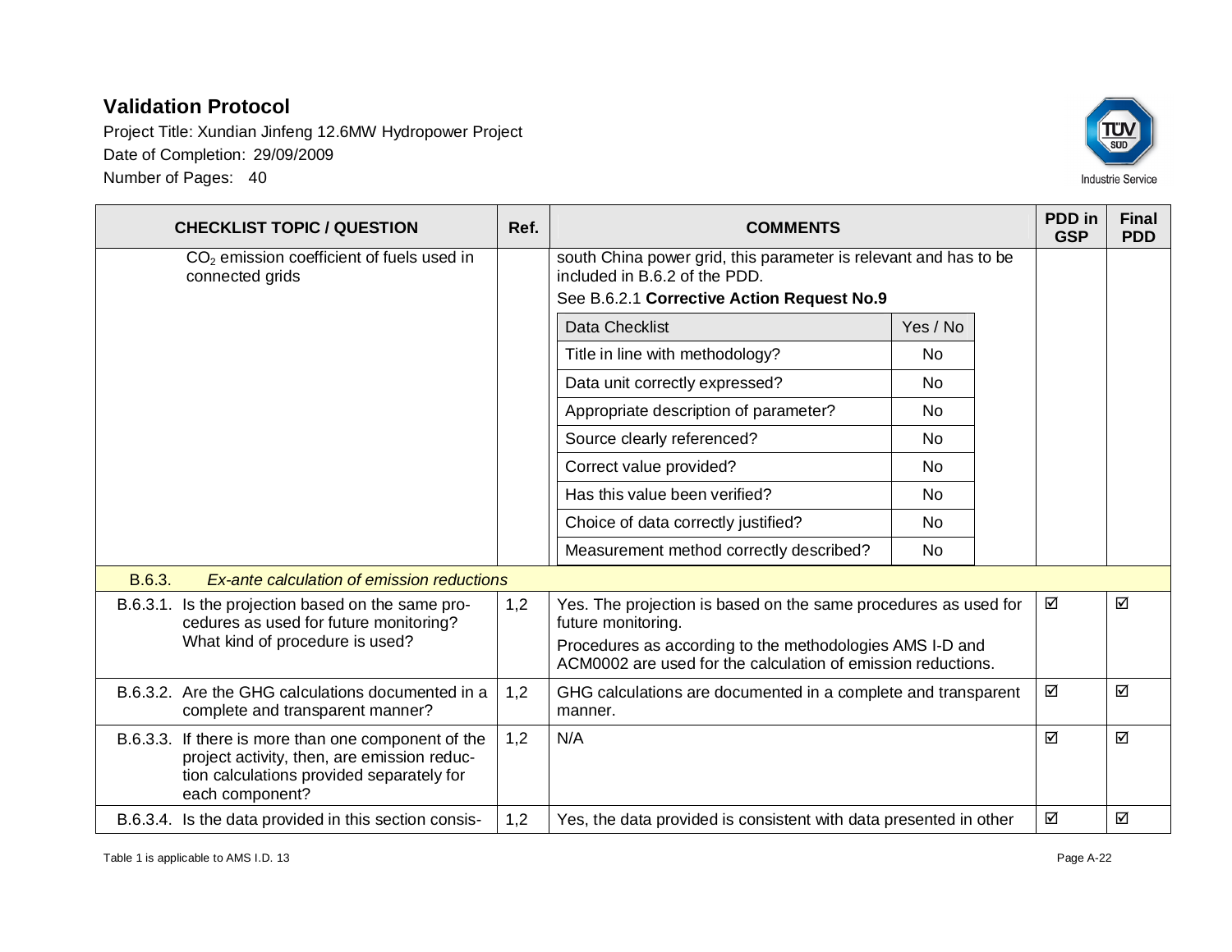| CHECKLIST TOPIC / QUESTION | Ref. | COMMENTS | PDD in GSP | Final PDD |
|---|---|---|---|---|
| $CO_2$ emission coefficient of fuels used in connected grids | | south China power grid, this parameter is relevant and has to be included in B.6.2 of the PDD.<br>See B.6.2.1 **Corrective Action Request No.9**<br>Data Checklist — Yes / No<br>Title in line with methodology? — No<br>Data unit correctly expressed? — No<br>Appropriate description of parameter? — No<br>Source clearly referenced? — No<br>Correct value provided? — No<br>Has this value been verified? — No<br>Choice of data correctly justified? — No<br>Measurement method correctly described? — No | | |
| B.6.3. *Ex-ante calculation of emission reductions* | | | | |
| B.6.3.1. Is the projection based on the same procedures as used for future monitoring? What kind of procedure is used? | 1,2 | Yes. The projection is based on the same procedures as used for future monitoring.<br>Procedures as according to the methodologies AMS I-D and ACM0002 are used for the calculation of emission reductions. | ☑ | ☑ |
| B.6.3.2. Are the GHG calculations documented in a complete and transparent manner? | 1,2 | GHG calculations are documented in a complete and transparent manner. | ☑ | ☑ |
| B.6.3.3. If there is more than one component of the project activity, then, are emission reduction calculations provided separately for each component? | 1,2 | N/A | ☑ | ☑ |
| B.6.3.4. Is the data provided in this section consis- | 1,2 | Yes, the data provided is consistent with data presented in other | ☑ | ☑ |

Table 1 is applicable to AMS I.D. 13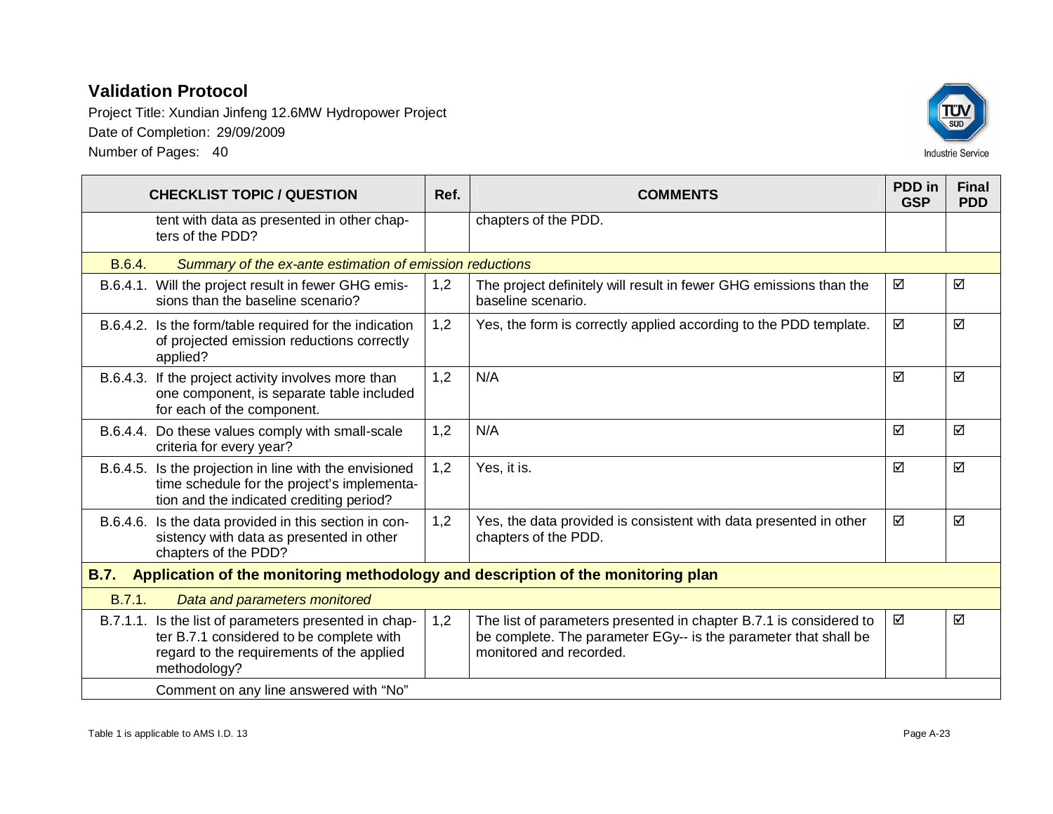## Validation Protocol

Project Title: Xundian Jinfeng 12.6MW Hydropower Project

Date of Completion: 29/09/2009

Number of Pages: 40

| CHECKLIST TOPIC / QUESTION | Ref. | COMMENTS | PDD in GSP | Final PDD |
|---|---|---|---|---|
| tent with data as presented in other chapters of the PDD? | | chapters of the PDD. | | |
| B.6.4. *Summary of the ex-ante estimation of emission reductions* | | | | |
| B.6.4.1. Will the project result in fewer GHG emissions than the baseline scenario? | 1,2 | The project definitely will result in fewer GHG emissions than the baseline scenario. | ☑ | ☑ |
| B.6.4.2. Is the form/table required for the indication of projected emission reductions correctly applied? | 1,2 | Yes, the form is correctly applied according to the PDD template. | ☑ | ☑ |
| B.6.4.3. If the project activity involves more than one component, is separate table included for each of the component. | 1,2 | N/A | ☑ | ☑ |
| B.6.4.4. Do these values comply with small-scale criteria for every year? | 1,2 | N/A | ☑ | ☑ |
| B.6.4.5. Is the projection in line with the envisioned time schedule for the project's implementation and the indicated crediting period? | 1,2 | Yes, it is. | ☑ | ☑ |
| B.6.4.6. Is the data provided in this section in consistency with data as presented in other chapters of the PDD? | 1,2 | Yes, the data provided is consistent with data presented in other chapters of the PDD. | ☑ | ☑ |
| **B.7. Application of the monitoring methodology and description of the monitoring plan** | | | | |
| B.7.1. *Data and parameters monitored* | | | | |
| B.7.1.1. Is the list of parameters presented in chapter B.7.1 considered to be complete with regard to the requirements of the applied methodology? | 1,2 | The list of parameters presented in chapter B.7.1 is considered to be complete. The parameter EGy-- is the parameter that shall be monitored and recorded. | ☑ | ☑ |
| Comment on any line answered with "No" | | | | |

Table 1 is applicable to AMS I.D. 13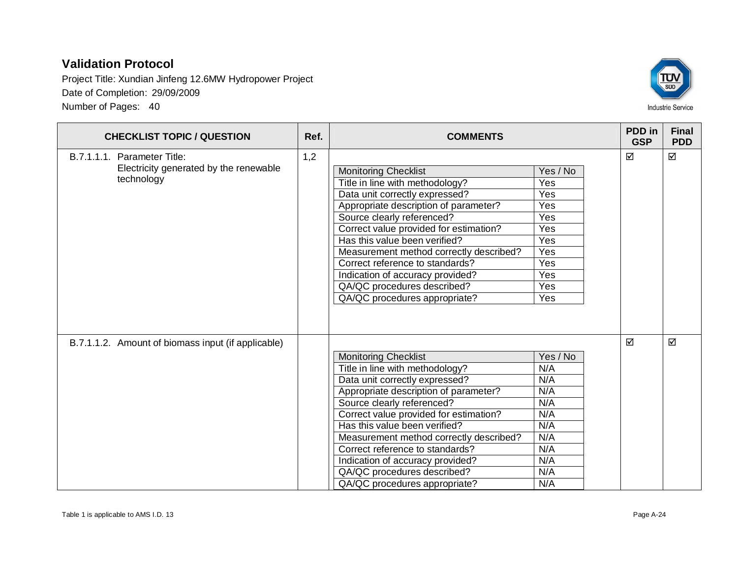| CHECKLIST TOPIC / QUESTION | Ref. | COMMENTS | PDD in GSP | Final PDD |
|---|---|---|---|---|
| B.7.1.1.1. Parameter Title: Electricity generated by the renewable technology | 1,2 | Monitoring Checklist: Yes / No<br>Title in line with methodology? Yes<br>Data unit correctly expressed? Yes<br>Appropriate description of parameter? Yes<br>Source clearly referenced? Yes<br>Correct value provided for estimation? Yes<br>Has this value been verified? Yes<br>Measurement method correctly described? Yes<br>Correct reference to standards? Yes<br>Indication of accuracy provided? Yes<br>QA/QC procedures described? Yes<br>QA/QC procedures appropriate? Yes | ☑ | ☑ |
| B.7.1.1.2. Amount of biomass input (if applicable) | | Monitoring Checklist: Yes / No<br>Title in line with methodology? N/A<br>Data unit correctly expressed? N/A<br>Appropriate description of parameter? N/A<br>Source clearly referenced? N/A<br>Correct value provided for estimation? N/A<br>Has this value been verified? N/A<br>Measurement method correctly described? N/A<br>Correct reference to standards? N/A<br>Indication of accuracy provided? N/A<br>QA/QC procedures described? N/A<br>QA/QC procedures appropriate? N/A | ☑ | ☑ |

Table 1 is applicable to AMS I.D. 13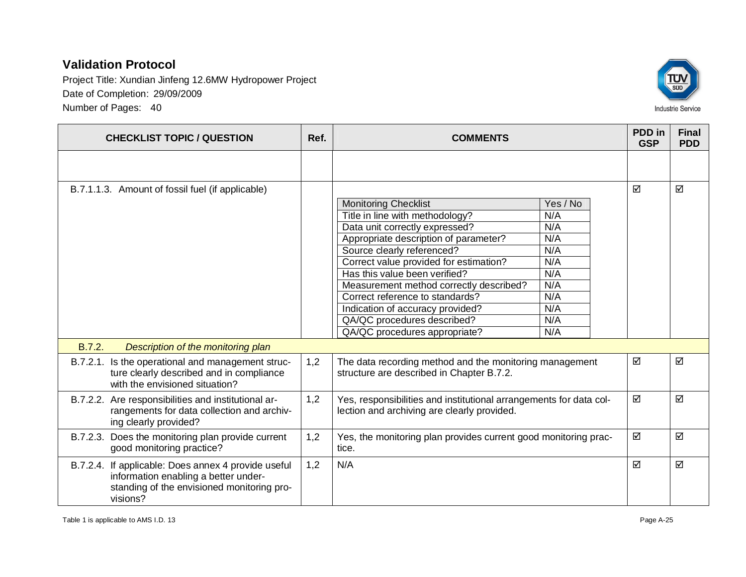| CHECKLIST TOPIC / QUESTION | Ref. | COMMENTS | PDD in GSP | Final PDD |
|---|---|---|---|---|
| | | | | |
| B.7.1.1.3. Amount of fossil fuel (if applicable) | | Monitoring Checklist – Yes / No<br>Title in line with methodology? – N/A<br>Data unit correctly expressed? – N/A<br>Appropriate description of parameter? – N/A<br>Source clearly referenced? – N/A<br>Correct value provided for estimation? – N/A<br>Has this value been verified? – N/A<br>Measurement method correctly described? – N/A<br>Correct reference to standards? – N/A<br>Indication of accuracy provided? – N/A<br>QA/QC procedures described? – N/A<br>QA/QC procedures appropriate? – N/A | ☑ | ☑ |
| B.7.2. *Description of the monitoring plan* | | | | |
| B.7.2.1. Is the operational and management structure clearly described and in compliance with the envisioned situation? | 1,2 | The data recording method and the monitoring management structure are described in Chapter B.7.2. | ☑ | ☑ |
| B.7.2.2. Are responsibilities and institutional arrangements for data collection and archiving clearly provided? | 1,2 | Yes, responsibilities and institutional arrangements for data collection and archiving are clearly provided. | ☑ | ☑ |
| B.7.2.3. Does the monitoring plan provide current good monitoring practice? | 1,2 | Yes, the monitoring plan provides current good monitoring practice. | ☑ | ☑ |
| B.7.2.4. If applicable: Does annex 4 provide useful information enabling a better understanding of the envisioned monitoring provisions? | 1,2 | N/A | ☑ | ☑ |

Table 1 is applicable to AMS I.D. 13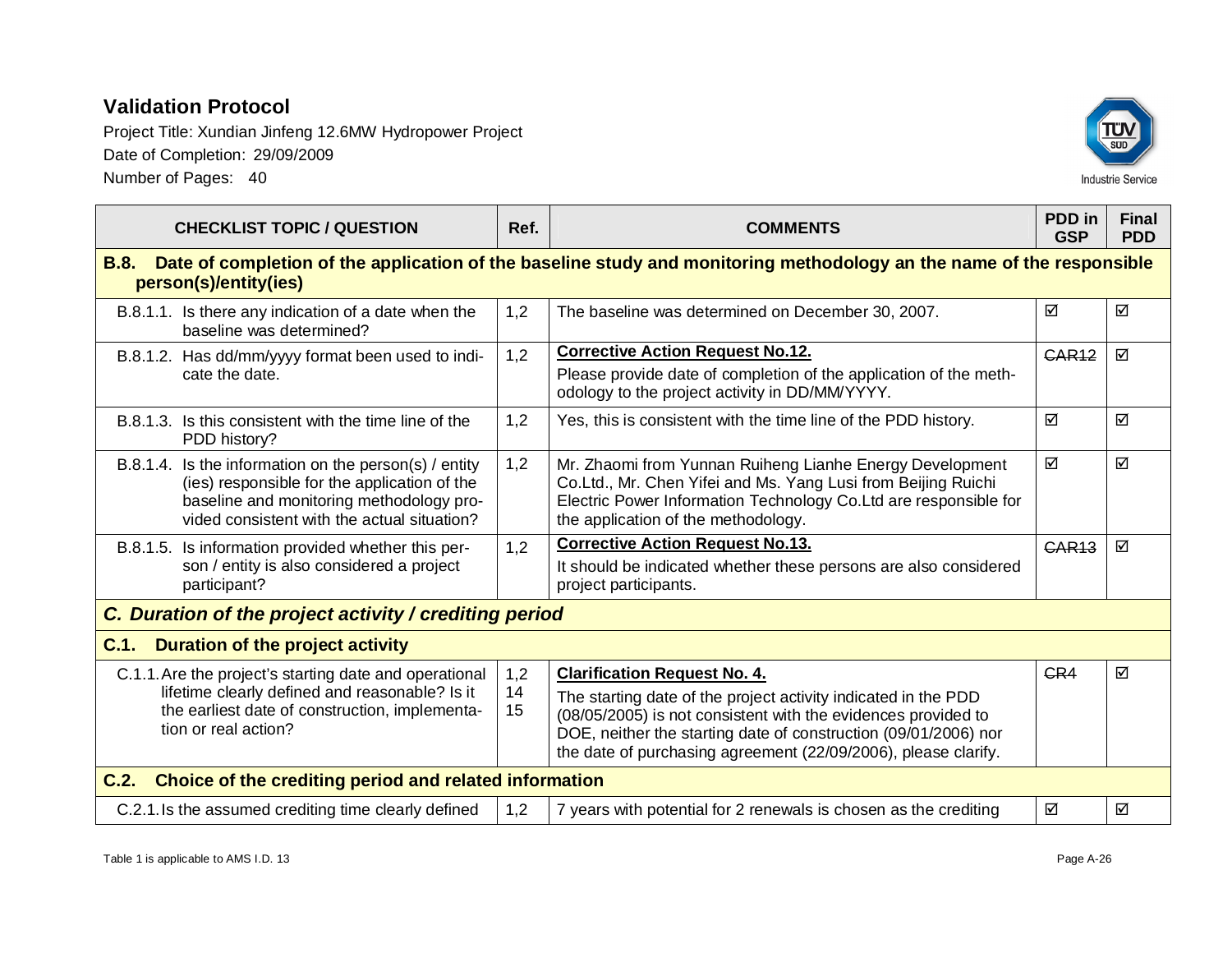# Validation Protocol

Project Title: Xundian Jinfeng 12.6MW Hydropower Project

Date of Completion: 29/09/2009

Number of Pages: 40

| CHECKLIST TOPIC / QUESTION | Ref. | COMMENTS | PDD in GSP | Final PDD |
|---|---|---|---|---|
| **B.8. Date of completion of the application of the baseline study and monitoring methodology an the name of the responsible person(s)/entity(ies)** | | | | |
| B.8.1.1. Is there any indication of a date when the baseline was determined? | 1,2 | The baseline was determined on December 30, 2007. | ☑ | ☑ |
| B.8.1.2. Has dd/mm/yyyy format been used to indicate the date. | 1,2 | **Corrective Action Request No.12.** Please provide date of completion of the application of the methodology to the project activity in DD/MM/YYYY. | ~~CAR12~~ | ☑ |
| B.8.1.3. Is this consistent with the time line of the PDD history? | 1,2 | Yes, this is consistent with the time line of the PDD history. | ☑ | ☑ |
| B.8.1.4. Is the information on the person(s) / entity (ies) responsible for the application of the baseline and monitoring methodology provided consistent with the actual situation? | 1,2 | Mr. Zhaomi from Yunnan Ruiheng Lianhe Energy Development Co.Ltd., Mr. Chen Yifei and Ms. Yang Lusi from Beijing Ruichi Electric Power Information Technology Co.Ltd are responsible for the application of the methodology. | ☑ | ☑ |
| B.8.1.5. Is information provided whether this person / entity is also considered a project participant? | 1,2 | **Corrective Action Request No.13.** It should be indicated whether these persons are also considered project participants. | ~~CAR13~~ | ☑ |
| ***C. Duration of the project activity / crediting period*** | | | | |
| **C.1. Duration of the project activity** | | | | |
| C.1.1. Are the project's starting date and operational lifetime clearly defined and reasonable? Is it the earliest date of construction, implementation or real action? | 1,2 14 15 | **Clarification Request No. 4.** The starting date of the project activity indicated in the PDD (08/05/2005) is not consistent with the evidences provided to DOE, neither the starting date of construction (09/01/2006) nor the date of purchasing agreement (22/09/2006), please clarify. | ~~CR4~~ | ☑ |
| **C.2. Choice of the crediting period and related information** | | | | |
| C.2.1. Is the assumed crediting time clearly defined | 1,2 | 7 years with potential for 2 renewals is chosen as the crediting | ☑ | ☑ |

Table 1 is applicable to AMS I.D. 13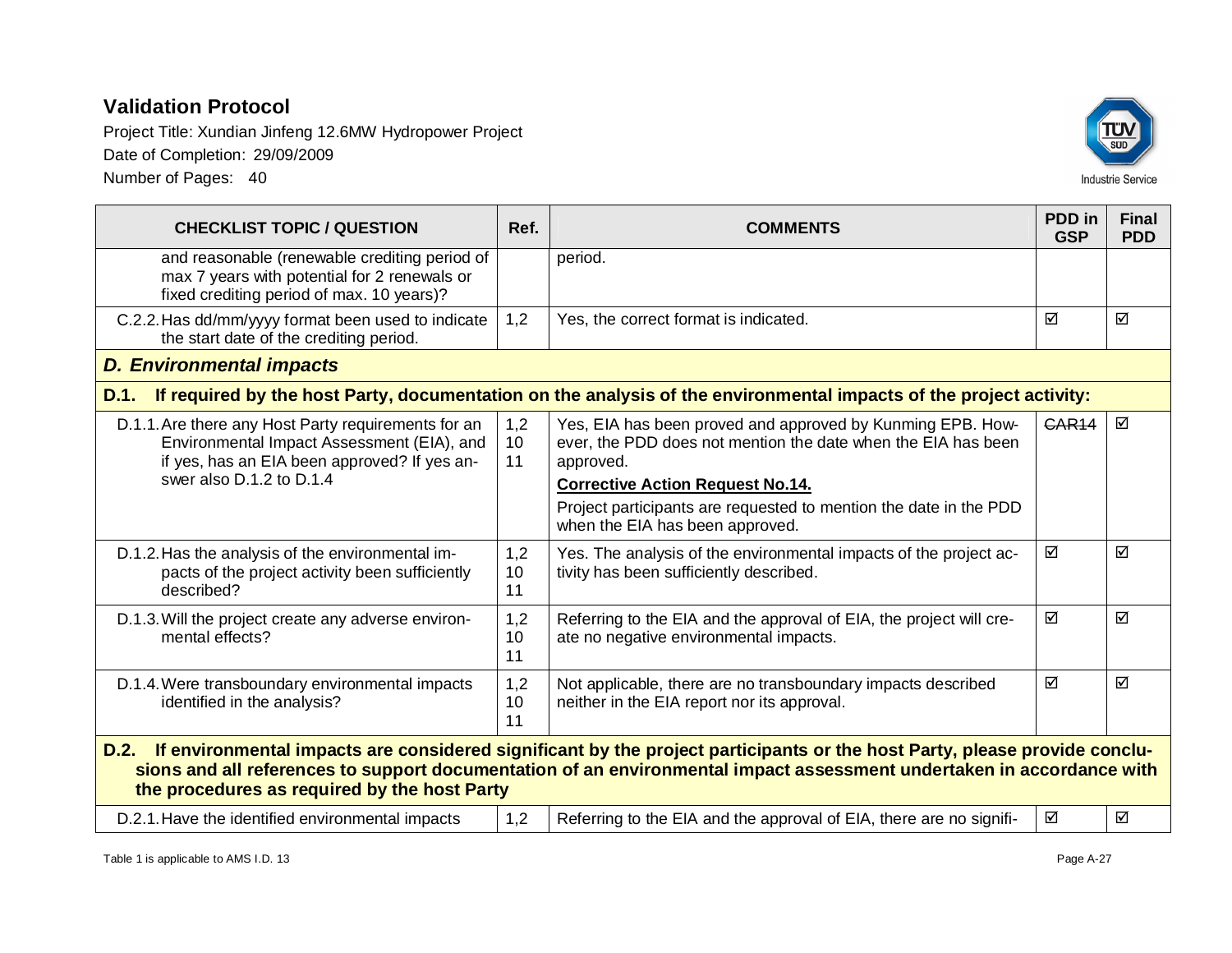| CHECKLIST TOPIC / QUESTION | Ref. | COMMENTS | PDD in GSP | Final PDD |
|---|---|---|---|---|
| and reasonable (renewable crediting period of max 7 years with potential for 2 renewals or fixed crediting period of max. 10 years)? | | period. | | |
| C.2.2. Has dd/mm/yyyy format been used to indicate the start date of the crediting period. | 1,2 | Yes, the correct format is indicated. | ☑ | ☑ |
| ***D. Environmental impacts*** | | | | |
| **D.1. If required by the host Party, documentation on the analysis of the environmental impacts of the project activity:** | | | | |
| D.1.1. Are there any Host Party requirements for an Environmental Impact Assessment (EIA), and if yes, has an EIA been approved? If yes answer also D.1.2 to D.1.4 | 1,2 10 11 | Yes, EIA has been proved and approved by Kunming EPB. However, the PDD does not mention the date when the EIA has been approved. **<u>Corrective Action Request No.14.</u>** Project participants are requested to mention the date in the PDD when the EIA has been approved. | ~~CAR14~~ | ☑ |
| D.1.2. Has the analysis of the environmental impacts of the project activity been sufficiently described? | 1,2 10 11 | Yes. The analysis of the environmental impacts of the project activity has been sufficiently described. | ☑ | ☑ |
| D.1.3. Will the project create any adverse environmental effects? | 1,2 10 11 | Referring to the EIA and the approval of EIA, the project will create no negative environmental impacts. | ☑ | ☑ |
| D.1.4. Were transboundary environmental impacts identified in the analysis? | 1,2 10 11 | Not applicable, there are no transboundary impacts described neither in the EIA report nor its approval. | ☑ | ☑ |
| **D.2. If environmental impacts are considered significant by the project participants or the host Party, please provide conclusions and all references to support documentation of an environmental impact assessment undertaken in accordance with the procedures as required by the host Party** | | | | |
| D.2.1. Have the identified environmental impacts | 1,2 | Referring to the EIA and the approval of EIA, there are no signifi- | ☑ | ☑ |

Table 1 is applicable to AMS I.D. 13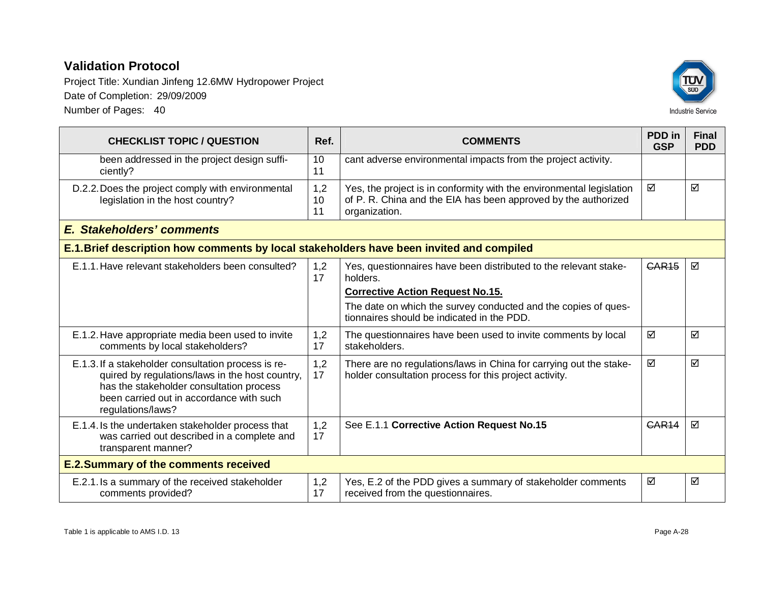| CHECKLIST TOPIC / QUESTION | Ref. | COMMENTS | PDD in GSP | Final PDD |
|---|---|---|---|---|
| been addressed in the project design sufficiently? | 10<br>11 | cant adverse environmental impacts from the project activity. | | |
| D.2.2. Does the project comply with environmental legislation in the host country? | 1,2<br>10<br>11 | Yes, the project is in conformity with the environmental legislation of P. R. China and the EIA has been approved by the authorized organization. | ☑ | ☑ |
| ***E. Stakeholders' comments*** | | | | |
| **E.1. Brief description how comments by local stakeholders have been invited and compiled** | | | | |
| E.1.1. Have relevant stakeholders been consulted? | 1,2<br>17 | Yes, questionnaires have been distributed to the relevant stakeholders.<br>**Corrective Action Request No.15.**<br>The date on which the survey conducted and the copies of questionnaires should be indicated in the PDD. | ~~CAR15~~ | ☑ |
| E.1.2. Have appropriate media been used to invite comments by local stakeholders? | 1,2<br>17 | The questionnaires have been used to invite comments by local stakeholders. | ☑ | ☑ |
| E.1.3. If a stakeholder consultation process is required by regulations/laws in the host country, has the stakeholder consultation process been carried out in accordance with such regulations/laws? | 1,2<br>17 | There are no regulations/laws in China for carrying out the stakeholder consultation process for this project activity. | ☑ | ☑ |
| E.1.4. Is the undertaken stakeholder process that was carried out described in a complete and transparent manner? | 1,2<br>17 | See E.1.1 **Corrective Action Request No.15** | ~~CAR14~~ | ☑ |
| **E.2. Summary of the comments received** | | | | |
| E.2.1. Is a summary of the received stakeholder comments provided? | 1,2<br>17 | Yes, E.2 of the PDD gives a summary of stakeholder comments received from the questionnaires. | ☑ | ☑ |

Table 1 is applicable to AMS I.D. 13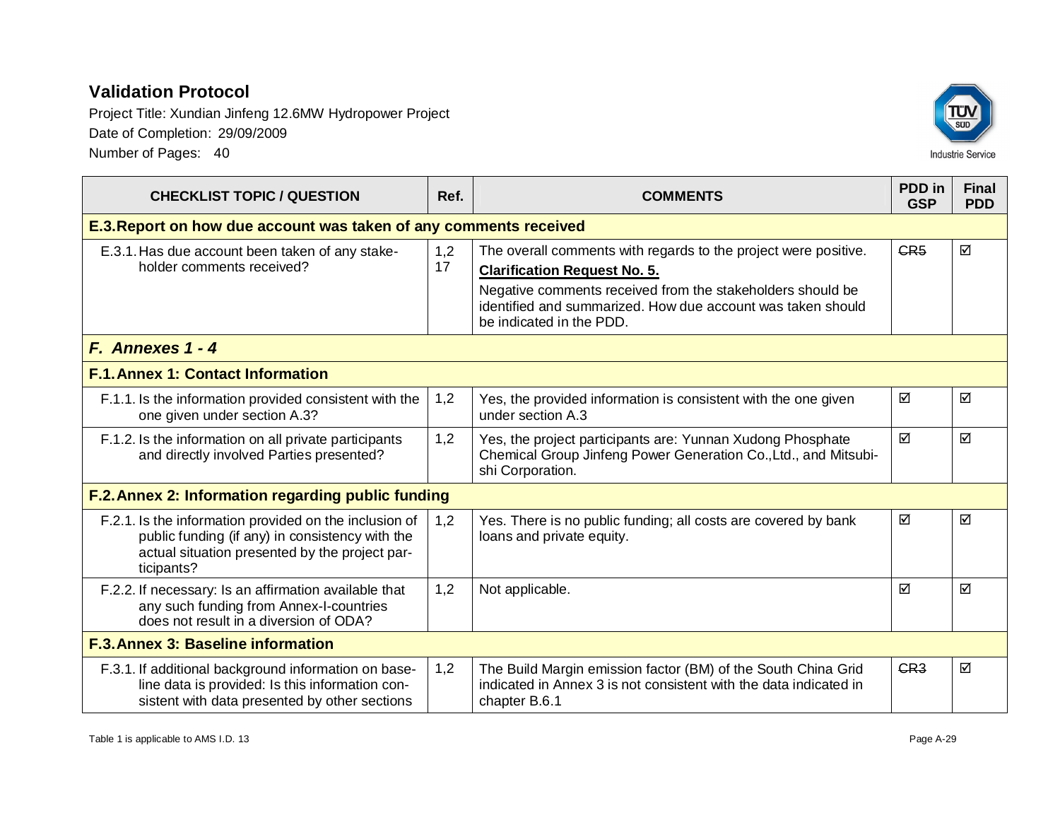## Validation Protocol

Project Title: Xundian Jinfeng 12.6MW Hydropower Project

Date of Completion: 29/09/2009

Number of Pages: 40

| CHECKLIST TOPIC / QUESTION | Ref. | COMMENTS | PDD in GSP | Final PDD |
|---|---|---|---|---|
| **E.3. Report on how due account was taken of any comments received** | | | | |
| E.3.1. Has due account been taken of any stake-holder comments received? | 1,2 17 | The overall comments with regards to the project were positive. **Clarification Request No. 5.** Negative comments received from the stakeholders should be identified and summarized. How due account was taken should be indicated in the PDD. | ~~CR5~~ | ☑ |
| ***F. Annexes 1 - 4*** | | | | |
| **F.1. Annex 1: Contact Information** | | | | |
| F.1.1. Is the information provided consistent with the one given under section A.3? | 1,2 | Yes, the provided information is consistent with the one given under section A.3 | ☑ | ☑ |
| F.1.2. Is the information on all private participants and directly involved Parties presented? | 1,2 | Yes, the project participants are: Yunnan Xudong Phosphate Chemical Group Jinfeng Power Generation Co.,Ltd., and Mitsubishi Corporation. | ☑ | ☑ |
| **F.2. Annex 2: Information regarding public funding** | | | | |
| F.2.1. Is the information provided on the inclusion of public funding (if any) in consistency with the actual situation presented by the project participants? | 1,2 | Yes. There is no public funding; all costs are covered by bank loans and private equity. | ☑ | ☑ |
| F.2.2. If necessary: Is an affirmation available that any such funding from Annex-I-countries does not result in a diversion of ODA? | 1,2 | Not applicable. | ☑ | ☑ |
| **F.3. Annex 3: Baseline information** | | | | |
| F.3.1. If additional background information on baseline data is provided: Is this information consistent with data presented by other sections | 1,2 | The Build Margin emission factor (BM) of the South China Grid indicated in Annex 3 is not consistent with the data indicated in chapter B.6.1 | ~~CR3~~ | ☑ |

Table 1 is applicable to AMS I.D. 13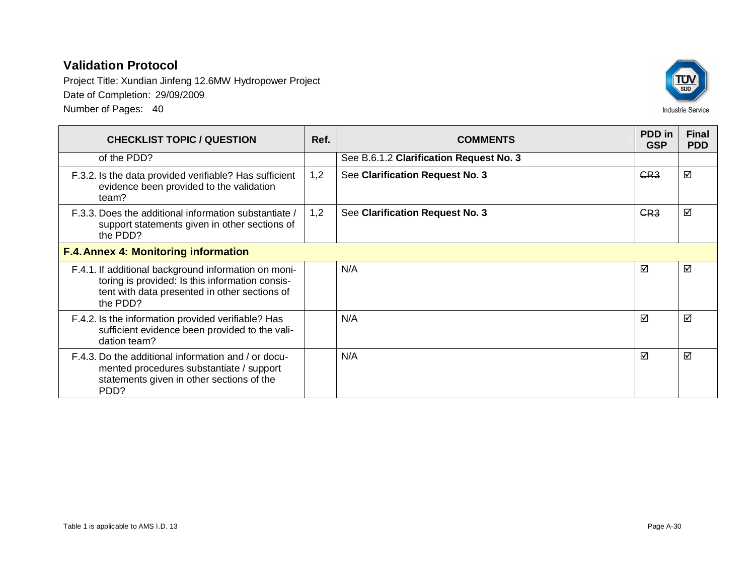| CHECKLIST TOPIC / QUESTION | Ref. | COMMENTS | PDD in GSP | Final PDD |
|---|---|---|---|---|
| of the PDD? | | See B.6.1.2 **Clarification Request No. 3** | | |
| F.3.2. Is the data provided verifiable? Has sufficient evidence been provided to the validation team? | 1,2 | See **Clarification Request No. 3** | ~~CR3~~ | ☑ |
| F.3.3. Does the additional information substantiate / support statements given in other sections of the PDD? | 1,2 | See **Clarification Request No. 3** | ~~CR3~~ | ☑ |
| **F.4. Annex 4: Monitoring information** | | | | |
| F.4.1. If additional background information on monitoring is provided: Is this information consistent with data presented in other sections of the PDD? | | N/A | ☑ | ☑ |
| F.4.2. Is the information provided verifiable? Has sufficient evidence been provided to the validation team? | | N/A | ☑ | ☑ |
| F.4.3. Do the additional information and / or documented procedures substantiate / support statements given in other sections of the PDD? | | N/A | ☑ | ☑ |

Table 1 is applicable to AMS I.D. 13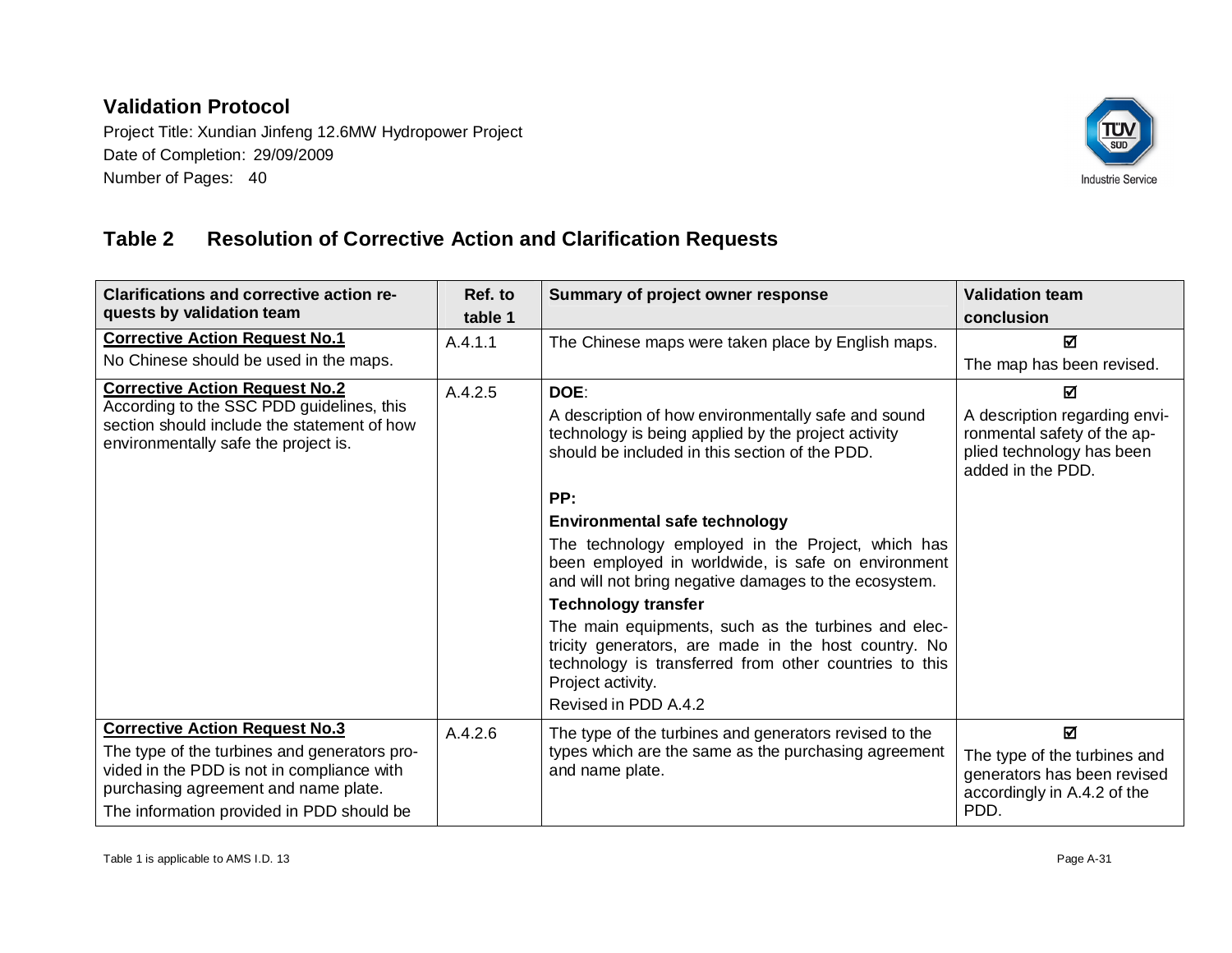## Table 2 Resolution of Corrective Action and Clarification Requests

| Clarifications and corrective action requests by validation team | Ref. to table 1 | Summary of project owner response | Validation team conclusion |
|---|---|---|---|
| **Corrective Action Request No.1**<br>No Chinese should be used in the maps. | A.4.1.1 | The Chinese maps were taken place by English maps. | ☑<br>The map has been revised. |
| **Corrective Action Request No.2**<br>According to the SSC PDD guidelines, this section should include the statement of how environmentally safe the project is. | A.4.2.5 | **DOE**:<br>A description of how environmentally safe and sound technology is being applied by the project activity should be included in this section of the PDD.<br><br>**PP:**<br>**Environmental safe technology**<br>The technology employed in the Project, which has been employed in worldwide, is safe on environment and will not bring negative damages to the ecosystem.<br>**Technology transfer**<br>The main equipments, such as the turbines and electricity generators, are made in the host country. No technology is transferred from other countries to this Project activity.<br>Revised in PDD A.4.2 | ☑<br>A description regarding environmental safety of the applied technology has been added in the PDD. |
| **Corrective Action Request No.3**<br>The type of the turbines and generators provided in the PDD is not in compliance with purchasing agreement and name plate.<br>The information provided in PDD should be | A.4.2.6 | The type of the turbines and generators revised to the types which are the same as the purchasing agreement and name plate. | ☑<br>The type of the turbines and generators has been revised accordingly in A.4.2 of the PDD. |

Table 1 is applicable to AMS I.D. 13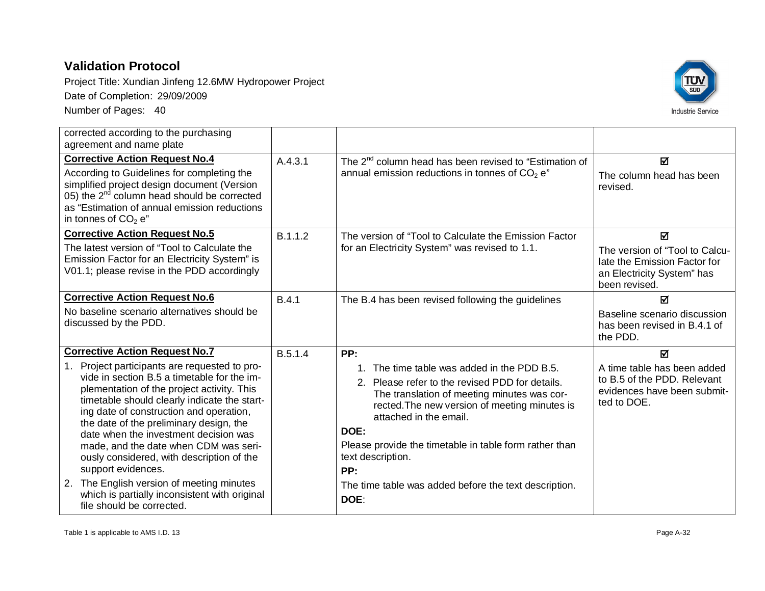| | | | |
|---|---|---|---|
| corrected according to the purchasing agreement and name plate | | | |
| **Corrective Action Request No.4**<br>According to Guidelines for completing the simplified project design document (Version 05) the 2nd column head should be corrected as "Estimation of annual emission reductions in tonnes of $CO_2$ e" | A.4.3.1 | The 2nd column head has been revised to "Estimation of annual emission reductions in tonnes of $CO_2$ e" | ☑<br>The column head has been revised. |
| **Corrective Action Request No.5**<br>The latest version of "Tool to Calculate the Emission Factor for an Electricity System" is V01.1; please revise in the PDD accordingly | B.1.1.2 | The version of "Tool to Calculate the Emission Factor for an Electricity System" was revised to 1.1. | ☑<br>The version of "Tool to Calculate the Emission Factor for an Electricity System" has been revised. |
| **Corrective Action Request No.6**<br>No baseline scenario alternatives should be discussed by the PDD. | B.4.1 | The B.4 has been revised following the guidelines | ☑<br>Baseline scenario discussion has been revised in B.4.1 of the PDD. |
| **Corrective Action Request No.7**<br>1. Project participants are requested to provide in section B.5 a timetable for the implementation of the project activity. This timetable should clearly indicate the starting date of construction and operation, the date of the preliminary design, the date when the investment decision was made, and the date when CDM was seriously considered, with description of the support evidences.<br>2. The English version of meeting minutes which is partially inconsistent with original file should be corrected. | B.5.1.4 | **PP:**<br>1. The time table was added in the PDD B.5.<br>2. Please refer to the revised PDD for details. The translation of meeting minutes was corrected.The new version of meeting minutes is attached in the email.<br>**DOE:**<br>Please provide the timetable in table form rather than text description.<br>**PP:**<br>The time table was added before the text description.<br>**DOE**: | ☑<br>A time table has been added to B.5 of the PDD. Relevant evidences have been submitted to DOE. |

Table 1 is applicable to AMS I.D. 13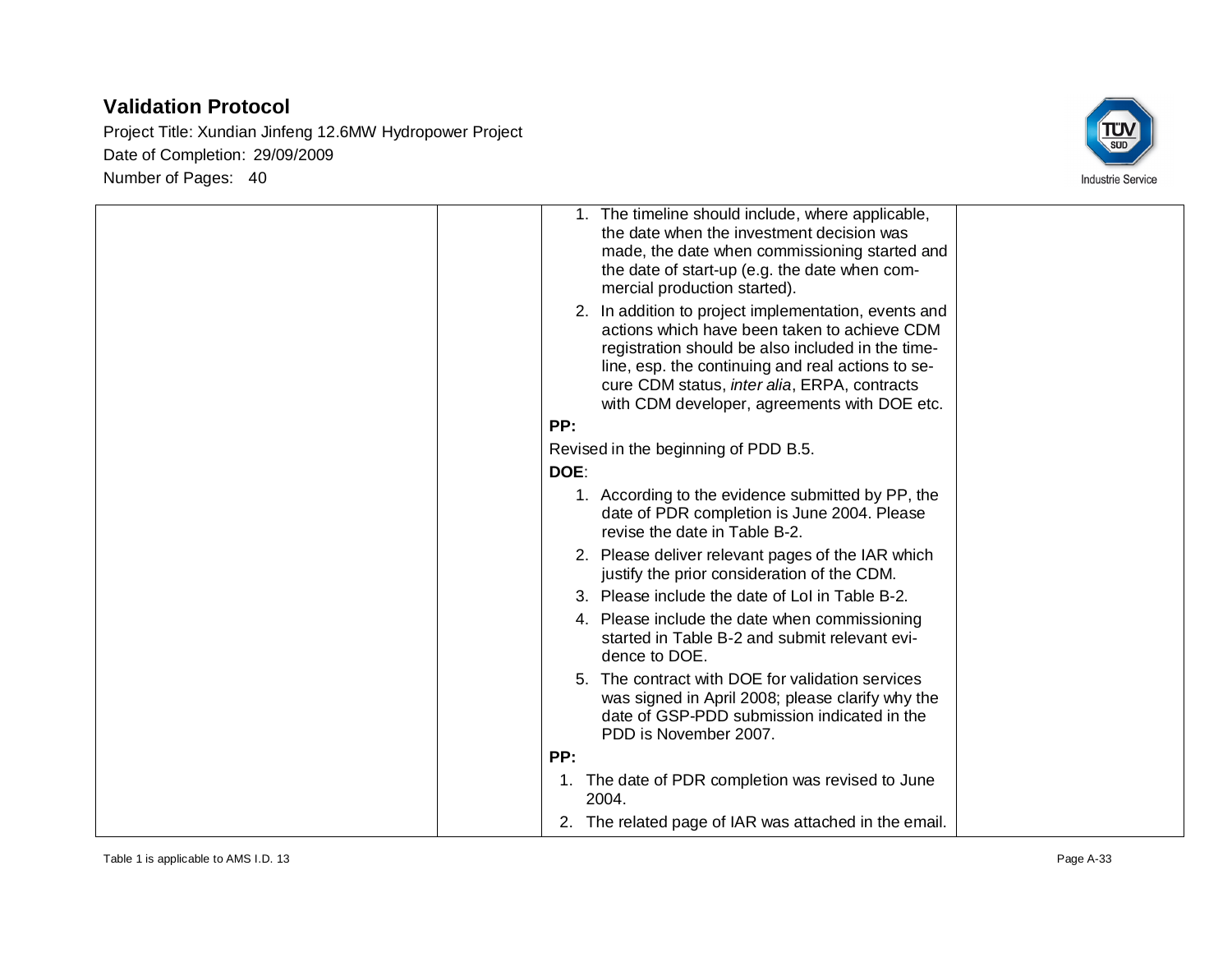| | | | |
|---|---|---|---|
| | | 1. The timeline should include, where applicable, the date when the investment decision was made, the date when commissioning started and the date of start-up (e.g. the date when commercial production started).<br>2. In addition to project implementation, events and actions which have been taken to achieve CDM registration should be also included in the timeline, esp. the continuing and real actions to secure CDM status, *inter alia*, ERPA, contracts with CDM developer, agreements with DOE etc.<br>**PP:**<br>Revised in the beginning of PDD B.5.<br>**DOE**:<br>1. According to the evidence submitted by PP, the date of PDR completion is June 2004. Please revise the date in Table B-2.<br>2. Please deliver relevant pages of the IAR which justify the prior consideration of the CDM.<br>3. Please include the date of LoI in Table B-2.<br>4. Please include the date when commissioning started in Table B-2 and submit relevant evidence to DOE.<br>5. The contract with DOE for validation services was signed in April 2008; please clarify why the date of GSP-PDD submission indicated in the PDD is November 2007.<br>**PP:**<br>1. The date of PDR completion was revised to June 2004.<br>2. The related page of IAR was attached in the email. | |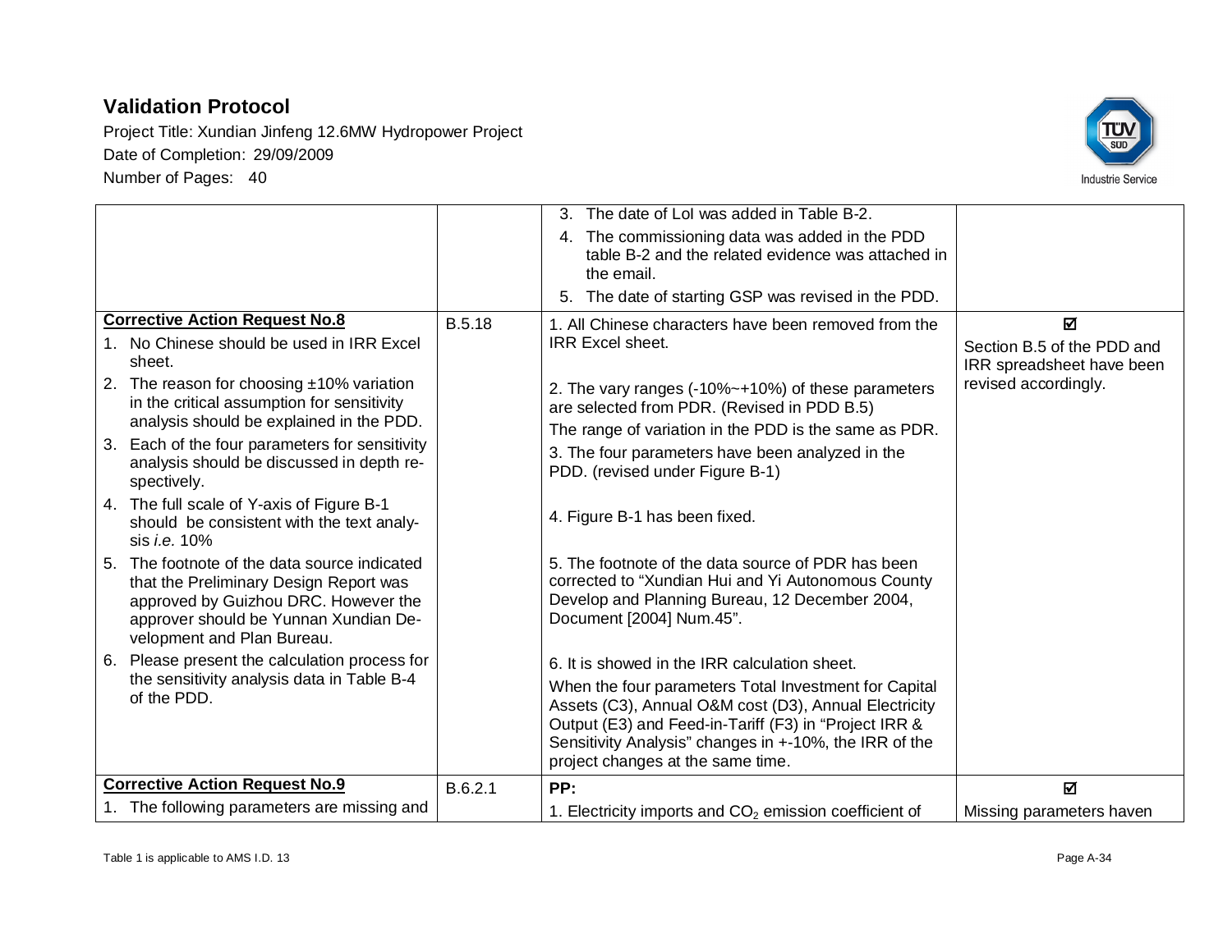| | | | |
|---|---|---|---|
| | | 3. The date of LoI was added in Table B-2.<br>4. The commissioning data was added in the PDD table B-2 and the related evidence was attached in the email.<br>5. The date of starting GSP was revised in the PDD. | |
| **Corrective Action Request No.8**<br>1. No Chinese should be used in IRR Excel sheet.<br>2. The reason for choosing ±10% variation in the critical assumption for sensitivity analysis should be explained in the PDD.<br>3. Each of the four parameters for sensitivity analysis should be discussed in depth respectively.<br>4. The full scale of Y-axis of Figure B-1 should be consistent with the text analysis *i.e.* 10%<br>5. The footnote of the data source indicated that the Preliminary Design Report was approved by Guizhou DRC. However the approver should be Yunnan Xundian Development and Plan Bureau.<br>6. Please present the calculation process for the sensitivity analysis data in Table B-4 of the PDD. | B.5.18 | 1. All Chinese characters have been removed from the IRR Excel sheet.<br>2. The vary ranges (-10%~+10%) of these parameters are selected from PDR. (Revised in PDD B.5)<br>The range of variation in the PDD is the same as PDR.<br>3. The four parameters have been analyzed in the PDD. (revised under Figure B-1)<br>4. Figure B-1 has been fixed.<br>5. The footnote of the data source of PDR has been corrected to "Xundian Hui and Yi Autonomous County Develop and Planning Bureau, 12 December 2004, Document [2004] Num.45".<br>6. It is showed in the IRR calculation sheet.<br>When the four parameters Total Investment for Capital Assets (C3), Annual O&M cost (D3), Annual Electricity Output (E3) and Feed-in-Tariff (F3) in "Project IRR & Sensitivity Analysis" changes in +-10%, the IRR of the project changes at the same time. | ☑<br>Section B.5 of the PDD and IRR spreadsheet have been revised accordingly. |
| **Corrective Action Request No.9**<br>1. The following parameters are missing and | B.6.2.1 | **PP:**<br>1. Electricity imports and $CO_2$ emission coefficient of | ☑<br>Missing parameters haven |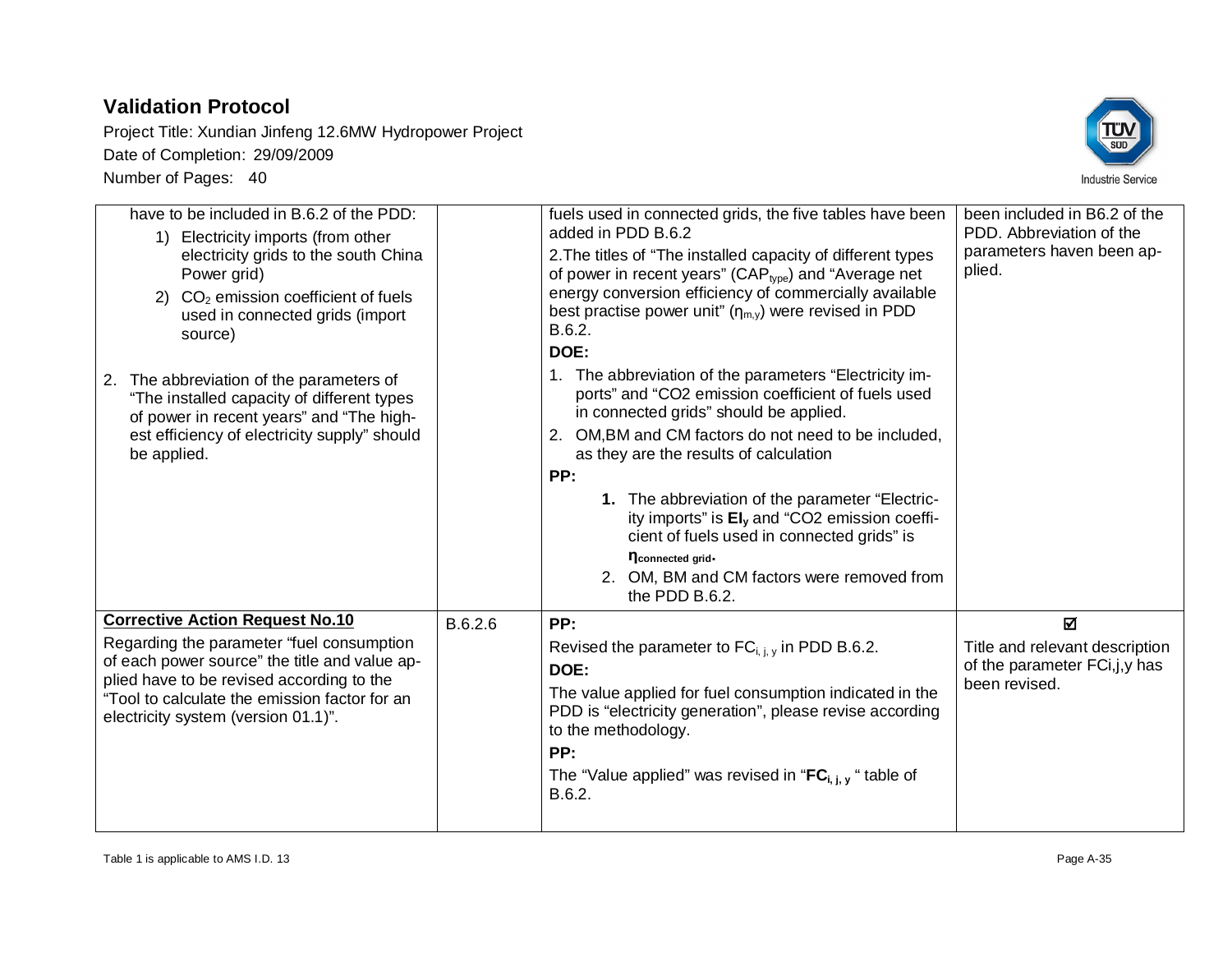| | | | |
|---|---|---|---|
| have to be included in B.6.2 of the PDD:<br>1) Electricity imports (from other electricity grids to the south China Power grid)<br>2) $CO_2$ emission coefficient of fuels used in connected grids (import source)<br><br>2. The abbreviation of the parameters of "The installed capacity of different types of power in recent years" and "The highest efficiency of electricity supply" should be applied. | | fuels used in connected grids, the five tables have been added in PDD B.6.2<br>2.The titles of "The installed capacity of different types of power in recent years" ($CAP_{type}$) and "Average net energy conversion efficiency of commercially available best practise power unit" ($\eta_{m,y}$) were revised in PDD B.6.2.<br>**DOE:**<br>1. The abbreviation of the parameters "Electricity imports" and "CO2 emission coefficient of fuels used in connected grids" should be applied.<br>2. OM,BM and CM factors do not need to be included, as they are the results of calculation<br>**PP:**<br>**1.** The abbreviation of the parameter "Electricity imports" is $EI_y$ and "CO2 emission coefficient of fuels used in connected grids" is $\eta_{connected\ grid}$.<br>2. OM, BM and CM factors were removed from the PDD B.6.2. | been included in B6.2 of the PDD. Abbreviation of the parameters haven been applied. |
| **Corrective Action Request No.10**<br>Regarding the parameter "fuel consumption of each power source" the title and value applied have to be revised according to the "Tool to calculate the emission factor for an electricity system (version 01.1)". | B.6.2.6 | **PP:**<br>Revised the parameter to $FC_{i,j,y}$ in PDD B.6.2.<br>**DOE:**<br>The value applied for fuel consumption indicated in the PDD is "electricity generation", please revise according to the methodology.<br>**PP:**<br>The "Value applied" was revised in "$FC_{i,j,y}$" table of B.6.2. | ☑<br>Title and relevant description of the parameter FCi,j,y has been revised. |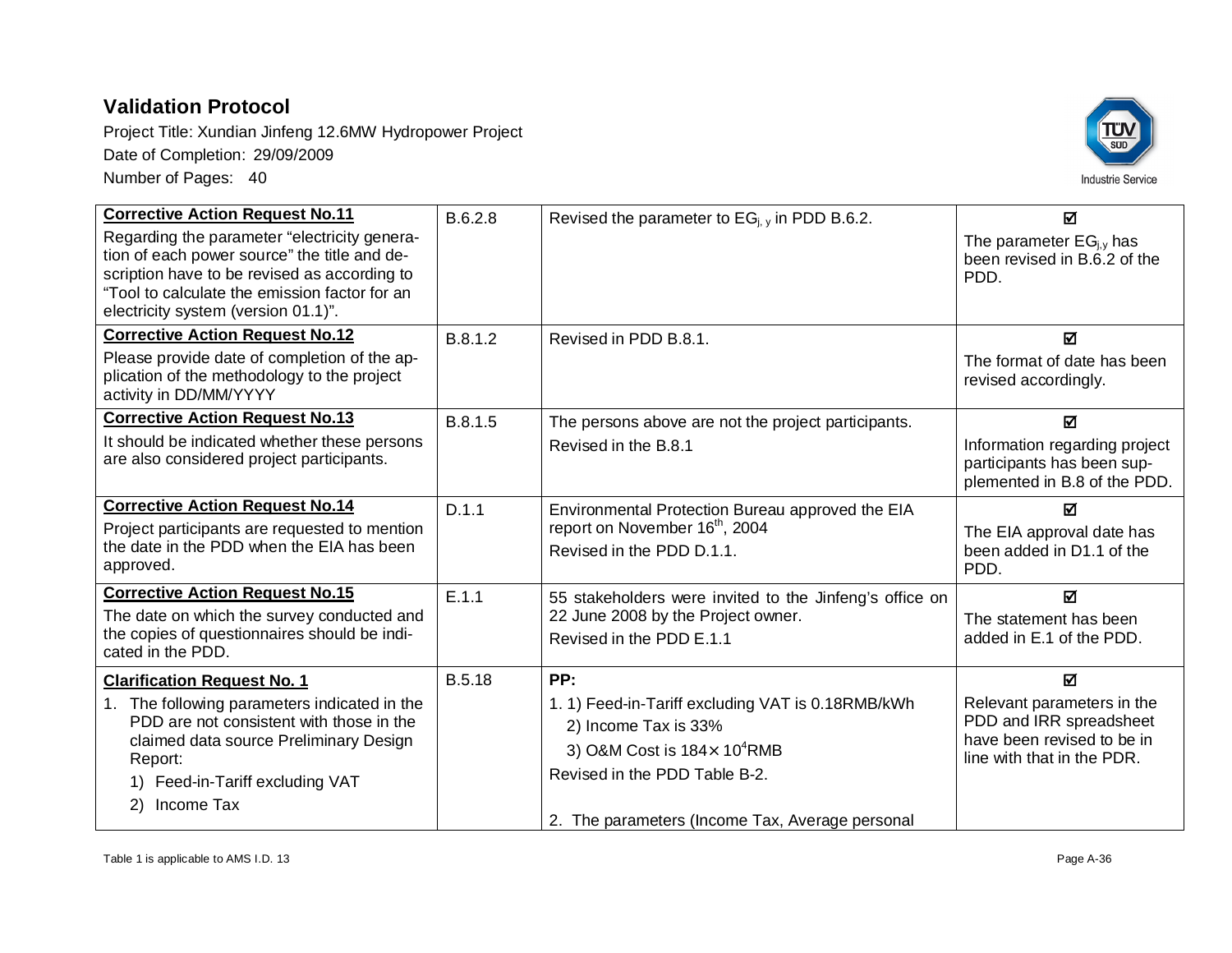| Corrective Action Request / Clarification Request | Ref. | Response | Conclusion |
|---|---|---|---|
| **Corrective Action Request No.11**<br>Regarding the parameter "electricity generation of each power source" the title and description have to be revised as according to "Tool to calculate the emission factor for an electricity system (version 01.1)". | B.6.2.8 | Revised the parameter to $EG_{j,y}$ in PDD B.6.2. | ☑<br>The parameter $EG_{j,y}$ has been revised in B.6.2 of the PDD. |
| **Corrective Action Request No.12**<br>Please provide date of completion of the application of the methodology to the project activity in DD/MM/YYYY | B.8.1.2 | Revised in PDD B.8.1. | ☑<br>The format of date has been revised accordingly. |
| **Corrective Action Request No.13**<br>It should be indicated whether these persons are also considered project participants. | B.8.1.5 | The persons above are not the project participants.<br>Revised in the B.8.1 | ☑<br>Information regarding project participants has been supplemented in B.8 of the PDD. |
| **Corrective Action Request No.14**<br>Project participants are requested to mention the date in the PDD when the EIA has been approved. | D.1.1 | Environmental Protection Bureau approved the EIA report on November 16th, 2004<br>Revised in the PDD D.1.1. | ☑<br>The EIA approval date has been added in D1.1 of the PDD. |
| **Corrective Action Request No.15**<br>The date on which the survey conducted and the copies of questionnaires should be indicated in the PDD. | E.1.1 | 55 stakeholders were invited to the Jinfeng's office on 22 June 2008 by the Project owner.<br>Revised in the PDD E.1.1 | ☑<br>The statement has been added in E.1 of the PDD. |
| **Clarification Request No. 1**<br>1. The following parameters indicated in the PDD are not consistent with those in the claimed data source Preliminary Design Report:<br>1) Feed-in-Tariff excluding VAT<br>2) Income Tax | B.5.18 | **PP:**<br>1. 1) Feed-in-Tariff excluding VAT is 0.18RMB/kWh<br>2) Income Tax is 33%<br>3) O&M Cost is $184 \times 10^4$RMB<br>Revised in the PDD Table B-2.<br><br>2. The parameters (Income Tax, Average personal | ☑<br>Relevant parameters in the PDD and IRR spreadsheet have been revised to be in line with that in the PDR. |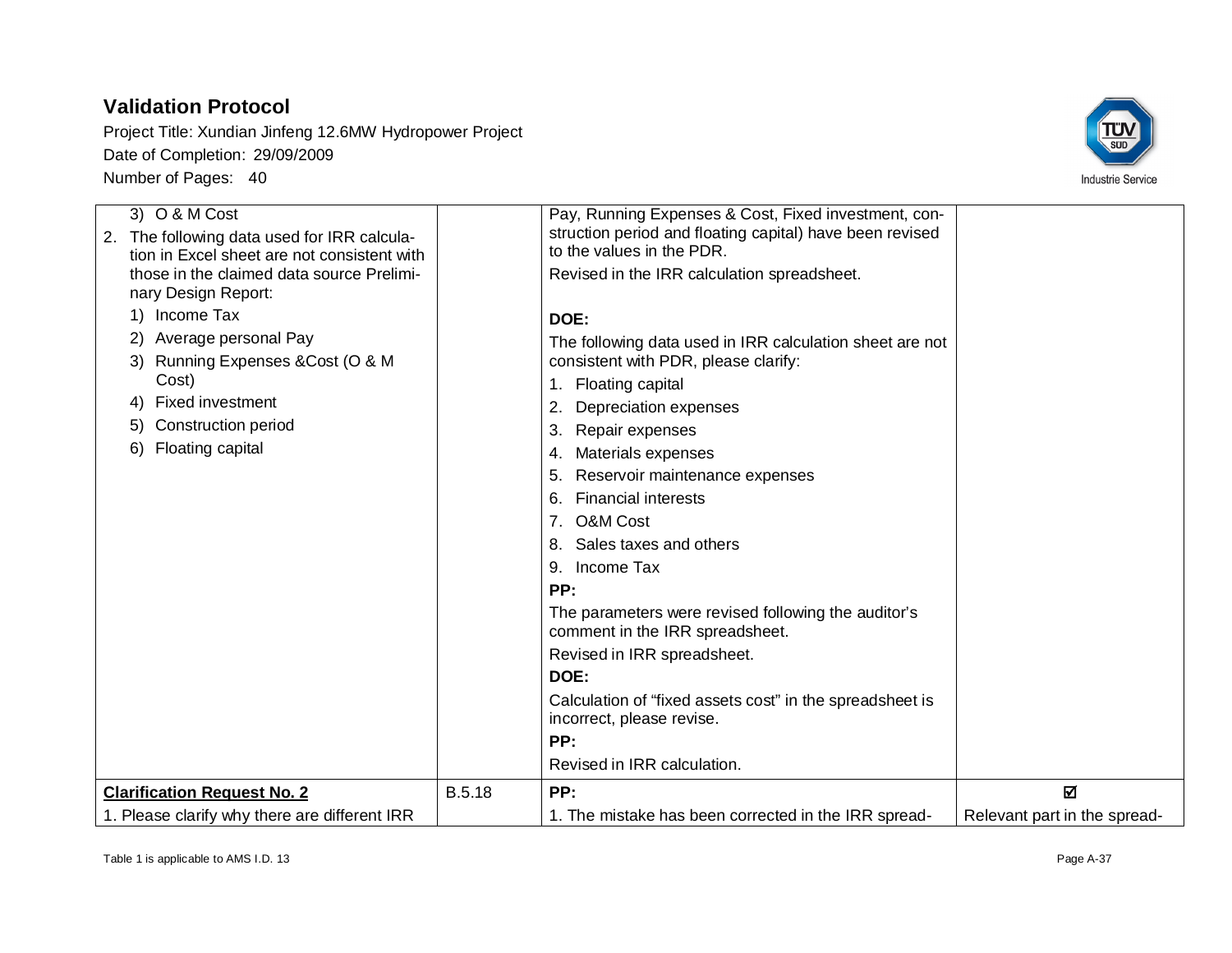| | | | |
|---|---|---|---|
| 3) O & M Cost<br>2. The following data used for IRR calculation in Excel sheet are not consistent with those in the claimed data source Preliminary Design Report:<br>1) Income Tax<br>2) Average personal Pay<br>3) Running Expenses &Cost (O & M Cost)<br>4) Fixed investment<br>5) Construction period<br>6) Floating capital | | Pay, Running Expenses & Cost, Fixed investment, construction period and floating capital) have been revised to the values in the PDR.<br>Revised in the IRR calculation spreadsheet.<br><br>**DOE:**<br>The following data used in IRR calculation sheet are not consistent with PDR, please clarify:<br>1. Floating capital<br>2. Depreciation expenses<br>3. Repair expenses<br>4. Materials expenses<br>5. Reservoir maintenance expenses<br>6. Financial interests<br>7. O&M Cost<br>8. Sales taxes and others<br>9. Income Tax<br>**PP:**<br>The parameters were revised following the auditor's comment in the IRR spreadsheet.<br>Revised in IRR spreadsheet.<br>**DOE:**<br>Calculation of "fixed assets cost" in the spreadsheet is incorrect, please revise.<br>**PP:**<br>Revised in IRR calculation. | |
| **Clarification Request No. 2** | B.5.18 | **PP:** | ☑ |
| 1. Please clarify why there are different IRR | | 1. The mistake has been corrected in the IRR spread- | Relevant part in the spread- |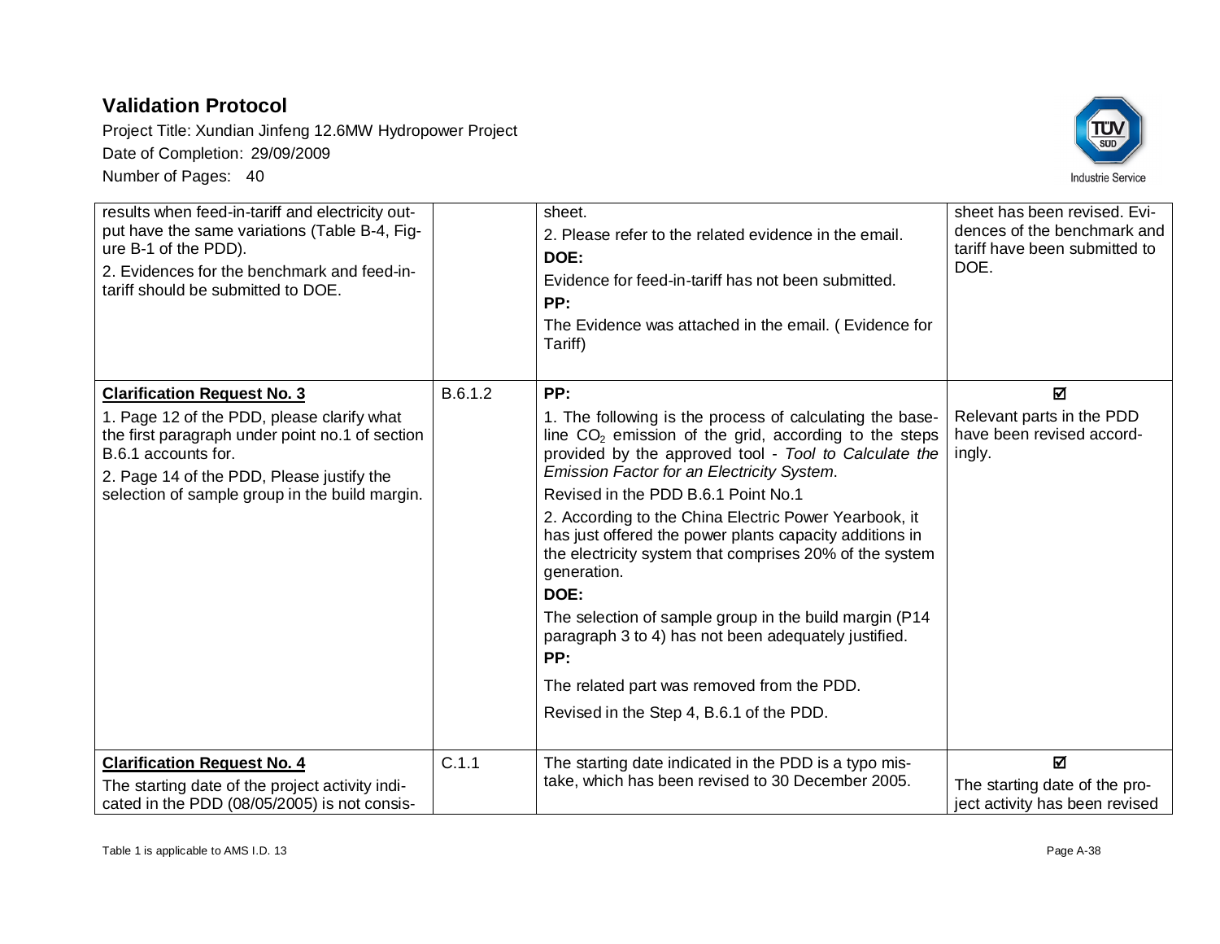| | | | |
|---|---|---|---|
| results when feed-in-tariff and electricity output have the same variations (Table B-4, Figure B-1 of the PDD).<br>2. Evidences for the benchmark and feed-in-tariff should be submitted to DOE. | | sheet.<br>2. Please refer to the related evidence in the email.<br>**DOE:**<br>Evidence for feed-in-tariff has not been submitted.<br>**PP:**<br>The Evidence was attached in the email. ( Evidence for Tariff) | sheet has been revised. Evidences of the benchmark and tariff have been submitted to DOE. |
| **Clarification Request No. 3**<br>1. Page 12 of the PDD, please clarify what the first paragraph under point no.1 of section B.6.1 accounts for.<br>2. Page 14 of the PDD, Please justify the selection of sample group in the build margin. | B.6.1.2 | **PP:**<br>1. The following is the process of calculating the baseline $CO_2$ emission of the grid, according to the steps provided by the approved tool - *Tool to Calculate the Emission Factor for an Electricity System*.<br>Revised in the PDD B.6.1 Point No.1<br>2. According to the China Electric Power Yearbook, it has just offered the power plants capacity additions in the electricity system that comprises 20% of the system generation.<br>**DOE:**<br>The selection of sample group in the build margin (P14 paragraph 3 to 4) has not been adequately justified.<br>**PP:**<br>The related part was removed from the PDD.<br>Revised in the Step 4, B.6.1 of the PDD. | ☑<br>Relevant parts in the PDD have been revised accordingly. |
| **Clarification Request No. 4**<br>The starting date of the project activity indicated in the PDD (08/05/2005) is not consis- | C.1.1 | The starting date indicated in the PDD is a typo mistake, which has been revised to 30 December 2005. | ☑<br>The starting date of the project activity has been revised |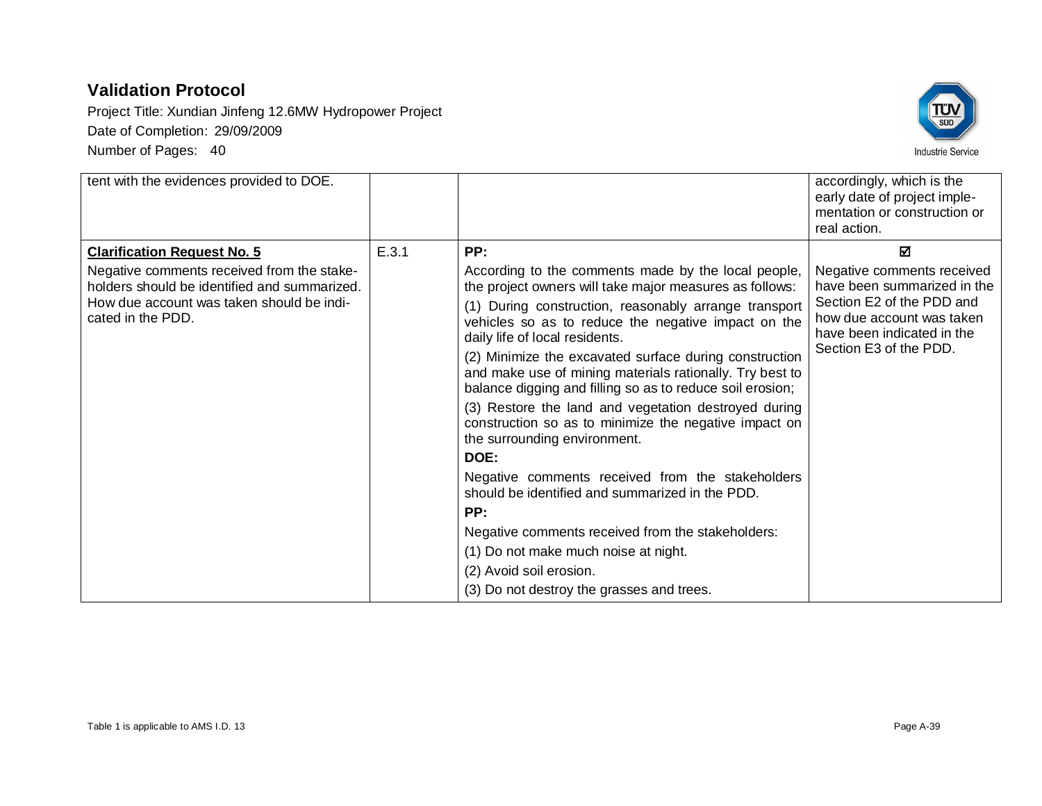| | | | |
|---|---|---|---|
| tent with the evidences provided to DOE. | | | accordingly, which is the early date of project implementation or construction or real action. |
| **Clarification Request No. 5**<br>Negative comments received from the stakeholders should be identified and summarized. How due account was taken should be indicated in the PDD. | E.3.1 | **PP:**<br>According to the comments made by the local people, the project owners will take major measures as follows:<br>(1) During construction, reasonably arrange transport vehicles so as to reduce the negative impact on the daily life of local residents.<br>(2) Minimize the excavated surface during construction and make use of mining materials rationally. Try best to balance digging and filling so as to reduce soil erosion;<br>(3) Restore the land and vegetation destroyed during construction so as to minimize the negative impact on the surrounding environment.<br>**DOE:**<br>Negative comments received from the stakeholders should be identified and summarized in the PDD.<br>**PP:**<br>Negative comments received from the stakeholders:<br>(1) Do not make much noise at night.<br>(2) Avoid soil erosion.<br>(3) Do not destroy the grasses and trees. | ☑<br>Negative comments received have been summarized in the Section E2 of the PDD and how due account was taken have been indicated in the Section E3 of the PDD. |

Table 1 is applicable to AMS I.D. 13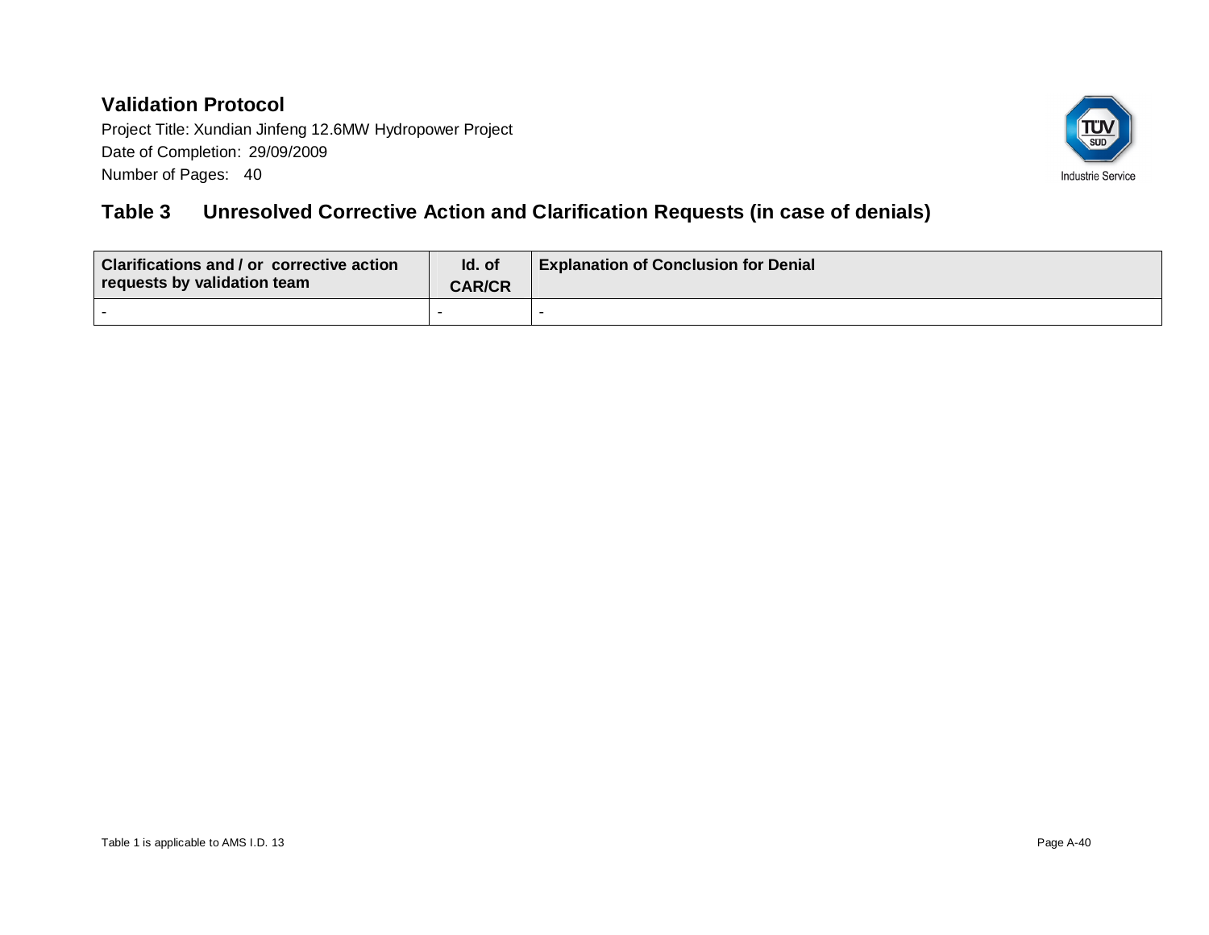## Table 3 Unresolved Corrective Action and Clarification Requests (in case of denials)

| Clarifications and / or corrective action requests by validation team | Id. of CAR/CR | Explanation of Conclusion for Denial |
|---|---|---|
| - | - | - |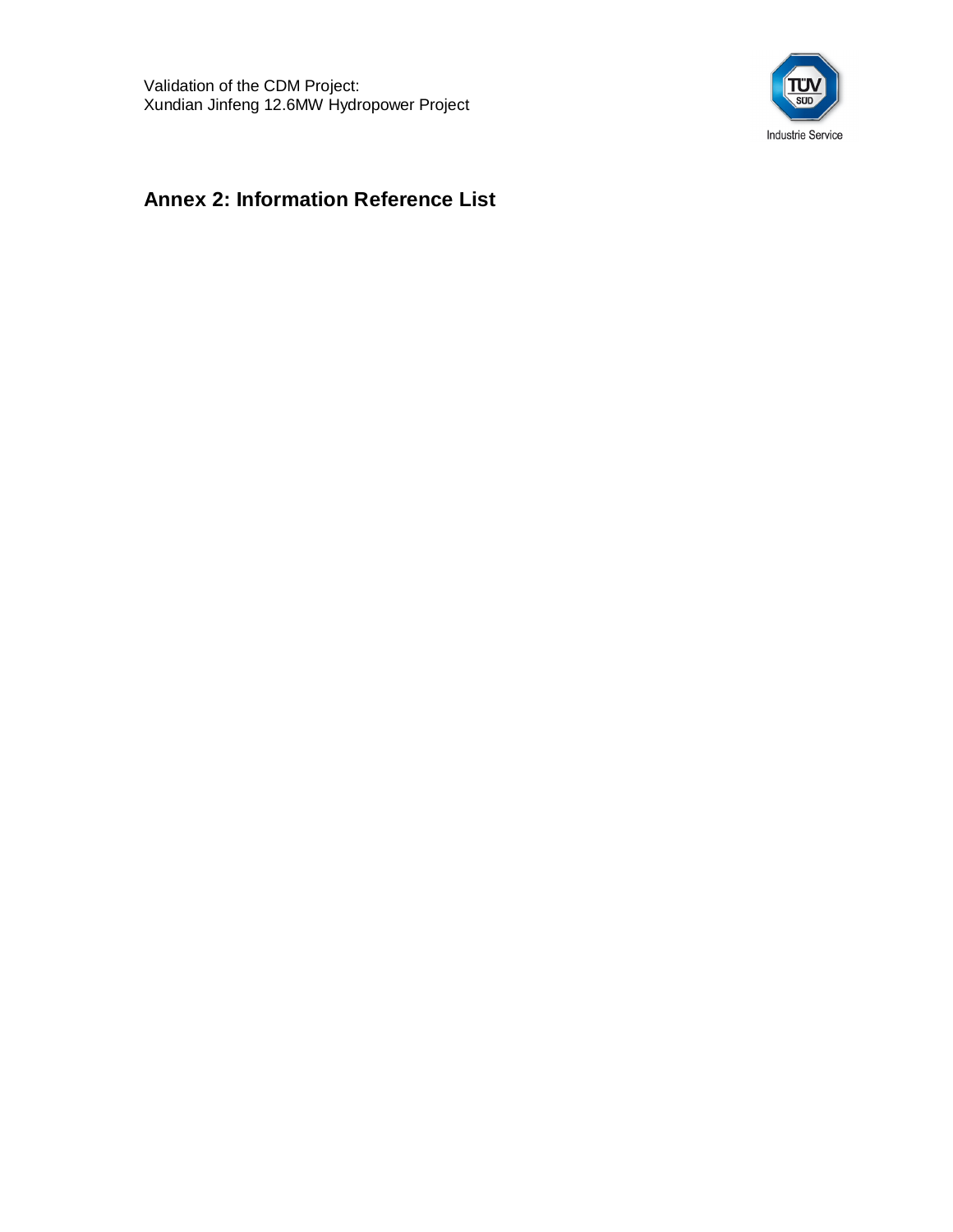## Annex 2: Information Reference List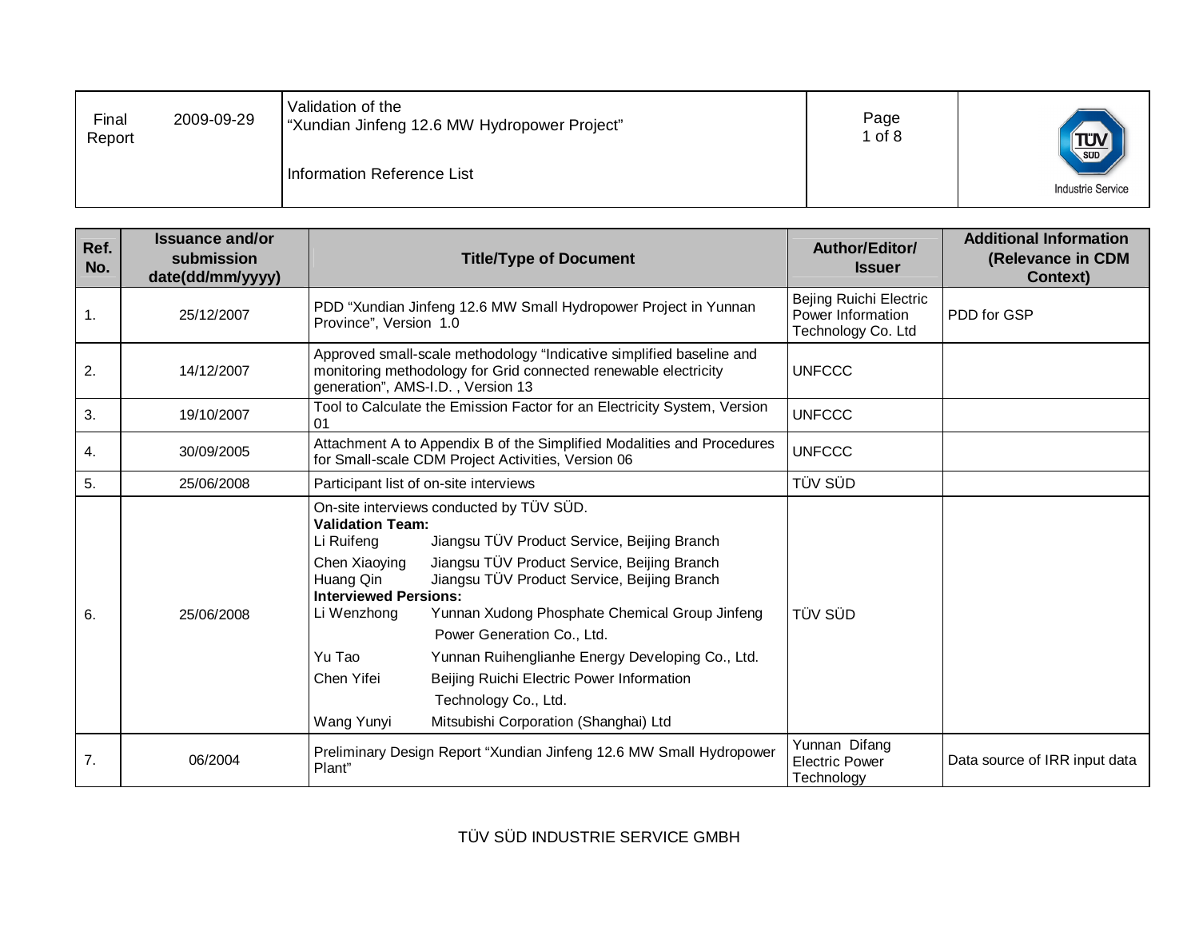| Final Report | 2009-09-29 | Validation of the "Xundian Jinfeng 12.6 MW Hydropower Project"<br><br>Information Reference List |
|---|---|---|

| Ref. No. | Issuance and/or submission date(dd/mm/yyyy) | Title/Type of Document | Author/Editor/ Issuer | Additional Information (Relevance in CDM Context) |
|---|---|---|---|---|
| 1. | 25/12/2007 | PDD "Xundian Jinfeng 12.6 MW Small Hydropower Project in Yunnan Province", Version 1.0 | Bejing Ruichi Electric Power Information Technology Co. Ltd | PDD for GSP |
| 2. | 14/12/2007 | Approved small-scale methodology "Indicative simplified baseline and monitoring methodology for Grid connected renewable electricity generation", AMS-I.D. , Version 13 | UNFCCC | |
| 3. | 19/10/2007 | Tool to Calculate the Emission Factor for an Electricity System, Version 01 | UNFCCC | |
| 4. | 30/09/2005 | Attachment A to Appendix B of the Simplified Modalities and Procedures for Small-scale CDM Project Activities, Version 06 | UNFCCC | |
| 5. | 25/06/2008 | Participant list of on-site interviews | TÜV SÜD | |
| 6. | 25/06/2008 | On-site interviews conducted by TÜV SÜD.<br>**Validation Team:**<br>Li Ruifeng — Jiangsu TÜV Product Service, Beijing Branch<br>Chen Xiaoying — Jiangsu TÜV Product Service, Beijing Branch<br>Huang Qin — Jiangsu TÜV Product Service, Beijing Branch<br>**Interviewed Persions:**<br>Li Wenzhong — Yunnan Xudong Phosphate Chemical Group Jinfeng Power Generation Co., Ltd.<br>Yu Tao — Yunnan Ruihenglianhe Energy Developing Co., Ltd.<br>Chen Yifei — Beijing Ruichi Electric Power Information Technology Co., Ltd.<br>Wang Yunyi — Mitsubishi Corporation (Shanghai) Ltd | TÜV SÜD | |
| 7. | 06/2004 | Preliminary Design Report "Xundian Jinfeng 12.6 MW Small Hydropower Plant" | Yunnan Difang Electric Power Technology | Data source of IRR input data |

TÜV SÜD INDUSTRIE SERVICE GMBH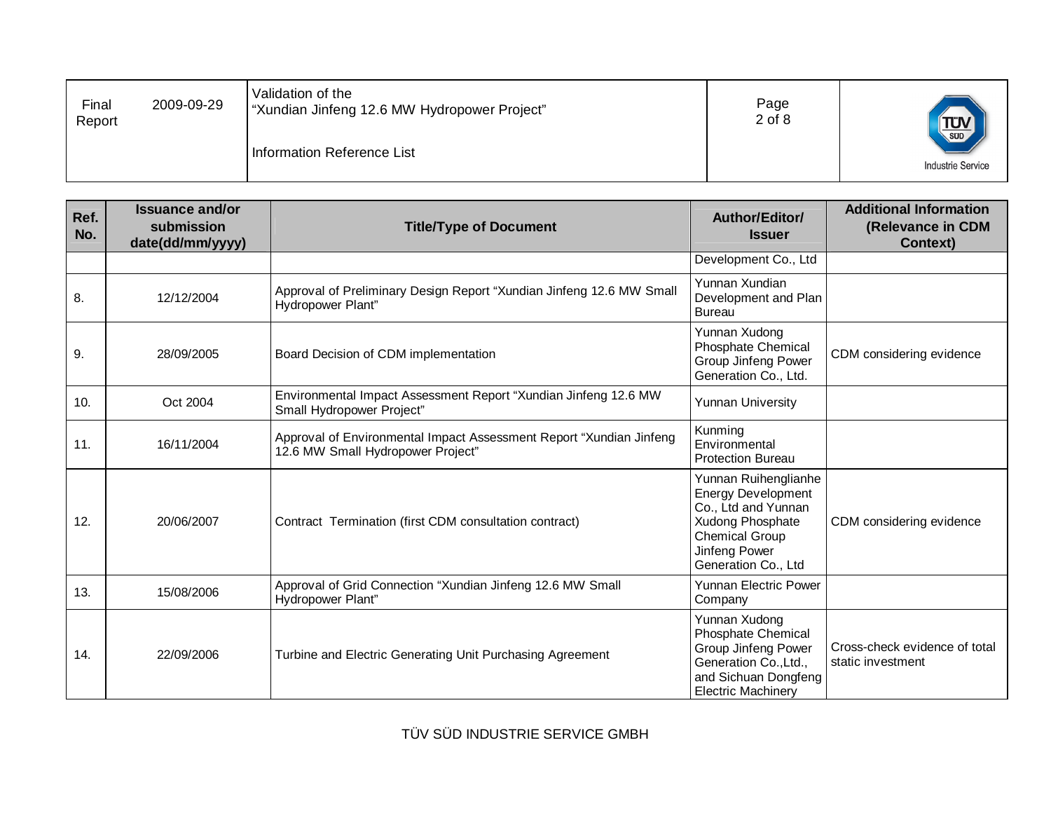| Ref. No. | Issuance and/or submission date(dd/mm/yyyy) | Title/Type of Document | Author/Editor/ Issuer | Additional Information (Relevance in CDM Context) |
|---|---|---|---|---|
| | | | Development Co., Ltd | |
| 8. | 12/12/2004 | Approval of Preliminary Design Report “Xundian Jinfeng 12.6 MW Small Hydropower Plant” | Yunnan Xundian Development and Plan Bureau | |
| 9. | 28/09/2005 | Board Decision of CDM implementation | Yunnan Xudong Phosphate Chemical Group Jinfeng Power Generation Co., Ltd. | CDM considering evidence |
| 10. | Oct 2004 | Environmental Impact Assessment Report “Xundian Jinfeng 12.6 MW Small Hydropower Project” | Yunnan University | |
| 11. | 16/11/2004 | Approval of Environmental Impact Assessment Report “Xundian Jinfeng 12.6 MW Small Hydropower Project” | Kunming Environmental Protection Bureau | |
| 12. | 20/06/2007 | Contract Termination (first CDM consultation contract) | Yunnan Ruihenglianhe Energy Development Co., Ltd and Yunnan Xudong Phosphate Chemical Group Jinfeng Power Generation Co., Ltd | CDM considering evidence |
| 13. | 15/08/2006 | Approval of Grid Connection “Xundian Jinfeng 12.6 MW Small Hydropower Plant” | Yunnan Electric Power Company | |
| 14. | 22/09/2006 | Turbine and Electric Generating Unit Purchasing Agreement | Yunnan Xudong Phosphate Chemical Group Jinfeng Power Generation Co.,Ltd., and Sichuan Dongfeng Electric Machinery | Cross-check evidence of total static investment |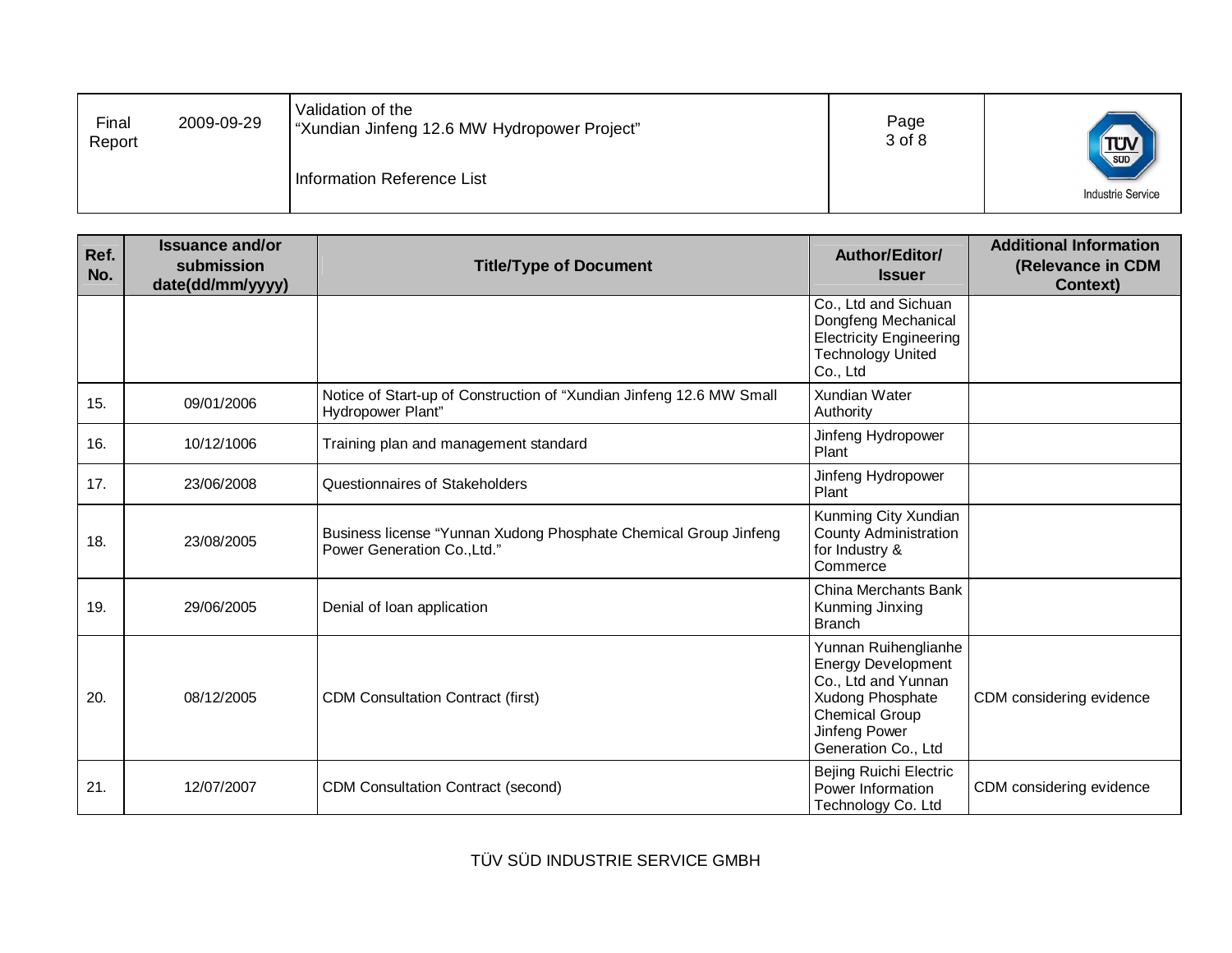| Ref. No. | Issuance and/or submission date(dd/mm/yyyy) | Title/Type of Document | Author/Editor/ Issuer | Additional Information (Relevance in CDM Context) |
|---|---|---|---|---|
| | | | Co., Ltd and Sichuan Dongfeng Mechanical Electricity Engineering Technology United Co., Ltd | |
| 15. | 09/01/2006 | Notice of Start-up of Construction of "Xundian Jinfeng 12.6 MW Small Hydropower Plant" | Xundian Water Authority | |
| 16. | 10/12/1006 | Training plan and management standard | Jinfeng Hydropower Plant | |
| 17. | 23/06/2008 | Questionnaires of Stakeholders | Jinfeng Hydropower Plant | |
| 18. | 23/08/2005 | Business license "Yunnan Xudong Phosphate Chemical Group Jinfeng Power Generation Co.,Ltd." | Kunming City Xundian County Administration for Industry & Commerce | |
| 19. | 29/06/2005 | Denial of loan application | China Merchants Bank Kunming Jinxing Branch | |
| 20. | 08/12/2005 | CDM Consultation Contract (first) | Yunnan Ruihenglianhe Energy Development Co., Ltd and Yunnan Xudong Phosphate Chemical Group Jinfeng Power Generation Co., Ltd | CDM considering evidence |
| 21. | 12/07/2007 | CDM Consultation Contract (second) | Bejing Ruichi Electric Power Information Technology Co. Ltd | CDM considering evidence |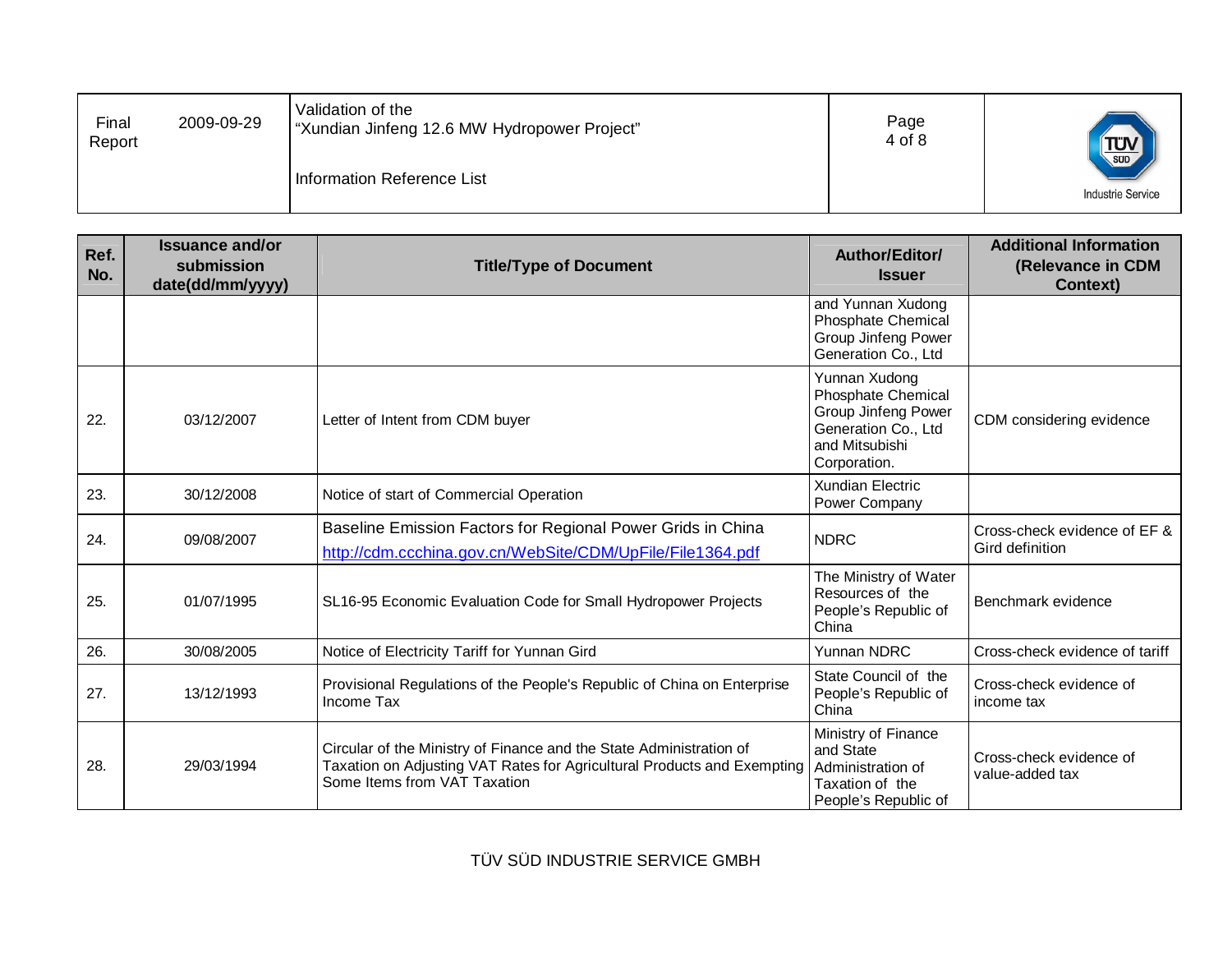| Ref. No. | Issuance and/or submission date(dd/mm/yyyy) | Title/Type of Document | Author/Editor/ Issuer | Additional Information (Relevance in CDM Context) |
|---|---|---|---|---|
| | | | and Yunnan Xudong Phosphate Chemical Group Jinfeng Power Generation Co., Ltd | |
| 22. | 03/12/2007 | Letter of Intent from CDM buyer | Yunnan Xudong Phosphate Chemical Group Jinfeng Power Generation Co., Ltd and Mitsubishi Corporation. | CDM considering evidence |
| 23. | 30/12/2008 | Notice of start of Commercial Operation | Xundian Electric Power Company | |
| 24. | 09/08/2007 | Baseline Emission Factors for Regional Power Grids in China http://cdm.ccchina.gov.cn/WebSite/CDM/UpFile/File1364.pdf | NDRC | Cross-check evidence of EF & Gird definition |
| 25. | 01/07/1995 | SL16-95 Economic Evaluation Code for Small Hydropower Projects | The Ministry of Water Resources of the People's Republic of China | Benchmark evidence |
| 26. | 30/08/2005 | Notice of Electricity Tariff for Yunnan Gird | Yunnan NDRC | Cross-check evidence of tariff |
| 27. | 13/12/1993 | Provisional Regulations of the People's Republic of China on Enterprise Income Tax | State Council of the People's Republic of China | Cross-check evidence of income tax |
| 28. | 29/03/1994 | Circular of the Ministry of Finance and the State Administration of Taxation on Adjusting VAT Rates for Agricultural Products and Exempting Some Items from VAT Taxation | Ministry of Finance and State Administration of Taxation of the People's Republic of | Cross-check evidence of value-added tax |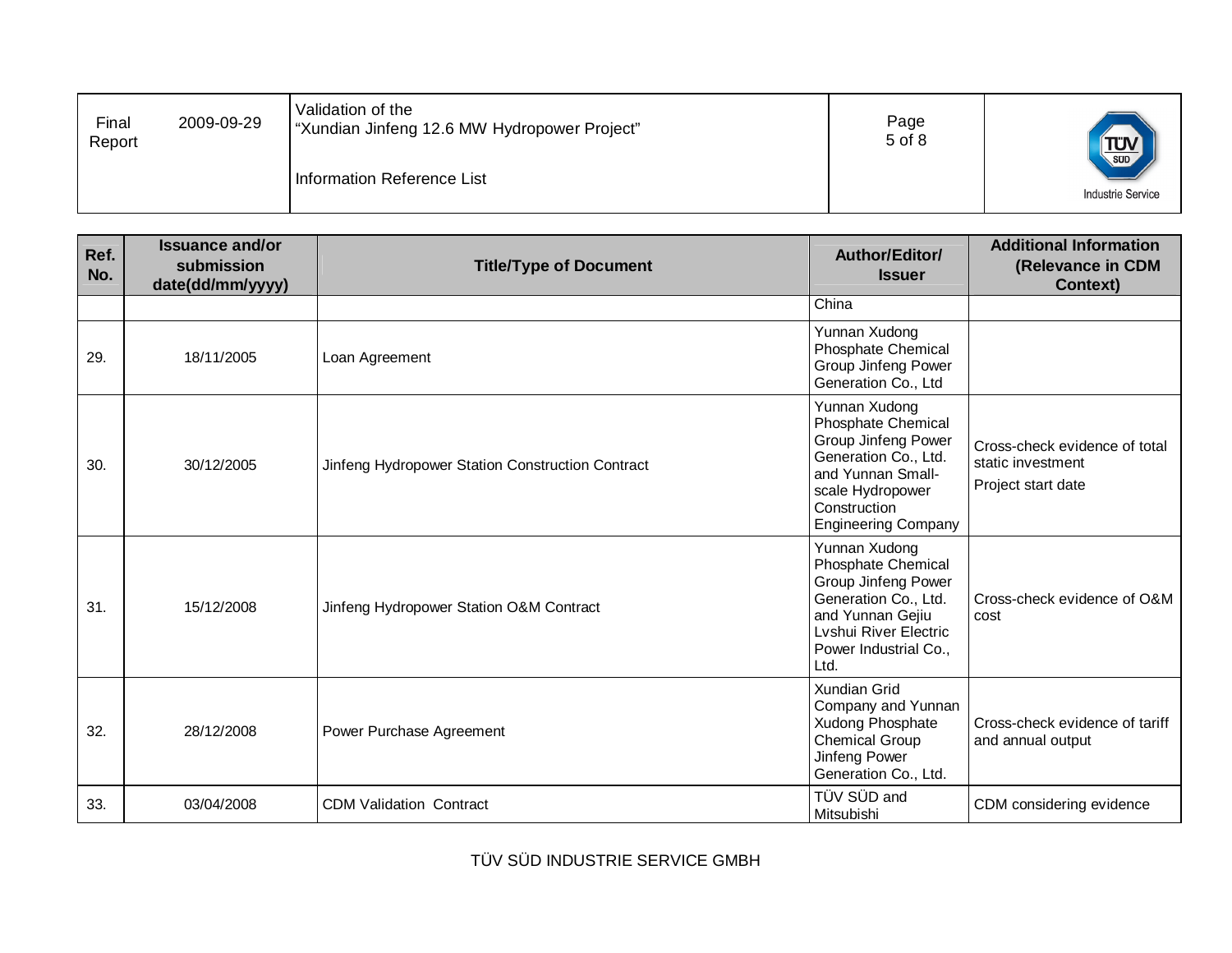| Ref. No. | Issuance and/or submission date(dd/mm/yyyy) | Title/Type of Document | Author/Editor/ Issuer | Additional Information (Relevance in CDM Context) |
|---|---|---|---|---|
| | | | China | |
| 29. | 18/11/2005 | Loan Agreement | Yunnan Xudong Phosphate Chemical Group Jinfeng Power Generation Co., Ltd | |
| 30. | 30/12/2005 | Jinfeng Hydropower Station Construction Contract | Yunnan Xudong Phosphate Chemical Group Jinfeng Power Generation Co., Ltd. and Yunnan Small-scale Hydropower Construction Engineering Company | Cross-check evidence of total static investment<br>Project start date |
| 31. | 15/12/2008 | Jinfeng Hydropower Station O&M Contract | Yunnan Xudong Phosphate Chemical Group Jinfeng Power Generation Co., Ltd. and Yunnan Gejiu Lvshui River Electric Power Industrial Co., Ltd. | Cross-check evidence of O&M cost |
| 32. | 28/12/2008 | Power Purchase Agreement | Xundian Grid Company and Yunnan Xudong Phosphate Chemical Group Jinfeng Power Generation Co., Ltd. | Cross-check evidence of tariff and annual output |
| 33. | 03/04/2008 | CDM Validation Contract | TÜV SÜD and Mitsubishi | CDM considering evidence |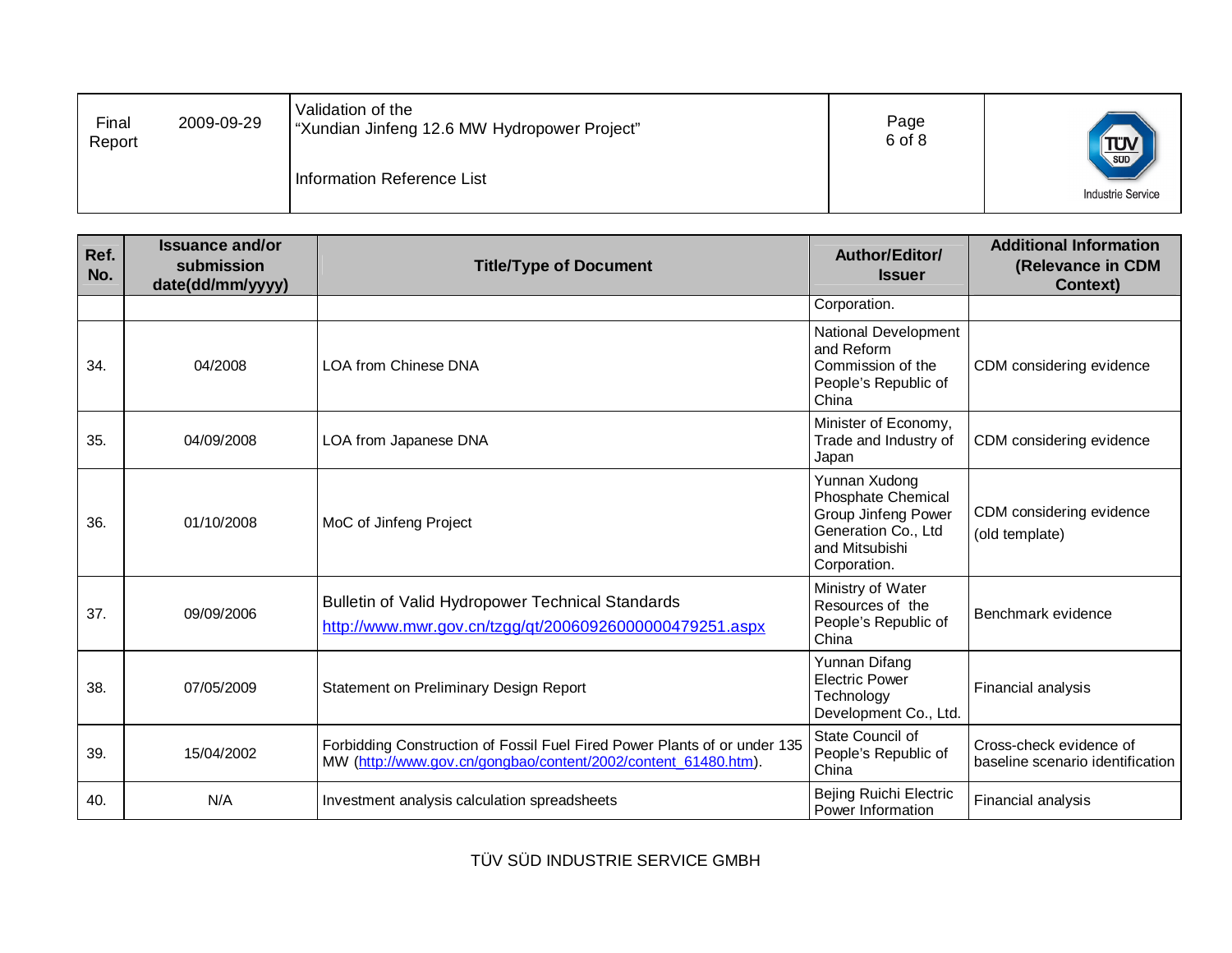| Ref. No. | Issuance and/or submission date(dd/mm/yyyy) | Title/Type of Document | Author/Editor/ Issuer | Additional Information (Relevance in CDM Context) |
|---|---|---|---|---|
| | | | Corporation. | |
| 34. | 04/2008 | LOA from Chinese DNA | National Development and Reform Commission of the People's Republic of China | CDM considering evidence |
| 35. | 04/09/2008 | LOA from Japanese DNA | Minister of Economy, Trade and Industry of Japan | CDM considering evidence |
| 36. | 01/10/2008 | MoC of Jinfeng Project | Yunnan Xudong Phosphate Chemical Group Jinfeng Power Generation Co., Ltd and Mitsubishi Corporation. | CDM considering evidence (old template) |
| 37. | 09/09/2006 | Bulletin of Valid Hydropower Technical Standards http://www.mwr.gov.cn/tzgg/qt/20060926000000479251.aspx | Ministry of Water Resources of the People's Republic of China | Benchmark evidence |
| 38. | 07/05/2009 | Statement on Preliminary Design Report | Yunnan Difang Electric Power Technology Development Co., Ltd. | Financial analysis |
| 39. | 15/04/2002 | Forbidding Construction of Fossil Fuel Fired Power Plants of or under 135 MW (http://www.gov.cn/gongbao/content/2002/content_61480.htm). | State Council of People's Republic of China | Cross-check evidence of baseline scenario identification |
| 40. | N/A | Investment analysis calculation spreadsheets | Bejing Ruichi Electric Power Information | Financial analysis |

TÜV SÜD INDUSTRIE SERVICE GMBH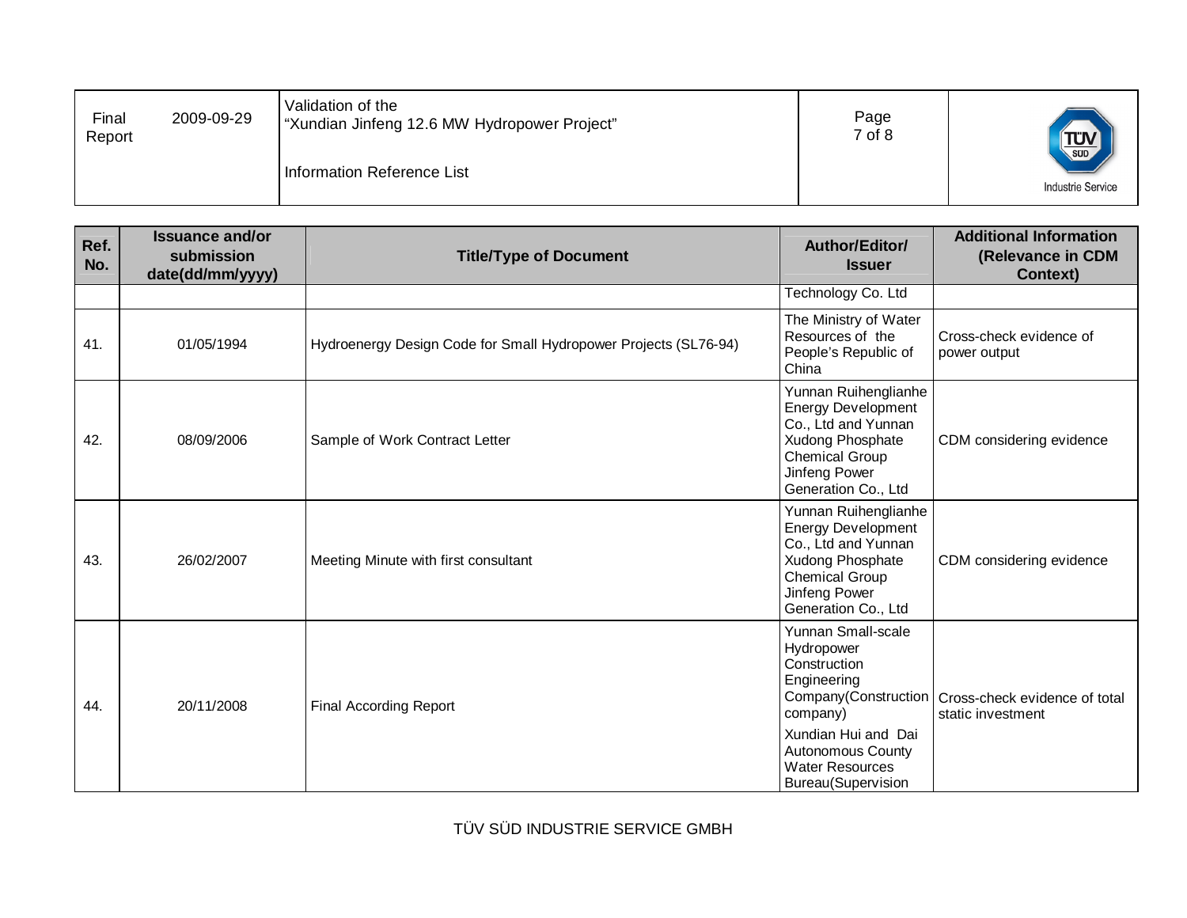| Ref. No. | Issuance and/or submission date(dd/mm/yyyy) | Title/Type of Document | Author/Editor/ Issuer | Additional Information (Relevance in CDM Context) |
|---|---|---|---|---|
| | | | Technology Co. Ltd | |
| 41. | 01/05/1994 | Hydroenergy Design Code for Small Hydropower Projects (SL76-94) | The Ministry of Water Resources of the People's Republic of China | Cross-check evidence of power output |
| 42. | 08/09/2006 | Sample of Work Contract Letter | Yunnan Ruihenglianhe Energy Development Co., Ltd and Yunnan Xudong Phosphate Chemical Group Jinfeng Power Generation Co., Ltd | CDM considering evidence |
| 43. | 26/02/2007 | Meeting Minute with first consultant | Yunnan Ruihenglianhe Energy Development Co., Ltd and Yunnan Xudong Phosphate Chemical Group Jinfeng Power Generation Co., Ltd | CDM considering evidence |
| 44. | 20/11/2008 | Final According Report | Yunnan Small-scale Hydropower Construction Engineering Company(Construction company) Xundian Hui and Dai Autonomous County Water Resources Bureau(Supervision | Cross-check evidence of total static investment |

TÜV SÜD INDUSTRIE SERVICE GMBH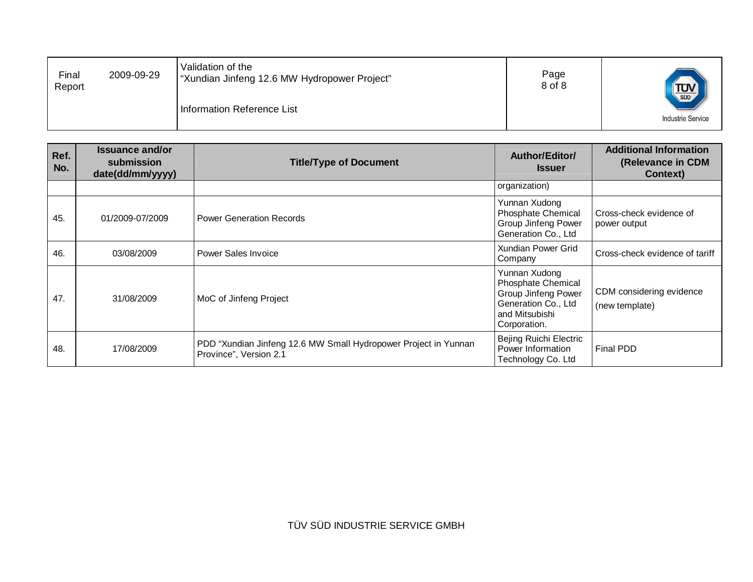| Ref. No. | Issuance and/or submission date(dd/mm/yyyy) | Title/Type of Document | Author/Editor/ Issuer | Additional Information (Relevance in CDM Context) |
|---|---|---|---|---|
| | | | organization) | |
| 45. | 01/2009-07/2009 | Power Generation Records | Yunnan Xudong Phosphate Chemical Group Jinfeng Power Generation Co., Ltd | Cross-check evidence of power output |
| 46. | 03/08/2009 | Power Sales Invoice | Xundian Power Grid Company | Cross-check evidence of tariff |
| 47. | 31/08/2009 | MoC of Jinfeng Project | Yunnan Xudong Phosphate Chemical Group Jinfeng Power Generation Co., Ltd and Mitsubishi Corporation. | CDM considering evidence (new template) |
| 48. | 17/08/2009 | PDD "Xundian Jinfeng 12.6 MW Small Hydropower Project in Yunnan Province", Version 2.1 | Bejing Ruichi Electric Power Information Technology Co. Ltd | Final PDD |